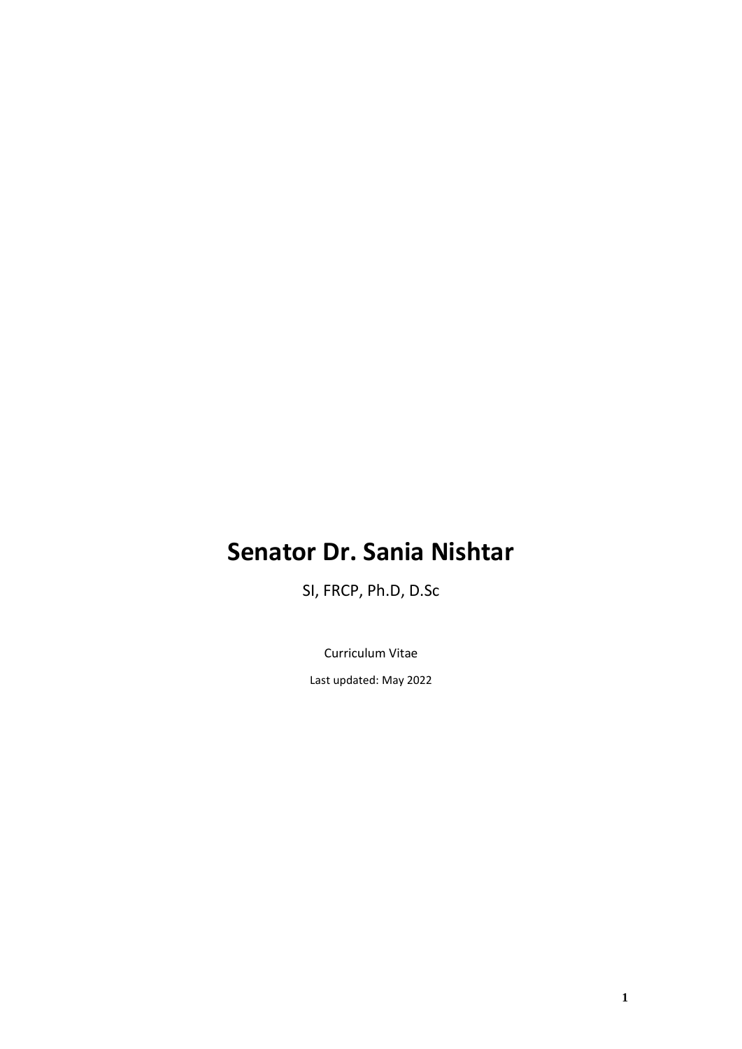# Senator Dr. Sania Nishtar

SI, FRCP, Ph.D, D.Sc

Curriculum Vitae

Last updated: May 2022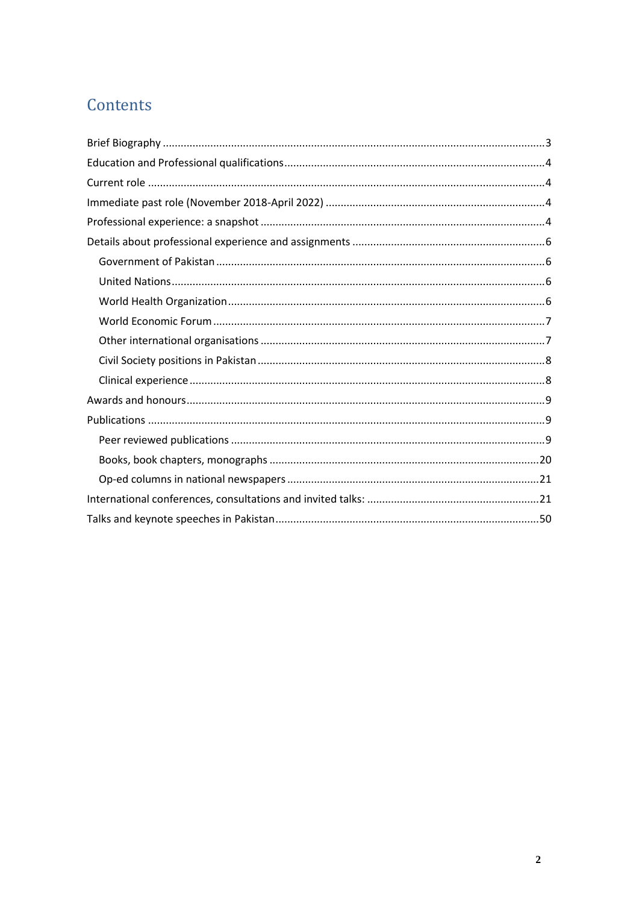# Contents

- Brief Biography ... 3
- Education and Professional qualifications ... 4
- Current role ... 4
- Immediate past role (November 2018-April 2022) ... 4
- Professional experience: a snapshot ... 4
- Details about professional experience and assignments ... 6
  - Government of Pakistan ... 6
  - United Nations ... 6
  - World Health Organization ... 6
  - World Economic Forum ... 7
  - Other international organisations ... 7
  - Civil Society positions in Pakistan ... 8
  - Clinical experience ... 8
- Awards and honours ... 9
- Publications ... 9
  - Peer reviewed publications ... 9
  - Books, book chapters, monographs ... 20
  - Op-ed columns in national newspapers ... 21
- International conferences, consultations and invited talks: ... 21
- Talks and keynote speeches in Pakistan ... 50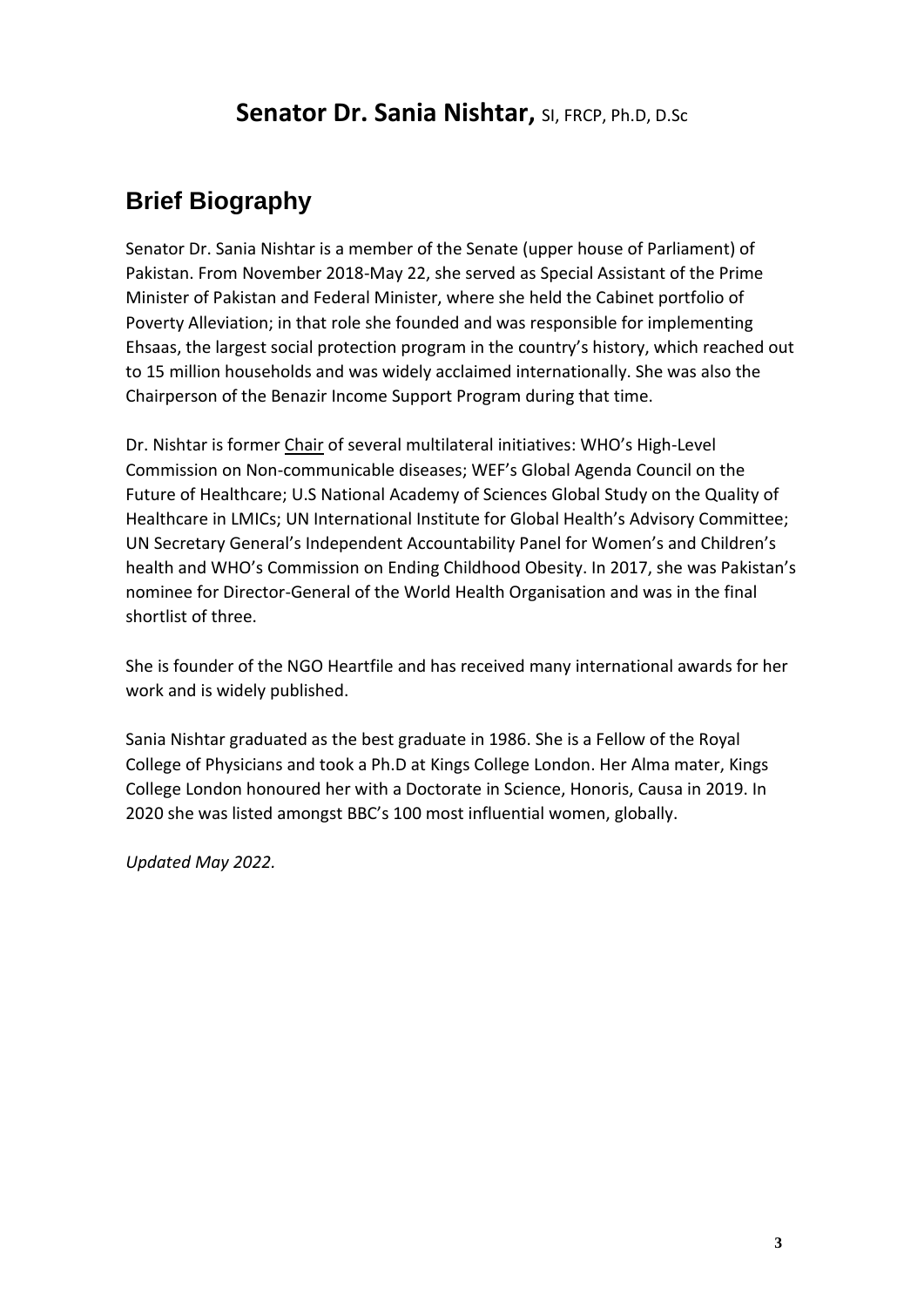# **Senator Dr. Sania Nishtar,** SI, FRCP, Ph.D, D.Sc

## Brief Biography

Senator Dr. Sania Nishtar is a member of the Senate (upper house of Parliament) of Pakistan. From November 2018-May 22, she served as Special Assistant of the Prime Minister of Pakistan and Federal Minister, where she held the Cabinet portfolio of Poverty Alleviation; in that role she founded and was responsible for implementing Ehsaas, the largest social protection program in the country's history, which reached out to 15 million households and was widely acclaimed internationally. She was also the Chairperson of the Benazir Income Support Program during that time.

Dr. Nishtar is former Chair of several multilateral initiatives: WHO's High-Level Commission on Non-communicable diseases; WEF's Global Agenda Council on the Future of Healthcare; U.S National Academy of Sciences Global Study on the Quality of Healthcare in LMICs; UN International Institute for Global Health's Advisory Committee; UN Secretary General's Independent Accountability Panel for Women's and Children's health and WHO's Commission on Ending Childhood Obesity. In 2017, she was Pakistan's nominee for Director-General of the World Health Organisation and was in the final shortlist of three.

She is founder of the NGO Heartfile and has received many international awards for her work and is widely published.

Sania Nishtar graduated as the best graduate in 1986. She is a Fellow of the Royal College of Physicians and took a Ph.D at Kings College London. Her Alma mater, Kings College London honoured her with a Doctorate in Science, Honoris, Causa in 2019. In 2020 she was listed amongst BBC's 100 most influential women, globally.

*Updated May 2022.*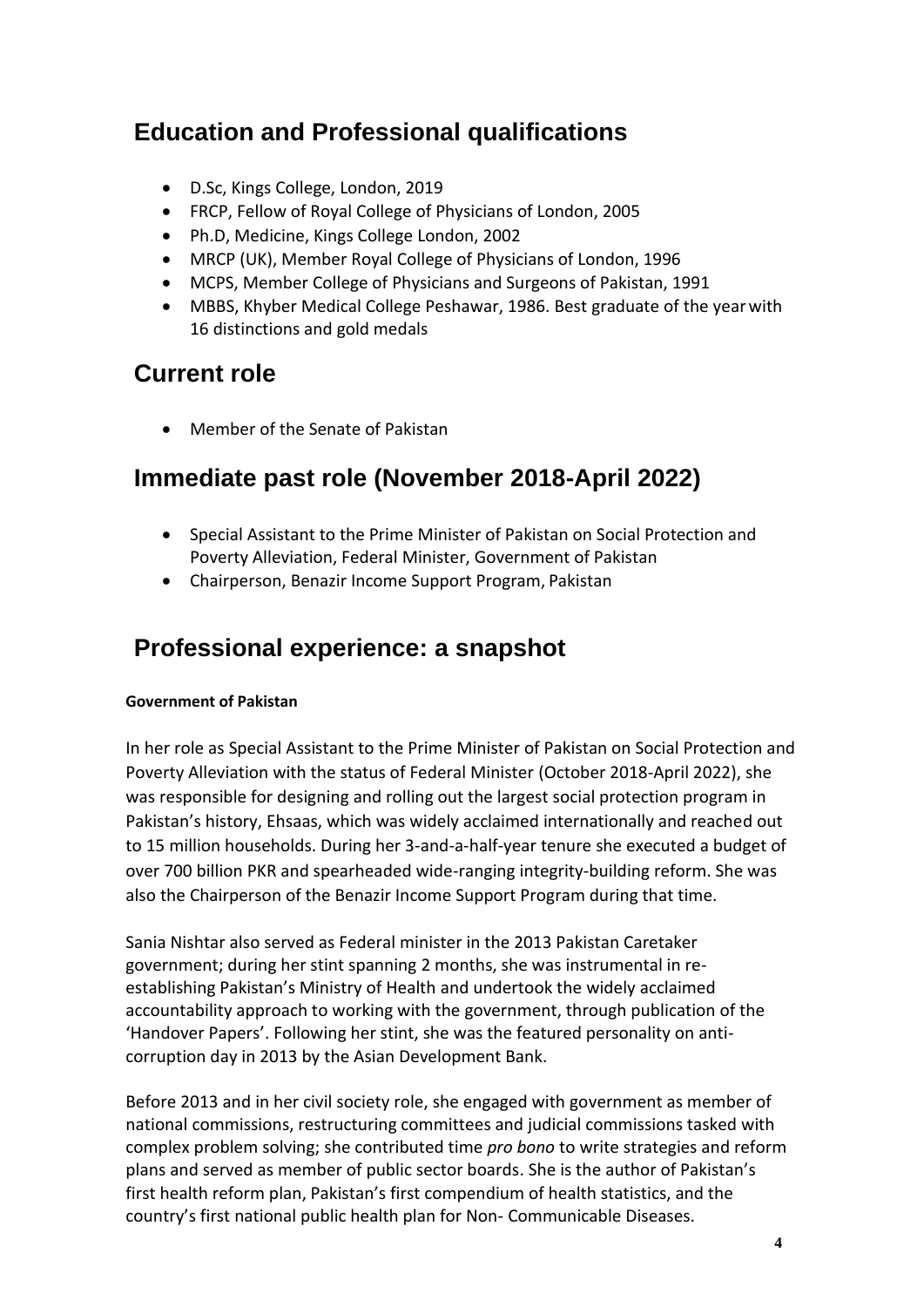## Education and Professional qualifications

- D.Sc, Kings College, London, 2019
- FRCP, Fellow of Royal College of Physicians of London, 2005
- Ph.D, Medicine, Kings College London, 2002
- MRCP (UK), Member Royal College of Physicians of London, 1996
- MCPS, Member College of Physicians and Surgeons of Pakistan, 1991
- MBBS, Khyber Medical College Peshawar, 1986. Best graduate of the year with 16 distinctions and gold medals

## Current role

- Member of the Senate of Pakistan

## Immediate past role (November 2018-April 2022)

- Special Assistant to the Prime Minister of Pakistan on Social Protection and Poverty Alleviation, Federal Minister, Government of Pakistan
- Chairperson, Benazir Income Support Program, Pakistan

## Professional experience: a snapshot

**Government of Pakistan**

In her role as Special Assistant to the Prime Minister of Pakistan on Social Protection and Poverty Alleviation with the status of Federal Minister (October 2018-April 2022), she was responsible for designing and rolling out the largest social protection program in Pakistan's history, Ehsaas, which was widely acclaimed internationally and reached out to 15 million households. During her 3-and-a-half-year tenure she executed a budget of over 700 billion PKR and spearheaded wide-ranging integrity-building reform. She was also the Chairperson of the Benazir Income Support Program during that time.

Sania Nishtar also served as Federal minister in the 2013 Pakistan Caretaker government; during her stint spanning 2 months, she was instrumental in re-establishing Pakistan's Ministry of Health and undertook the widely acclaimed accountability approach to working with the government, through publication of the 'Handover Papers'. Following her stint, she was the featured personality on anti-corruption day in 2013 by the Asian Development Bank.

Before 2013 and in her civil society role, she engaged with government as member of national commissions, restructuring committees and judicial commissions tasked with complex problem solving; she contributed time *pro bono* to write strategies and reform plans and served as member of public sector boards. She is the author of Pakistan's first health reform plan, Pakistan's first compendium of health statistics, and the country's first national public health plan for Non- Communicable Diseases.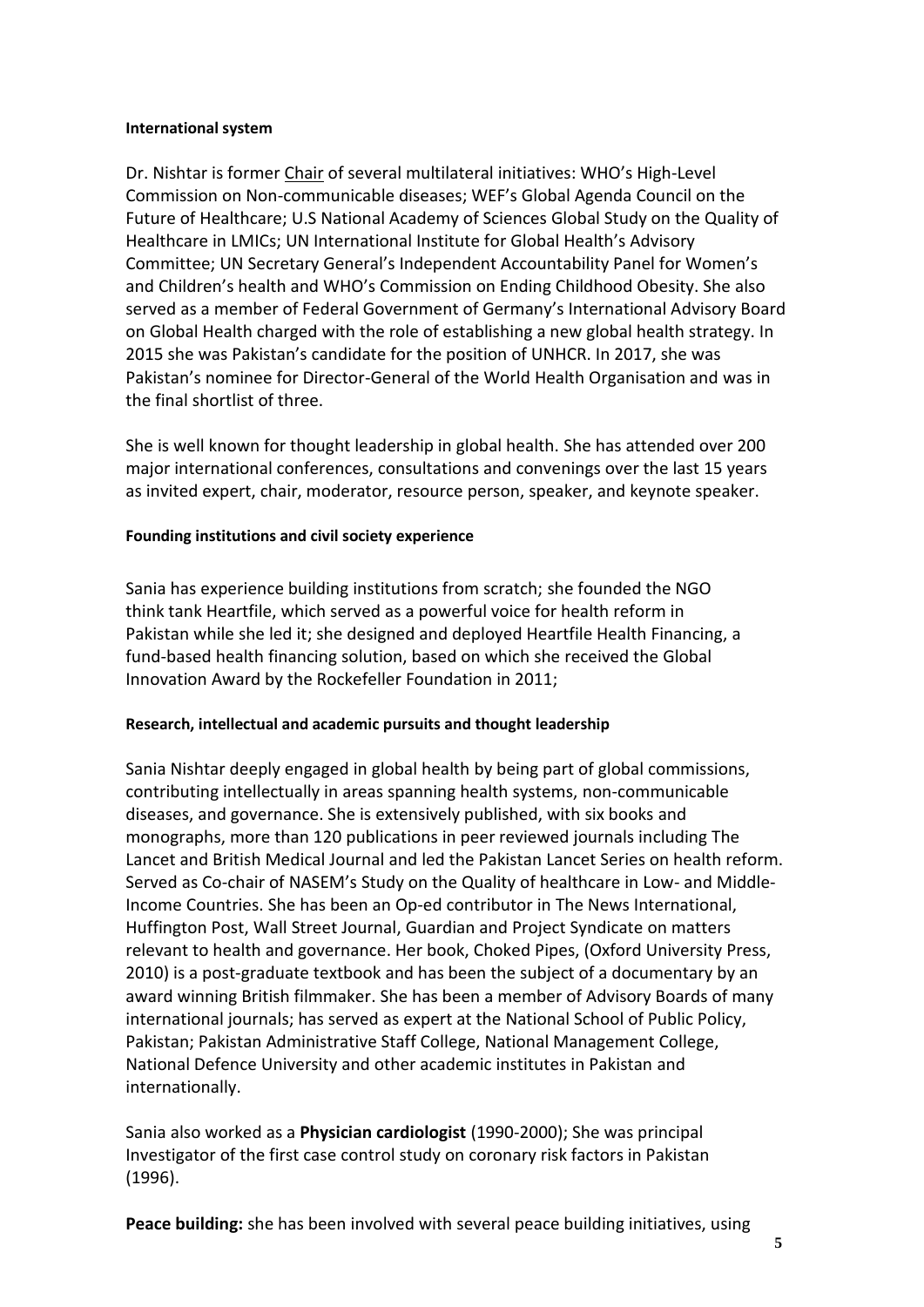**International system**

Dr. Nishtar is former Chair of several multilateral initiatives: WHO's High-Level Commission on Non-communicable diseases; WEF's Global Agenda Council on the Future of Healthcare; U.S National Academy of Sciences Global Study on the Quality of Healthcare in LMICs; UN International Institute for Global Health's Advisory Committee; UN Secretary General's Independent Accountability Panel for Women's and Children's health and WHO's Commission on Ending Childhood Obesity. She also served as a member of Federal Government of Germany's International Advisory Board on Global Health charged with the role of establishing a new global health strategy. In 2015 she was Pakistan's candidate for the position of UNHCR. In 2017, she was Pakistan's nominee for Director-General of the World Health Organisation and was in the final shortlist of three.

She is well known for thought leadership in global health. She has attended over 200 major international conferences, consultations and convenings over the last 15 years as invited expert, chair, moderator, resource person, speaker, and keynote speaker.

**Founding institutions and civil society experience**

Sania has experience building institutions from scratch; she founded the NGO think tank Heartfile, which served as a powerful voice for health reform in Pakistan while she led it; she designed and deployed Heartfile Health Financing, a fund-based health financing solution, based on which she received the Global Innovation Award by the Rockefeller Foundation in 2011;

**Research, intellectual and academic pursuits and thought leadership**

Sania Nishtar deeply engaged in global health by being part of global commissions, contributing intellectually in areas spanning health systems, non-communicable diseases, and governance. She is extensively published, with six books and monographs, more than 120 publications in peer reviewed journals including The Lancet and British Medical Journal and led the Pakistan Lancet Series on health reform. Served as Co-chair of NASEM's Study on the Quality of healthcare in Low- and Middle-Income Countries. She has been an Op-ed contributor in The News International, Huffington Post, Wall Street Journal, Guardian and Project Syndicate on matters relevant to health and governance. Her book, Choked Pipes, (Oxford University Press, 2010) is a post-graduate textbook and has been the subject of a documentary by an award winning British filmmaker. She has been a member of Advisory Boards of many international journals; has served as expert at the National School of Public Policy, Pakistan; Pakistan Administrative Staff College, National Management College, National Defence University and other academic institutes in Pakistan and internationally.

Sania also worked as a **Physician cardiologist** (1990-2000); She was principal Investigator of the first case control study on coronary risk factors in Pakistan (1996).

**Peace building:** she has been involved with several peace building initiatives, using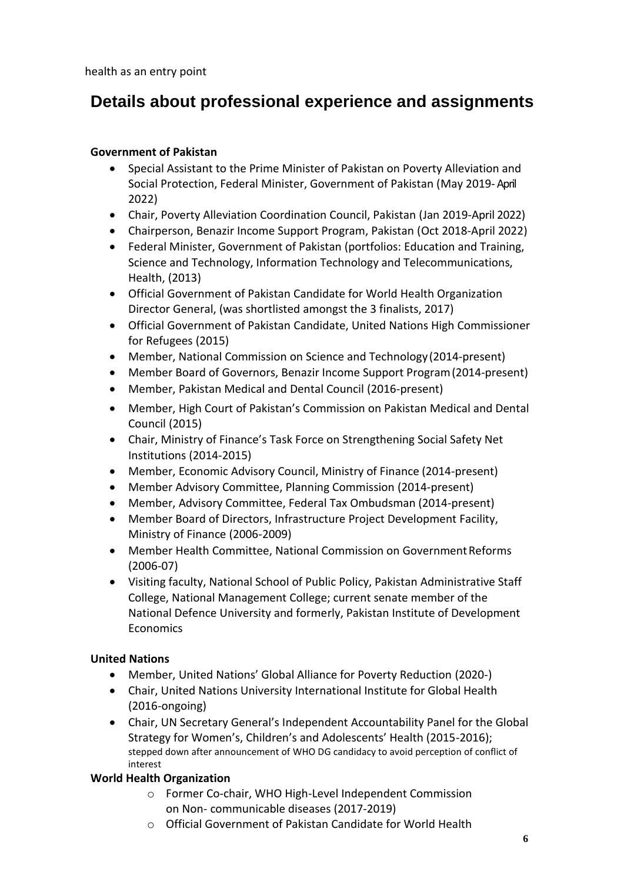health as an entry point

# Details about professional experience and assignments

**Government of Pakistan**

- Special Assistant to the Prime Minister of Pakistan on Poverty Alleviation and Social Protection, Federal Minister, Government of Pakistan (May 2019- April 2022)
- Chair, Poverty Alleviation Coordination Council, Pakistan (Jan 2019-April 2022)
- Chairperson, Benazir Income Support Program, Pakistan (Oct 2018-April 2022)
- Federal Minister, Government of Pakistan (portfolios: Education and Training, Science and Technology, Information Technology and Telecommunications, Health, (2013)
- Official Government of Pakistan Candidate for World Health Organization Director General, (was shortlisted amongst the 3 finalists, 2017)
- Official Government of Pakistan Candidate, United Nations High Commissioner for Refugees (2015)
- Member, National Commission on Science and Technology (2014-present)
- Member Board of Governors, Benazir Income Support Program (2014-present)
- Member, Pakistan Medical and Dental Council (2016-present)
- Member, High Court of Pakistan's Commission on Pakistan Medical and Dental Council (2015)
- Chair, Ministry of Finance's Task Force on Strengthening Social Safety Net Institutions (2014-2015)
- Member, Economic Advisory Council, Ministry of Finance (2014-present)
- Member Advisory Committee, Planning Commission (2014-present)
- Member, Advisory Committee, Federal Tax Ombudsman (2014-present)
- Member Board of Directors, Infrastructure Project Development Facility, Ministry of Finance (2006-2009)
- Member Health Committee, National Commission on Government Reforms (2006-07)
- Visiting faculty, National School of Public Policy, Pakistan Administrative Staff College, National Management College; current senate member of the National Defence University and formerly, Pakistan Institute of Development Economics

**United Nations**

- Member, United Nations' Global Alliance for Poverty Reduction (2020-)
- Chair, United Nations University International Institute for Global Health (2016-ongoing)
- Chair, UN Secretary General's Independent Accountability Panel for the Global Strategy for Women's, Children's and Adolescents' Health (2015-2016); stepped down after announcement of WHO DG candidacy to avoid perception of conflict of interest

**World Health Organization**

- Former Co-chair, WHO High-Level Independent Commission on Non- communicable diseases (2017-2019)
- Official Government of Pakistan Candidate for World Health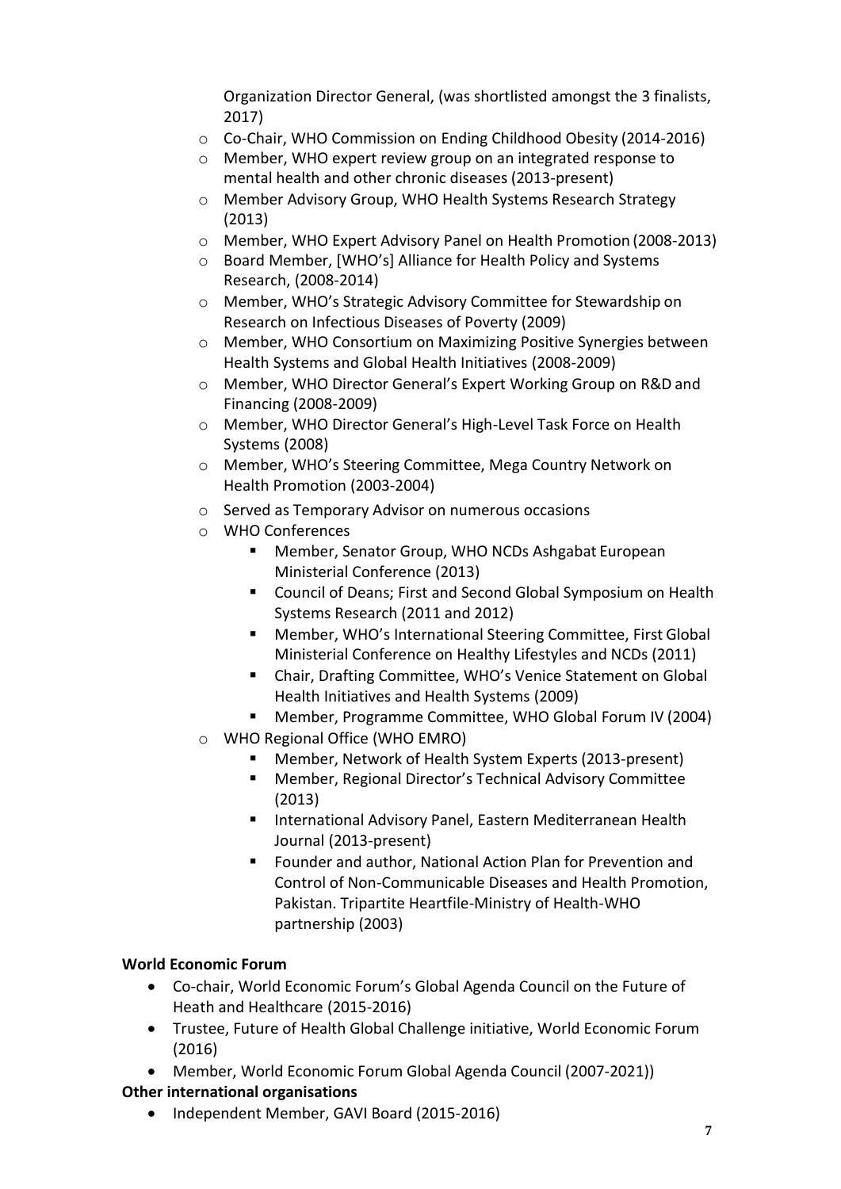Organization Director General, (was shortlisted amongst the 3 finalists, 2017)

  - Co-Chair, WHO Commission on Ending Childhood Obesity (2014-2016)
  - Member, WHO expert review group on an integrated response to mental health and other chronic diseases (2013-present)
  - Member Advisory Group, WHO Health Systems Research Strategy (2013)
  - Member, WHO Expert Advisory Panel on Health Promotion (2008-2013)
  - Board Member, [WHO's] Alliance for Health Policy and Systems Research, (2008-2014)
  - Member, WHO's Strategic Advisory Committee for Stewardship on Research on Infectious Diseases of Poverty (2009)
  - Member, WHO Consortium on Maximizing Positive Synergies between Health Systems and Global Health Initiatives (2008-2009)
  - Member, WHO Director General's Expert Working Group on R&D and Financing (2008-2009)
  - Member, WHO Director General's High-Level Task Force on Health Systems (2008)
  - Member, WHO's Steering Committee, Mega Country Network on Health Promotion (2003-2004)
  - Served as Temporary Advisor on numerous occasions
  - WHO Conferences
    - Member, Senator Group, WHO NCDs Ashgabat European Ministerial Conference (2013)
    - Council of Deans; First and Second Global Symposium on Health Systems Research (2011 and 2012)
    - Member, WHO's International Steering Committee, First Global Ministerial Conference on Healthy Lifestyles and NCDs (2011)
    - Chair, Drafting Committee, WHO's Venice Statement on Global Health Initiatives and Health Systems (2009)
    - Member, Programme Committee, WHO Global Forum IV (2004)
  - WHO Regional Office (WHO EMRO)
    - Member, Network of Health System Experts (2013-present)
    - Member, Regional Director's Technical Advisory Committee (2013)
    - International Advisory Panel, Eastern Mediterranean Health Journal (2013-present)
    - Founder and author, National Action Plan for Prevention and Control of Non-Communicable Diseases and Health Promotion, Pakistan. Tripartite Heartfile-Ministry of Health-WHO partnership (2003)

**World Economic Forum**

- Co-chair, World Economic Forum's Global Agenda Council on the Future of Heath and Healthcare (2015-2016)
- Trustee, Future of Health Global Challenge initiative, World Economic Forum (2016)
- Member, World Economic Forum Global Agenda Council (2007-2021))

**Other international organisations**

- Independent Member, GAVI Board (2015-2016)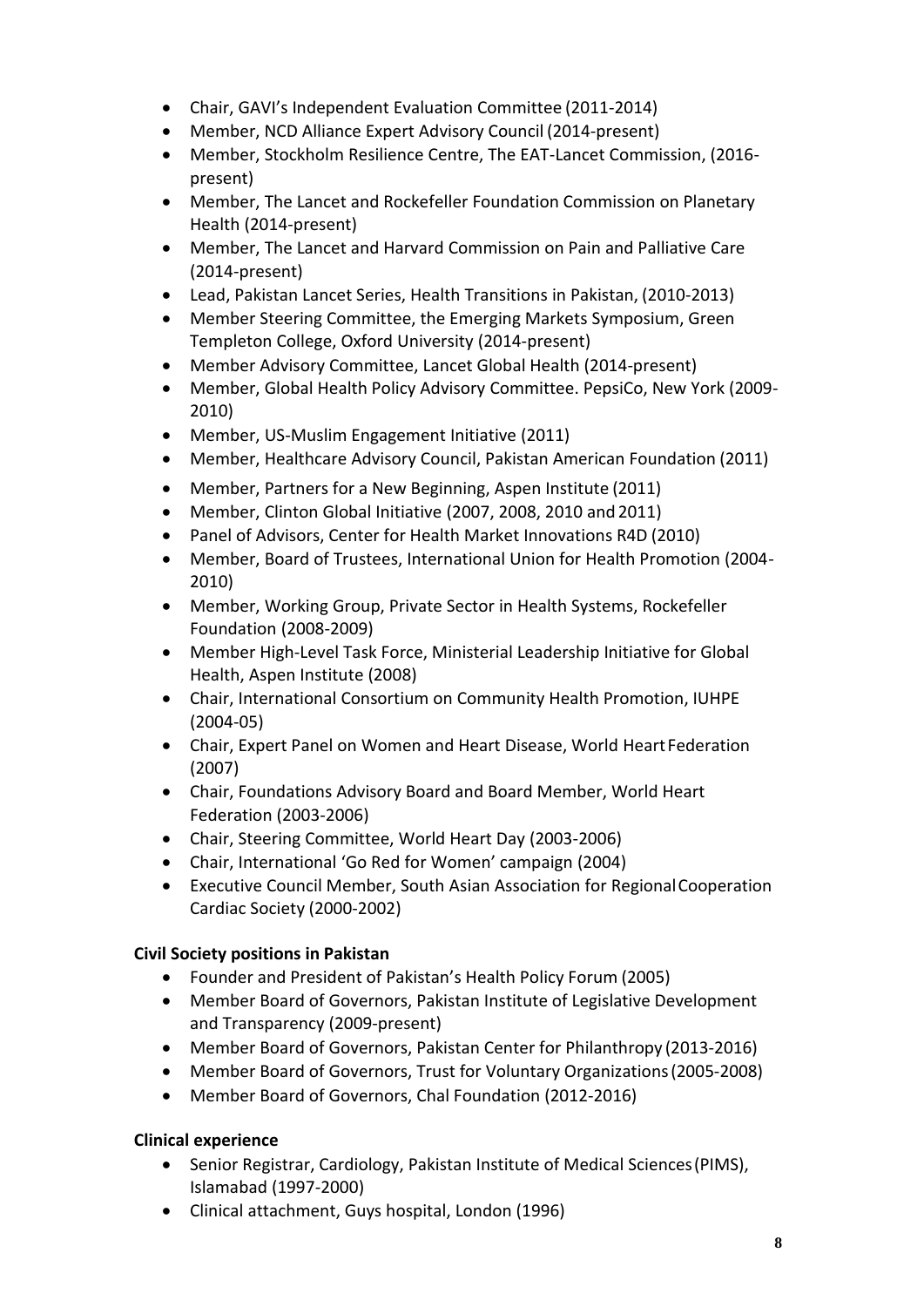- Chair, GAVI's Independent Evaluation Committee (2011-2014)
- Member, NCD Alliance Expert Advisory Council (2014-present)
- Member, Stockholm Resilience Centre, The EAT-Lancet Commission, (2016-present)
- Member, The Lancet and Rockefeller Foundation Commission on Planetary Health (2014-present)
- Member, The Lancet and Harvard Commission on Pain and Palliative Care (2014-present)
- Lead, Pakistan Lancet Series, Health Transitions in Pakistan, (2010-2013)
- Member Steering Committee, the Emerging Markets Symposium, Green Templeton College, Oxford University (2014-present)
- Member Advisory Committee, Lancet Global Health (2014-present)
- Member, Global Health Policy Advisory Committee. PepsiCo, New York (2009-2010)
- Member, US-Muslim Engagement Initiative (2011)
- Member, Healthcare Advisory Council, Pakistan American Foundation (2011)
- Member, Partners for a New Beginning, Aspen Institute (2011)
- Member, Clinton Global Initiative (2007, 2008, 2010 and 2011)
- Panel of Advisors, Center for Health Market Innovations R4D (2010)
- Member, Board of Trustees, International Union for Health Promotion (2004-2010)
- Member, Working Group, Private Sector in Health Systems, Rockefeller Foundation (2008-2009)
- Member High-Level Task Force, Ministerial Leadership Initiative for Global Health, Aspen Institute (2008)
- Chair, International Consortium on Community Health Promotion, IUHPE (2004-05)
- Chair, Expert Panel on Women and Heart Disease, World Heart Federation (2007)
- Chair, Foundations Advisory Board and Board Member, World Heart Federation (2003-2006)
- Chair, Steering Committee, World Heart Day (2003-2006)
- Chair, International 'Go Red for Women' campaign (2004)
- Executive Council Member, South Asian Association for Regional Cooperation Cardiac Society (2000-2002)

**Civil Society positions in Pakistan**

- Founder and President of Pakistan's Health Policy Forum (2005)
- Member Board of Governors, Pakistan Institute of Legislative Development and Transparency (2009-present)
- Member Board of Governors, Pakistan Center for Philanthropy (2013-2016)
- Member Board of Governors, Trust for Voluntary Organizations (2005-2008)
- Member Board of Governors, Chal Foundation (2012-2016)

**Clinical experience**

- Senior Registrar, Cardiology, Pakistan Institute of Medical Sciences (PIMS), Islamabad (1997-2000)
- Clinical attachment, Guys hospital, London (1996)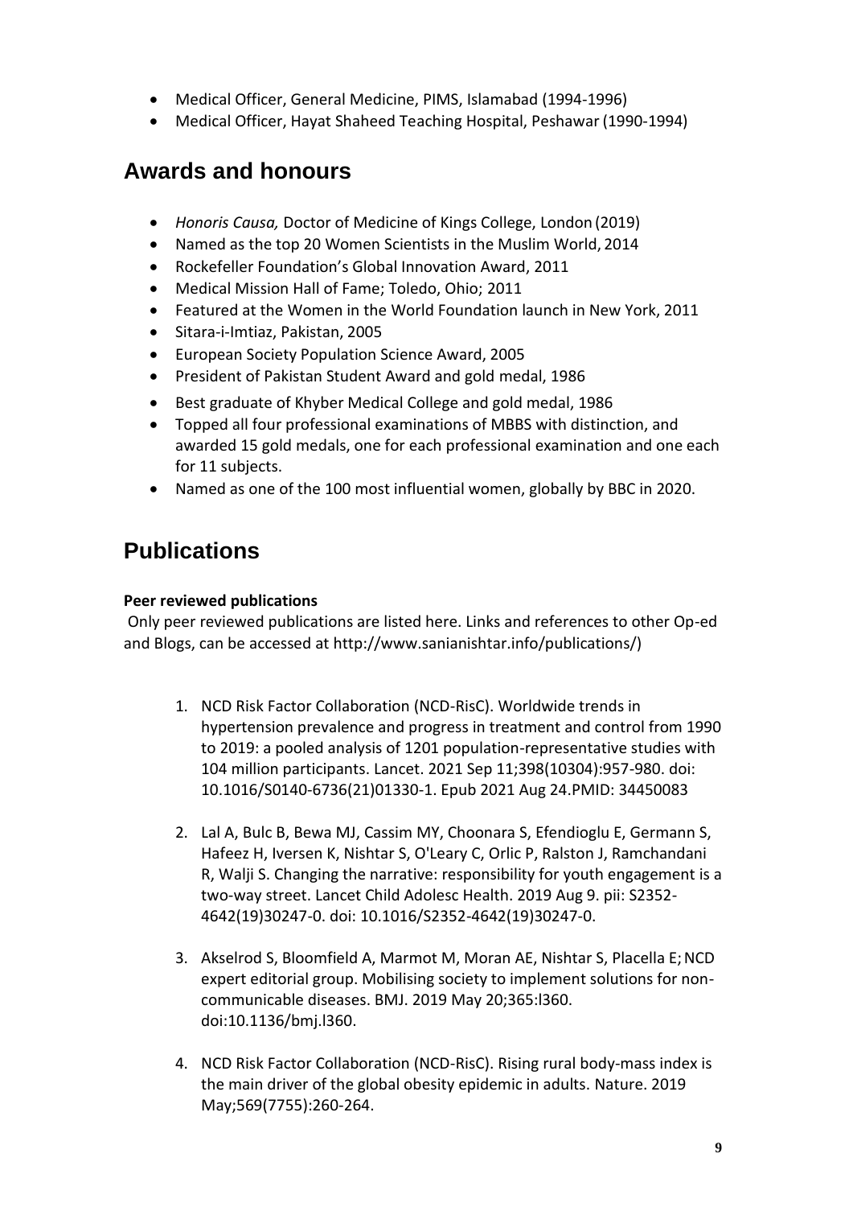- Medical Officer, General Medicine, PIMS, Islamabad (1994-1996)
- Medical Officer, Hayat Shaheed Teaching Hospital, Peshawar (1990-1994)

## Awards and honours

- *Honoris Causa,* Doctor of Medicine of Kings College, London (2019)
- Named as the top 20 Women Scientists in the Muslim World, 2014
- Rockefeller Foundation's Global Innovation Award, 2011
- Medical Mission Hall of Fame; Toledo, Ohio; 2011
- Featured at the Women in the World Foundation launch in New York, 2011
- Sitara-i-Imtiaz, Pakistan, 2005
- European Society Population Science Award, 2005
- President of Pakistan Student Award and gold medal, 1986
- Best graduate of Khyber Medical College and gold medal, 1986
- Topped all four professional examinations of MBBS with distinction, and awarded 15 gold medals, one for each professional examination and one each for 11 subjects.
- Named as one of the 100 most influential women, globally by BBC in 2020.

## Publications

**Peer reviewed publications**

Only peer reviewed publications are listed here. Links and references to other Op-ed and Blogs, can be accessed at http://www.sanianishtar.info/publications/)

1. NCD Risk Factor Collaboration (NCD-RisC). Worldwide trends in hypertension prevalence and progress in treatment and control from 1990 to 2019: a pooled analysis of 1201 population-representative studies with 104 million participants. Lancet. 2021 Sep 11;398(10304):957-980. doi: 10.1016/S0140-6736(21)01330-1. Epub 2021 Aug 24.PMID: 34450083

2. Lal A, Bulc B, Bewa MJ, Cassim MY, Choonara S, Efendioglu E, Germann S, Hafeez H, Iversen K, Nishtar S, O'Leary C, Orlic P, Ralston J, Ramchandani R, Walji S. Changing the narrative: responsibility for youth engagement is a two-way street. Lancet Child Adolesc Health. 2019 Aug 9. pii: S2352-4642(19)30247-0. doi: 10.1016/S2352-4642(19)30247-0.

3. Akselrod S, Bloomfield A, Marmot M, Moran AE, Nishtar S, Placella E; NCD expert editorial group. Mobilising society to implement solutions for non-communicable diseases. BMJ. 2019 May 20;365:l360. doi:10.1136/bmj.l360.

4. NCD Risk Factor Collaboration (NCD-RisC). Rising rural body-mass index is the main driver of the global obesity epidemic in adults. Nature. 2019 May;569(7755):260-264.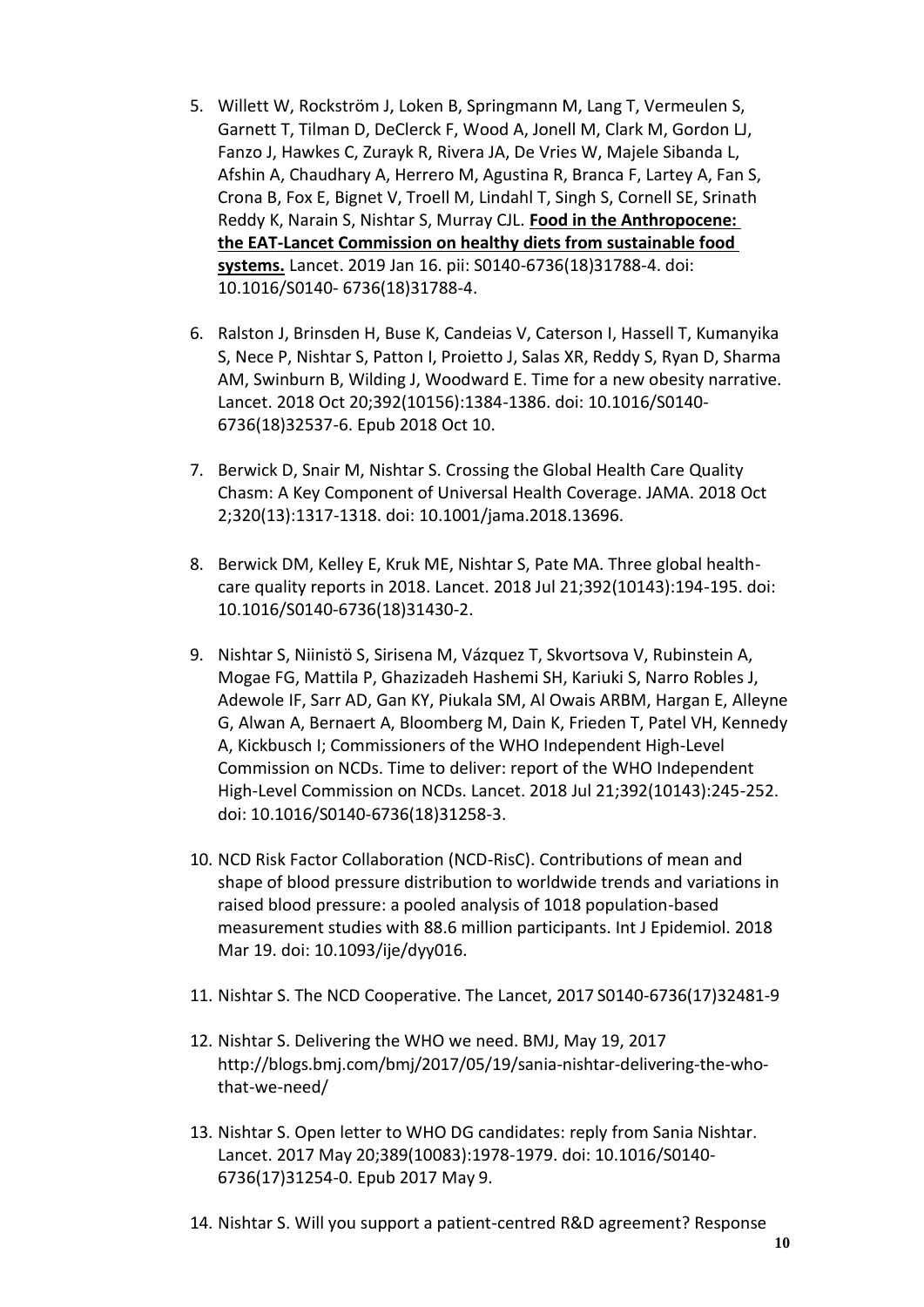5. Willett W, Rockström J, Loken B, Springmann M, Lang T, Vermeulen S, Garnett T, Tilman D, DeClerck F, Wood A, Jonell M, Clark M, Gordon LJ, Fanzo J, Hawkes C, Zurayk R, Rivera JA, De Vries W, Majele Sibanda L, Afshin A, Chaudhary A, Herrero M, Agustina R, Branca F, Lartey A, Fan S, Crona B, Fox E, Bignet V, Troell M, Lindahl T, Singh S, Cornell SE, Srinath Reddy K, Narain S, Nishtar S, Murray CJL. **Food in the Anthropocene: the EAT-Lancet Commission on healthy diets from sustainable food systems.** Lancet. 2019 Jan 16. pii: S0140-6736(18)31788-4. doi: 10.1016/S0140- 6736(18)31788-4.

6. Ralston J, Brinsden H, Buse K, Candeias V, Caterson I, Hassell T, Kumanyika S, Nece P, Nishtar S, Patton I, Proietto J, Salas XR, Reddy S, Ryan D, Sharma AM, Swinburn B, Wilding J, Woodward E. Time for a new obesity narrative. Lancet. 2018 Oct 20;392(10156):1384-1386. doi: 10.1016/S0140-6736(18)32537-6. Epub 2018 Oct 10.

7. Berwick D, Snair M, Nishtar S. Crossing the Global Health Care Quality Chasm: A Key Component of Universal Health Coverage. JAMA. 2018 Oct 2;320(13):1317-1318. doi: 10.1001/jama.2018.13696.

8. Berwick DM, Kelley E, Kruk ME, Nishtar S, Pate MA. Three global health-care quality reports in 2018. Lancet. 2018 Jul 21;392(10143):194-195. doi: 10.1016/S0140-6736(18)31430-2.

9. Nishtar S, Niinistö S, Sirisena M, Vázquez T, Skvortsova V, Rubinstein A, Mogae FG, Mattila P, Ghazizadeh Hashemi SH, Kariuki S, Narro Robles J, Adewole IF, Sarr AD, Gan KY, Piukala SM, Al Owais ARBM, Hargan E, Alleyne G, Alwan A, Bernaert A, Bloomberg M, Dain K, Frieden T, Patel VH, Kennedy A, Kickbusch I; Commissioners of the WHO Independent High-Level Commission on NCDs. Time to deliver: report of the WHO Independent High-Level Commission on NCDs. Lancet. 2018 Jul 21;392(10143):245-252. doi: 10.1016/S0140-6736(18)31258-3.

10. NCD Risk Factor Collaboration (NCD-RisC). Contributions of mean and shape of blood pressure distribution to worldwide trends and variations in raised blood pressure: a pooled analysis of 1018 population-based measurement studies with 88.6 million participants. Int J Epidemiol. 2018 Mar 19. doi: 10.1093/ije/dyy016.

11. Nishtar S. The NCD Cooperative. The Lancet, 2017 S0140-6736(17)32481-9

12. Nishtar S. Delivering the WHO we need. BMJ, May 19, 2017 http://blogs.bmj.com/bmj/2017/05/19/sania-nishtar-delivering-the-who-that-we-need/

13. Nishtar S. Open letter to WHO DG candidates: reply from Sania Nishtar. Lancet. 2017 May 20;389(10083):1978-1979. doi: 10.1016/S0140-6736(17)31254-0. Epub 2017 May 9.

14. Nishtar S. Will you support a patient-centred R&D agreement? Response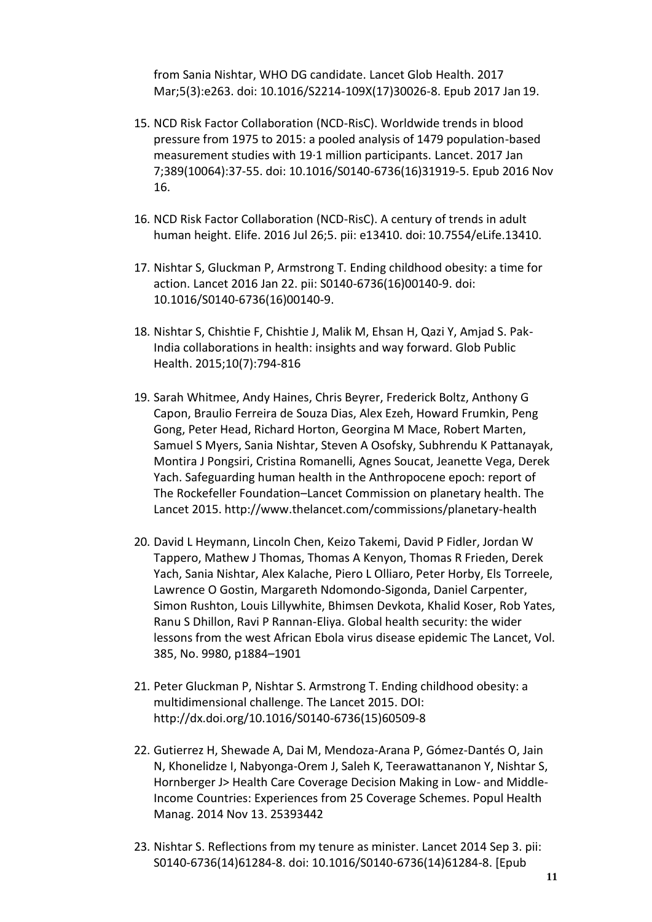from Sania Nishtar, WHO DG candidate. Lancet Glob Health. 2017 Mar;5(3):e263. doi: 10.1016/S2214-109X(17)30026-8. Epub 2017 Jan 19.

15. NCD Risk Factor Collaboration (NCD-RisC). Worldwide trends in blood pressure from 1975 to 2015: a pooled analysis of 1479 population-based measurement studies with 19·1 million participants. Lancet. 2017 Jan 7;389(10064):37-55. doi: 10.1016/S0140-6736(16)31919-5. Epub 2016 Nov 16.

16. NCD Risk Factor Collaboration (NCD-RisC). A century of trends in adult human height. Elife. 2016 Jul 26;5. pii: e13410. doi: 10.7554/eLife.13410.

17. Nishtar S, Gluckman P, Armstrong T. Ending childhood obesity: a time for action. Lancet 2016 Jan 22. pii: S0140-6736(16)00140-9. doi: 10.1016/S0140-6736(16)00140-9.

18. Nishtar S, Chishtie F, Chishtie J, Malik M, Ehsan H, Qazi Y, Amjad S. Pak-India collaborations in health: insights and way forward. Glob Public Health. 2015;10(7):794-816

19. Sarah Whitmee, Andy Haines, Chris Beyrer, Frederick Boltz, Anthony G Capon, Braulio Ferreira de Souza Dias, Alex Ezeh, Howard Frumkin, Peng Gong, Peter Head, Richard Horton, Georgina M Mace, Robert Marten, Samuel S Myers, Sania Nishtar, Steven A Osofsky, Subhrendu K Pattanayak, Montira J Pongsiri, Cristina Romanelli, Agnes Soucat, Jeanette Vega, Derek Yach. Safeguarding human health in the Anthropocene epoch: report of The Rockefeller Foundation–Lancet Commission on planetary health. The Lancet 2015. http://www.thelancet.com/commissions/planetary-health

20. David L Heymann, Lincoln Chen, Keizo Takemi, David P Fidler, Jordan W Tappero, Mathew J Thomas, Thomas A Kenyon, Thomas R Frieden, Derek Yach, Sania Nishtar, Alex Kalache, Piero L Olliaro, Peter Horby, Els Torreele, Lawrence O Gostin, Margareth Ndomondo-Sigonda, Daniel Carpenter, Simon Rushton, Louis Lillywhite, Bhimsen Devkota, Khalid Koser, Rob Yates, Ranu S Dhillon, Ravi P Rannan-Eliya. Global health security: the wider lessons from the west African Ebola virus disease epidemic The Lancet, Vol. 385, No. 9980, p1884–1901

21. Peter Gluckman P, Nishtar S. Armstrong T. Ending childhood obesity: a multidimensional challenge. The Lancet 2015. DOI: http://dx.doi.org/10.1016/S0140-6736(15)60509-8

22. Gutierrez H, Shewade A, Dai M, Mendoza-Arana P, Gómez-Dantés O, Jain N, Khonelidze I, Nabyonga-Orem J, Saleh K, Teerawattananon Y, Nishtar S, Hornberger J> Health Care Coverage Decision Making in Low- and Middle-Income Countries: Experiences from 25 Coverage Schemes. Popul Health Manag. 2014 Nov 13. 25393442

23. Nishtar S. Reflections from my tenure as minister. Lancet 2014 Sep 3. pii: S0140-6736(14)61284-8. doi: 10.1016/S0140-6736(14)61284-8. [Epub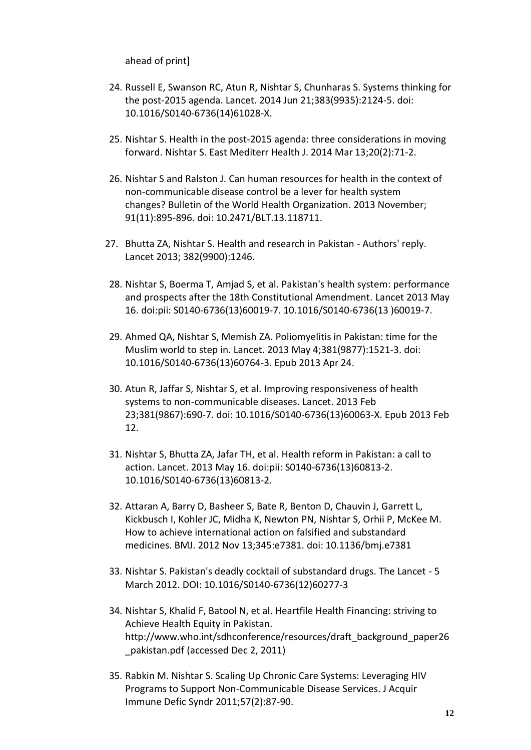ahead of print]

24. Russell E, Swanson RC, Atun R, Nishtar S, Chunharas S. Systems thinking for the post-2015 agenda. Lancet. 2014 Jun 21;383(9935):2124-5. doi: 10.1016/S0140-6736(14)61028-X.

25. Nishtar S. Health in the post-2015 agenda: three considerations in moving forward. Nishtar S. East Mediterr Health J. 2014 Mar 13;20(2):71-2.

26. Nishtar S and Ralston J. Can human resources for health in the context of non-communicable disease control be a lever for health system changes? Bulletin of the World Health Organization. 2013 November; 91(11):895-896. doi: 10.2471/BLT.13.118711.

27. Bhutta ZA, Nishtar S. Health and research in Pakistan - Authors' reply. Lancet 2013; 382(9900):1246.

28. Nishtar S, Boerma T, Amjad S, et al. Pakistan's health system: performance and prospects after the 18th Constitutional Amendment. Lancet 2013 May 16. doi:pii: S0140-6736(13)60019-7. 10.1016/S0140-6736(13 )60019-7.

29. Ahmed QA, Nishtar S, Memish ZA. Poliomyelitis in Pakistan: time for the Muslim world to step in. Lancet. 2013 May 4;381(9877):1521-3. doi: 10.1016/S0140-6736(13)60764-3. Epub 2013 Apr 24.

30. Atun R, Jaffar S, Nishtar S, et al. Improving responsiveness of health systems to non-communicable diseases. Lancet. 2013 Feb 23;381(9867):690-7. doi: 10.1016/S0140-6736(13)60063-X. Epub 2013 Feb 12.

31. Nishtar S, Bhutta ZA, Jafar TH, et al. Health reform in Pakistan: a call to action. Lancet. 2013 May 16. doi:pii: S0140-6736(13)60813-2. 10.1016/S0140-6736(13)60813-2.

32. Attaran A, Barry D, Basheer S, Bate R, Benton D, Chauvin J, Garrett L, Kickbusch I, Kohler JC, Midha K, Newton PN, Nishtar S, Orhii P, McKee M. How to achieve international action on falsified and substandard medicines. BMJ. 2012 Nov 13;345:e7381. doi: 10.1136/bmj.e7381

33. Nishtar S. Pakistan's deadly cocktail of substandard drugs. The Lancet - 5 March 2012. DOI: 10.1016/S0140-6736(12)60277-3

34. Nishtar S, Khalid F, Batool N, et al. Heartfile Health Financing: striving to Achieve Health Equity in Pakistan. http://www.who.int/sdhconference/resources/draft_background_paper26_pakistan.pdf (accessed Dec 2, 2011)

35. Rabkin M. Nishtar S. Scaling Up Chronic Care Systems: Leveraging HIV Programs to Support Non-Communicable Disease Services. J Acquir Immune Defic Syndr 2011;57(2):87-90.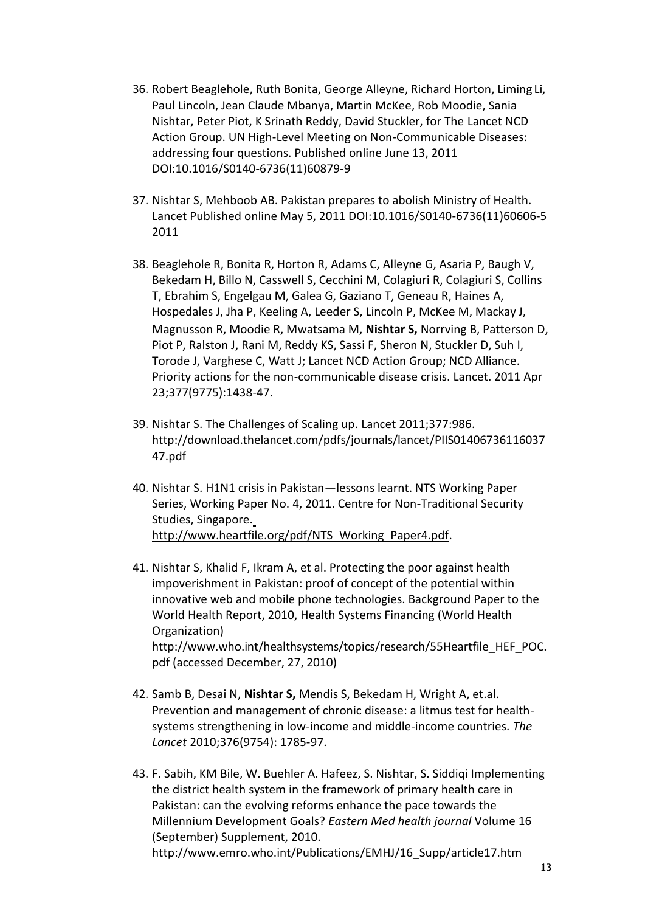36. Robert Beaglehole, Ruth Bonita, George Alleyne, Richard Horton, Liming Li, Paul Lincoln, Jean Claude Mbanya, Martin McKee, Rob Moodie, Sania Nishtar, Peter Piot, K Srinath Reddy, David Stuckler, for The Lancet NCD Action Group. UN High-Level Meeting on Non-Communicable Diseases: addressing four questions. Published online June 13, 2011 DOI:10.1016/S0140-6736(11)60879-9

37. Nishtar S, Mehboob AB. Pakistan prepares to abolish Ministry of Health. Lancet Published online May 5, 2011 DOI:10.1016/S0140-6736(11)60606-5 2011

38. Beaglehole R, Bonita R, Horton R, Adams C, Alleyne G, Asaria P, Baugh V, Bekedam H, Billo N, Casswell S, Cecchini M, Colagiuri R, Colagiuri S, Collins T, Ebrahim S, Engelgau M, Galea G, Gaziano T, Geneau R, Haines A, Hospedales J, Jha P, Keeling A, Leeder S, Lincoln P, McKee M, Mackay J, Magnusson R, Moodie R, Mwatsama M, **Nishtar S,** Norrving B, Patterson D, Piot P, Ralston J, Rani M, Reddy KS, Sassi F, Sheron N, Stuckler D, Suh I, Torode J, Varghese C, Watt J; Lancet NCD Action Group; NCD Alliance. Priority actions for the non-communicable disease crisis. Lancet. 2011 Apr 23;377(9775):1438-47.

39. Nishtar S. The Challenges of Scaling up. Lancet 2011;377:986. http://download.thelancet.com/pdfs/journals/lancet/PIIS0140673611603747.pdf

40. Nishtar S. H1N1 crisis in Pakistan—lessons learnt. NTS Working Paper Series, Working Paper No. 4, 2011. Centre for Non-Traditional Security Studies, Singapore. http://www.heartfile.org/pdf/NTS_Working_Paper4.pdf.

41. Nishtar S, Khalid F, Ikram A, et al. Protecting the poor against health impoverishment in Pakistan: proof of concept of the potential within innovative web and mobile phone technologies. Background Paper to the World Health Report, 2010, Health Systems Financing (World Health Organization) http://www.who.int/healthsystems/topics/research/55Heartfile_HEF_POC.pdf (accessed December, 27, 2010)

42. Samb B, Desai N, **Nishtar S,** Mendis S, Bekedam H, Wright A, et.al. Prevention and management of chronic disease: a litmus test for health-systems strengthening in low-income and middle-income countries. *The Lancet* 2010;376(9754): 1785-97.

43. F. Sabih, KM Bile, W. Buehler A. Hafeez, S. Nishtar, S. Siddiqi Implementing the district health system in the framework of primary health care in Pakistan: can the evolving reforms enhance the pace towards the Millennium Development Goals? *Eastern Med health journal* Volume 16 (September) Supplement, 2010. http://www.emro.who.int/Publications/EMHJ/16_Supp/article17.htm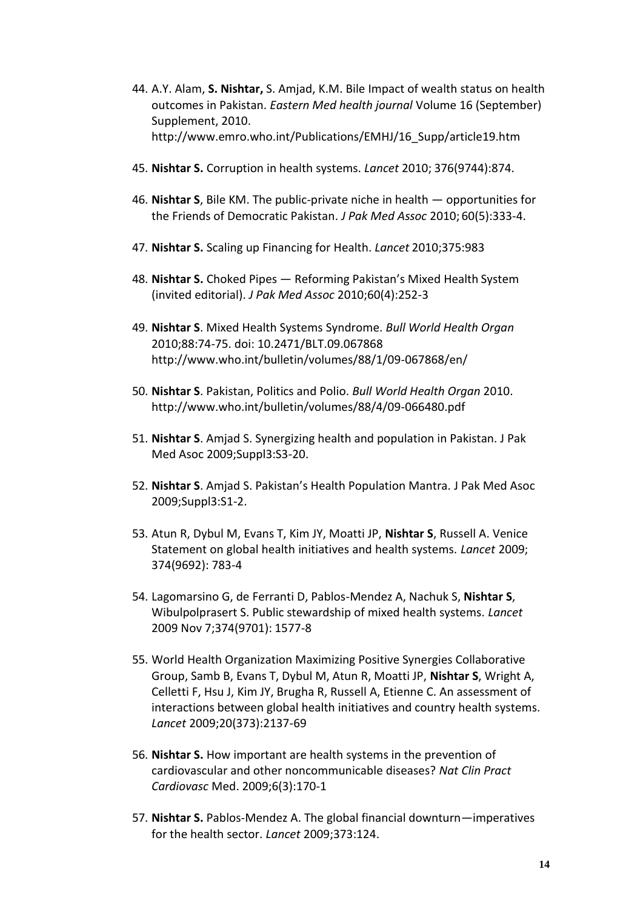44. A.Y. Alam, **S. Nishtar,** S. Amjad, K.M. Bile Impact of wealth status on health outcomes in Pakistan. *Eastern Med health journal* Volume 16 (September) Supplement, 2010. http://www.emro.who.int/Publications/EMHJ/16_Supp/article19.htm

45. **Nishtar S.** Corruption in health systems. *Lancet* 2010; 376(9744):874.

46. **Nishtar S**, Bile KM. The public-private niche in health — opportunities for the Friends of Democratic Pakistan. *J Pak Med Assoc* 2010; 60(5):333-4.

47. **Nishtar S.** Scaling up Financing for Health. *Lancet* 2010;375:983

48. **Nishtar S.** Choked Pipes — Reforming Pakistan's Mixed Health System (invited editorial). *J Pak Med Assoc* 2010;60(4):252-3

49. **Nishtar S**. Mixed Health Systems Syndrome. *Bull World Health Organ* 2010;88:74-75. doi: 10.2471/BLT.09.067868 http://www.who.int/bulletin/volumes/88/1/09-067868/en/

50. **Nishtar S**. Pakistan, Politics and Polio. *Bull World Health Organ* 2010. http://www.who.int/bulletin/volumes/88/4/09-066480.pdf

51. **Nishtar S**. Amjad S. Synergizing health and population in Pakistan. J Pak Med Asoc 2009;Suppl3:S3-20.

52. **Nishtar S**. Amjad S. Pakistan's Health Population Mantra. J Pak Med Asoc 2009;Suppl3:S1-2.

53. Atun R, Dybul M, Evans T, Kim JY, Moatti JP, **Nishtar S**, Russell A. Venice Statement on global health initiatives and health systems. *Lancet* 2009; 374(9692): 783-4

54. Lagomarsino G, de Ferranti D, Pablos-Mendez A, Nachuk S, **Nishtar S**, Wibulpolprasert S. Public stewardship of mixed health systems. *Lancet* 2009 Nov 7;374(9701): 1577-8

55. World Health Organization Maximizing Positive Synergies Collaborative Group, Samb B, Evans T, Dybul M, Atun R, Moatti JP, **Nishtar S**, Wright A, Celletti F, Hsu J, Kim JY, Brugha R, Russell A, Etienne C. An assessment of interactions between global health initiatives and country health systems. *Lancet* 2009;20(373):2137-69

56. **Nishtar S.** How important are health systems in the prevention of cardiovascular and other noncommunicable diseases? *Nat Clin Pract Cardiovasc* Med. 2009;6(3):170-1

57. **Nishtar S.** Pablos-Mendez A. The global financial downturn—imperatives for the health sector. *Lancet* 2009;373:124.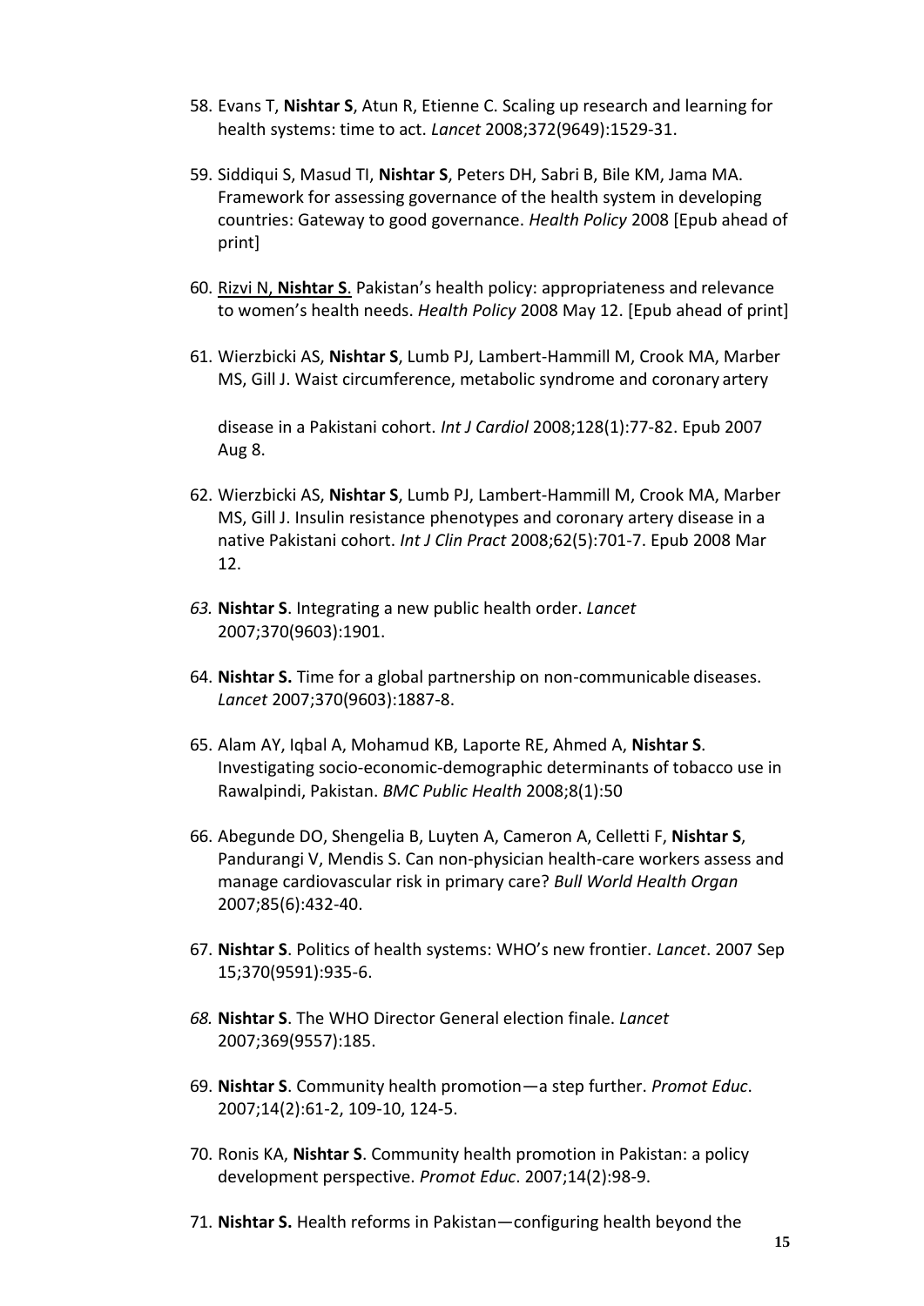58. Evans T, **Nishtar S**, Atun R, Etienne C. Scaling up research and learning for health systems: time to act. *Lancet* 2008;372(9649):1529-31.

59. Siddiqui S, Masud TI, **Nishtar S**, Peters DH, Sabri B, Bile KM, Jama MA. Framework for assessing governance of the health system in developing countries: Gateway to good governance. *Health Policy* 2008 [Epub ahead of print]

60. Rizvi N, **Nishtar S**. Pakistan's health policy: appropriateness and relevance to women's health needs. *Health Policy* 2008 May 12. [Epub ahead of print]

61. Wierzbicki AS, **Nishtar S**, Lumb PJ, Lambert-Hammill M, Crook MA, Marber MS, Gill J. Waist circumference, metabolic syndrome and coronary artery disease in a Pakistani cohort. *Int J Cardiol* 2008;128(1):77-82. Epub 2007 Aug 8.

62. Wierzbicki AS, **Nishtar S**, Lumb PJ, Lambert-Hammill M, Crook MA, Marber MS, Gill J. Insulin resistance phenotypes and coronary artery disease in a native Pakistani cohort. *Int J Clin Pract* 2008;62(5):701-7. Epub 2008 Mar 12.

63. **Nishtar S**. Integrating a new public health order. *Lancet* 2007;370(9603):1901.

64. **Nishtar S.** Time for a global partnership on non-communicable diseases. *Lancet* 2007;370(9603):1887-8.

65. Alam AY, Iqbal A, Mohamud KB, Laporte RE, Ahmed A, **Nishtar S**. Investigating socio-economic-demographic determinants of tobacco use in Rawalpindi, Pakistan. *BMC Public Health* 2008;8(1):50

66. Abegunde DO, Shengelia B, Luyten A, Cameron A, Celletti F, **Nishtar S**, Pandurangi V, Mendis S. Can non-physician health-care workers assess and manage cardiovascular risk in primary care? *Bull World Health Organ* 2007;85(6):432-40.

67. **Nishtar S**. Politics of health systems: WHO's new frontier. *Lancet*. 2007 Sep 15;370(9591):935-6.

68. **Nishtar S**. The WHO Director General election finale. *Lancet* 2007;369(9557):185.

69. **Nishtar S**. Community health promotion—a step further. *Promot Educ*. 2007;14(2):61-2, 109-10, 124-5.

70. Ronis KA, **Nishtar S**. Community health promotion in Pakistan: a policy development perspective. *Promot Educ*. 2007;14(2):98-9.

71. **Nishtar S.** Health reforms in Pakistan—configuring health beyond the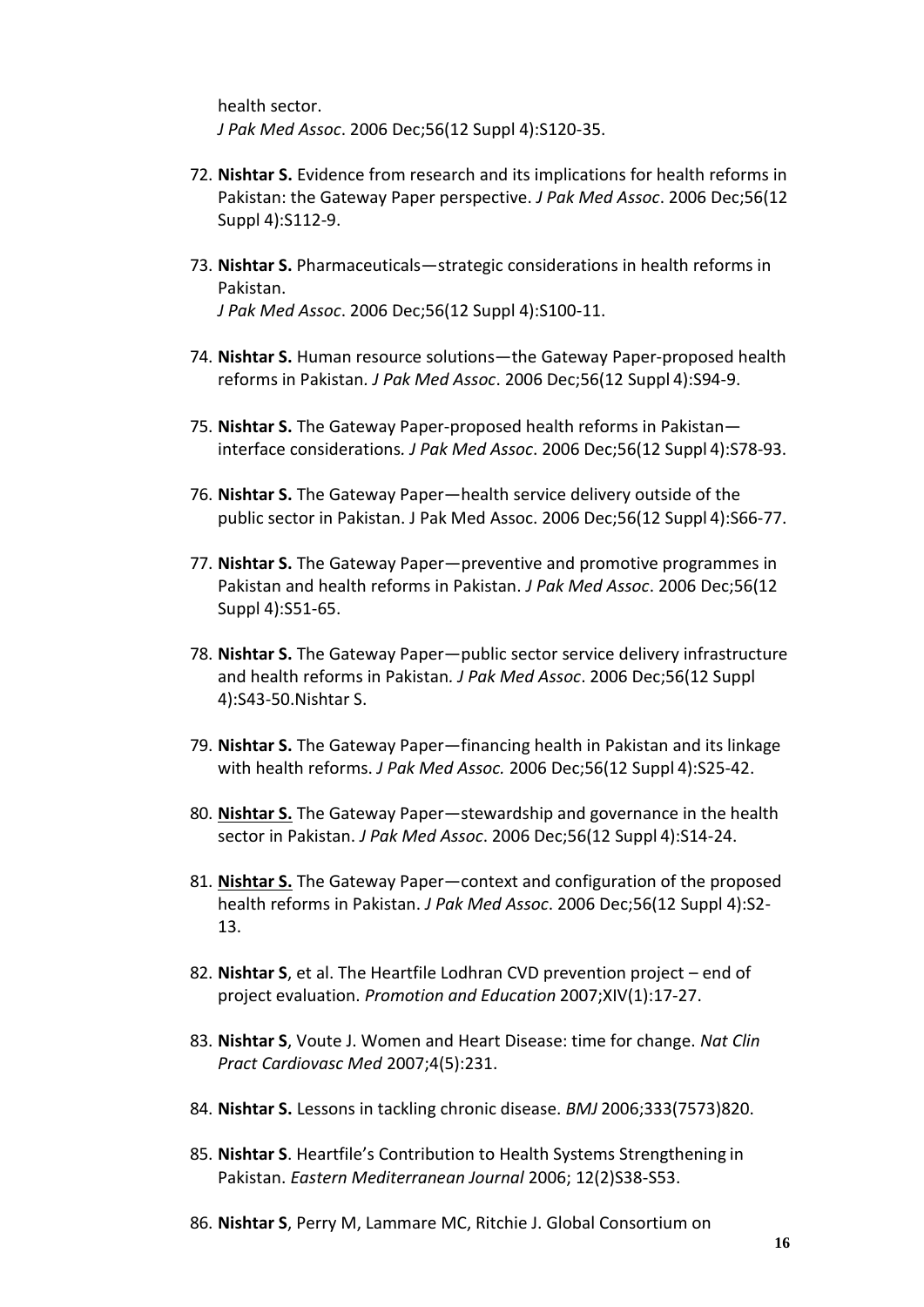health sector.
*J Pak Med Assoc*. 2006 Dec;56(12 Suppl 4):S120-35.

72. **Nishtar S.** Evidence from research and its implications for health reforms in Pakistan: the Gateway Paper perspective. *J Pak Med Assoc*. 2006 Dec;56(12 Suppl 4):S112-9.

73. **Nishtar S.** Pharmaceuticals—strategic considerations in health reforms in Pakistan.
*J Pak Med Assoc*. 2006 Dec;56(12 Suppl 4):S100-11.

74. **Nishtar S.** Human resource solutions—the Gateway Paper-proposed health reforms in Pakistan. *J Pak Med Assoc*. 2006 Dec;56(12 Suppl 4):S94-9.

75. **Nishtar S.** The Gateway Paper-proposed health reforms in Pakistan—interface considerations. *J Pak Med Assoc*. 2006 Dec;56(12 Suppl 4):S78-93.

76. **Nishtar S.** The Gateway Paper—health service delivery outside of the public sector in Pakistan. J Pak Med Assoc. 2006 Dec;56(12 Suppl 4):S66-77.

77. **Nishtar S.** The Gateway Paper—preventive and promotive programmes in Pakistan and health reforms in Pakistan. *J Pak Med Assoc*. 2006 Dec;56(12 Suppl 4):S51-65.

78. **Nishtar S.** The Gateway Paper—public sector service delivery infrastructure and health reforms in Pakistan. *J Pak Med Assoc*. 2006 Dec;56(12 Suppl 4):S43-50.Nishtar S.

79. **Nishtar S.** The Gateway Paper—financing health in Pakistan and its linkage with health reforms. *J Pak Med Assoc.* 2006 Dec;56(12 Suppl 4):S25-42.

80. **Nishtar S.** The Gateway Paper—stewardship and governance in the health sector in Pakistan. *J Pak Med Assoc*. 2006 Dec;56(12 Suppl 4):S14-24.

81. **Nishtar S.** The Gateway Paper—context and configuration of the proposed health reforms in Pakistan. *J Pak Med Assoc*. 2006 Dec;56(12 Suppl 4):S2-13.

82. **Nishtar S**, et al. The Heartfile Lodhran CVD prevention project – end of project evaluation. *Promotion and Education* 2007;XIV(1):17-27.

83. **Nishtar S**, Voute J. Women and Heart Disease: time for change. *Nat Clin Pract Cardiovasc Med* 2007;4(5):231.

84. **Nishtar S.** Lessons in tackling chronic disease. *BMJ* 2006;333(7573)820.

85. **Nishtar S**. Heartfile's Contribution to Health Systems Strengthening in Pakistan. *Eastern Mediterranean Journal* 2006; 12(2)S38-S53.

86. **Nishtar S**, Perry M, Lammare MC, Ritchie J. Global Consortium on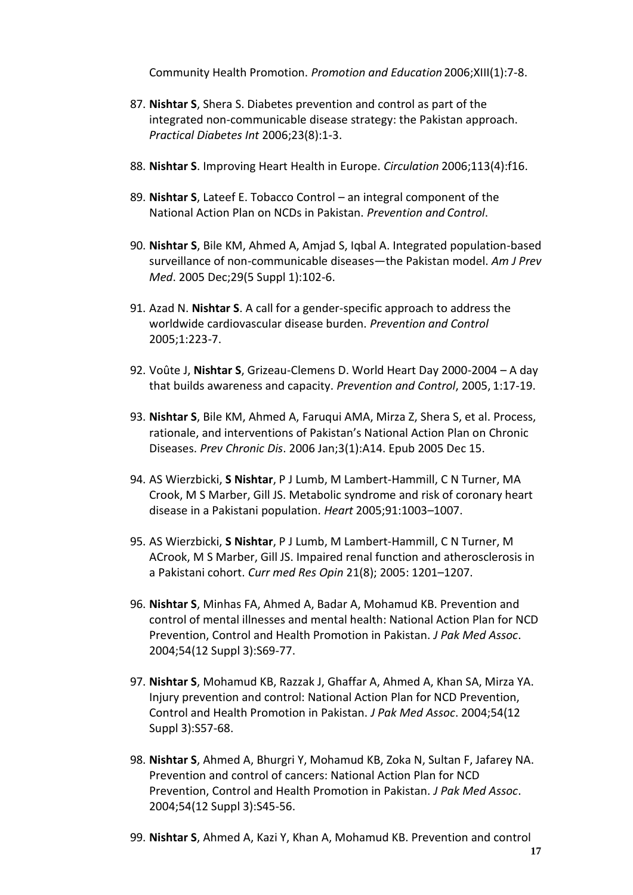Community Health Promotion. *Promotion and Education* 2006;XIII(1):7-8.

87. **Nishtar S**, Shera S. Diabetes prevention and control as part of the integrated non-communicable disease strategy: the Pakistan approach. *Practical Diabetes Int* 2006;23(8):1-3.

88. **Nishtar S**. Improving Heart Health in Europe. *Circulation* 2006;113(4):f16.

89. **Nishtar S**, Lateef E. Tobacco Control – an integral component of the National Action Plan on NCDs in Pakistan. *Prevention and Control*.

90. **Nishtar S**, Bile KM, Ahmed A, Amjad S, Iqbal A. Integrated population-based surveillance of non-communicable diseases—the Pakistan model. *Am J Prev Med*. 2005 Dec;29(5 Suppl 1):102-6.

91. Azad N. **Nishtar S**. A call for a gender-specific approach to address the worldwide cardiovascular disease burden. *Prevention and Control* 2005;1:223-7.

92. Voûte J, **Nishtar S**, Grizeau-Clemens D. World Heart Day 2000-2004 – A day that builds awareness and capacity. *Prevention and Control*, 2005, 1:17-19.

93. **Nishtar S**, Bile KM, Ahmed A, Faruqui AMA, Mirza Z, Shera S, et al. Process, rationale, and interventions of Pakistan's National Action Plan on Chronic Diseases. *Prev Chronic Dis*. 2006 Jan;3(1):A14. Epub 2005 Dec 15.

94. AS Wierzbicki, **S Nishtar**, P J Lumb, M Lambert-Hammill, C N Turner, MA Crook, M S Marber, Gill JS. Metabolic syndrome and risk of coronary heart disease in a Pakistani population. *Heart* 2005;91:1003–1007.

95. AS Wierzbicki, **S Nishtar**, P J Lumb, M Lambert-Hammill, C N Turner, M ACrook, M S Marber, Gill JS. Impaired renal function and atherosclerosis in a Pakistani cohort. *Curr med Res Opin* 21(8); 2005: 1201–1207.

96. **Nishtar S**, Minhas FA, Ahmed A, Badar A, Mohamud KB. Prevention and control of mental illnesses and mental health: National Action Plan for NCD Prevention, Control and Health Promotion in Pakistan. *J Pak Med Assoc*. 2004;54(12 Suppl 3):S69-77.

97. **Nishtar S**, Mohamud KB, Razzak J, Ghaffar A, Ahmed A, Khan SA, Mirza YA. Injury prevention and control: National Action Plan for NCD Prevention, Control and Health Promotion in Pakistan. *J Pak Med Assoc*. 2004;54(12 Suppl 3):S57-68.

98. **Nishtar S**, Ahmed A, Bhurgri Y, Mohamud KB, Zoka N, Sultan F, Jafarey NA. Prevention and control of cancers: National Action Plan for NCD Prevention, Control and Health Promotion in Pakistan. *J Pak Med Assoc*. 2004;54(12 Suppl 3):S45-56.

99. **Nishtar S**, Ahmed A, Kazi Y, Khan A, Mohamud KB. Prevention and control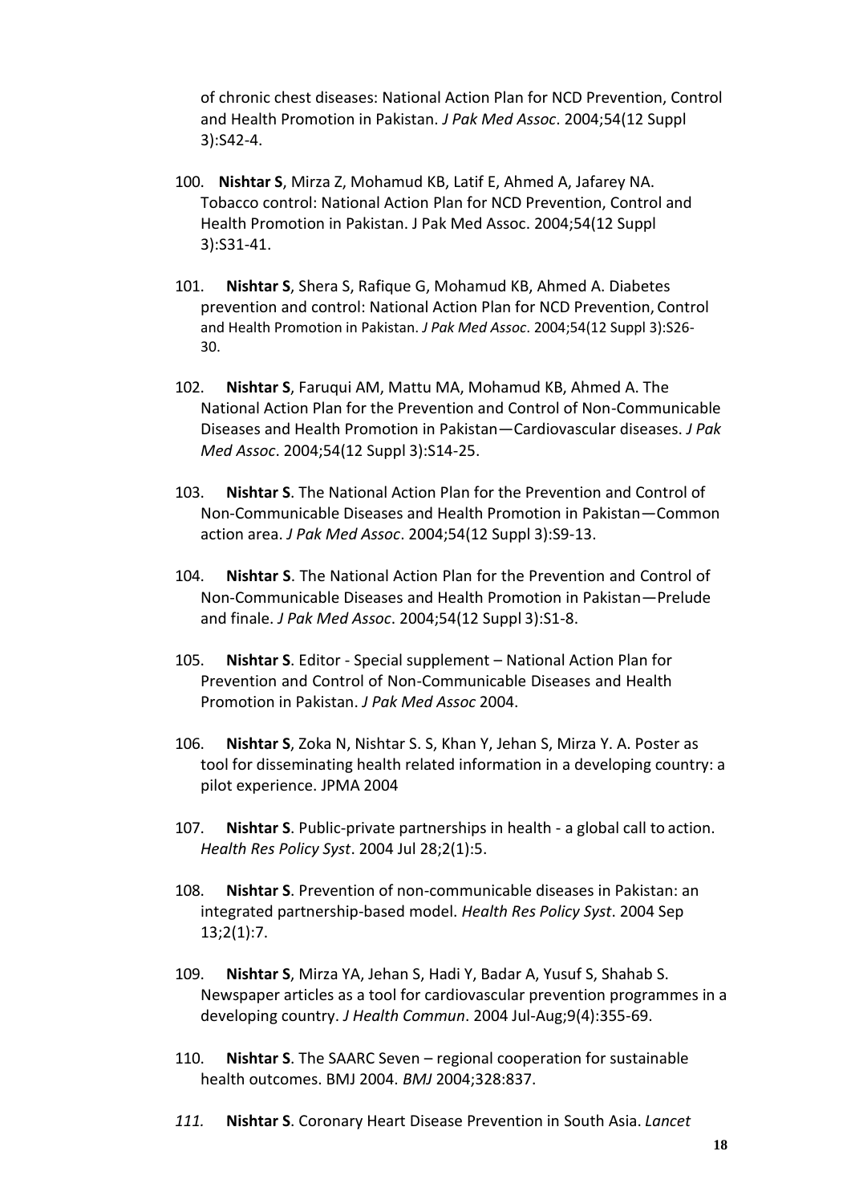of chronic chest diseases: National Action Plan for NCD Prevention, Control and Health Promotion in Pakistan. *J Pak Med Assoc*. 2004;54(12 Suppl 3):S42-4.

100. **Nishtar S**, Mirza Z, Mohamud KB, Latif E, Ahmed A, Jafarey NA. Tobacco control: National Action Plan for NCD Prevention, Control and Health Promotion in Pakistan. J Pak Med Assoc. 2004;54(12 Suppl 3):S31-41.

101. **Nishtar S**, Shera S, Rafique G, Mohamud KB, Ahmed A. Diabetes prevention and control: National Action Plan for NCD Prevention, Control and Health Promotion in Pakistan. *J Pak Med Assoc*. 2004;54(12 Suppl 3):S26-30.

102. **Nishtar S**, Faruqui AM, Mattu MA, Mohamud KB, Ahmed A. The National Action Plan for the Prevention and Control of Non-Communicable Diseases and Health Promotion in Pakistan—Cardiovascular diseases. *J Pak Med Assoc*. 2004;54(12 Suppl 3):S14-25.

103. **Nishtar S**. The National Action Plan for the Prevention and Control of Non-Communicable Diseases and Health Promotion in Pakistan—Common action area. *J Pak Med Assoc*. 2004;54(12 Suppl 3):S9-13.

104. **Nishtar S**. The National Action Plan for the Prevention and Control of Non-Communicable Diseases and Health Promotion in Pakistan—Prelude and finale. *J Pak Med Assoc*. 2004;54(12 Suppl 3):S1-8.

105. **Nishtar S**. Editor - Special supplement – National Action Plan for Prevention and Control of Non-Communicable Diseases and Health Promotion in Pakistan. *J Pak Med Assoc* 2004.

106. **Nishtar S**, Zoka N, Nishtar S. S, Khan Y, Jehan S, Mirza Y. A. Poster as tool for disseminating health related information in a developing country: a pilot experience. JPMA 2004

107. **Nishtar S**. Public-private partnerships in health - a global call to action. *Health Res Policy Syst*. 2004 Jul 28;2(1):5.

108. **Nishtar S**. Prevention of non-communicable diseases in Pakistan: an integrated partnership-based model. *Health Res Policy Syst*. 2004 Sep 13;2(1):7.

109. **Nishtar S**, Mirza YA, Jehan S, Hadi Y, Badar A, Yusuf S, Shahab S. Newspaper articles as a tool for cardiovascular prevention programmes in a developing country. *J Health Commun*. 2004 Jul-Aug;9(4):355-69.

110. **Nishtar S**. The SAARC Seven – regional cooperation for sustainable health outcomes. BMJ 2004. *BMJ* 2004;328:837.

*111.* **Nishtar S**. Coronary Heart Disease Prevention in South Asia. *Lancet*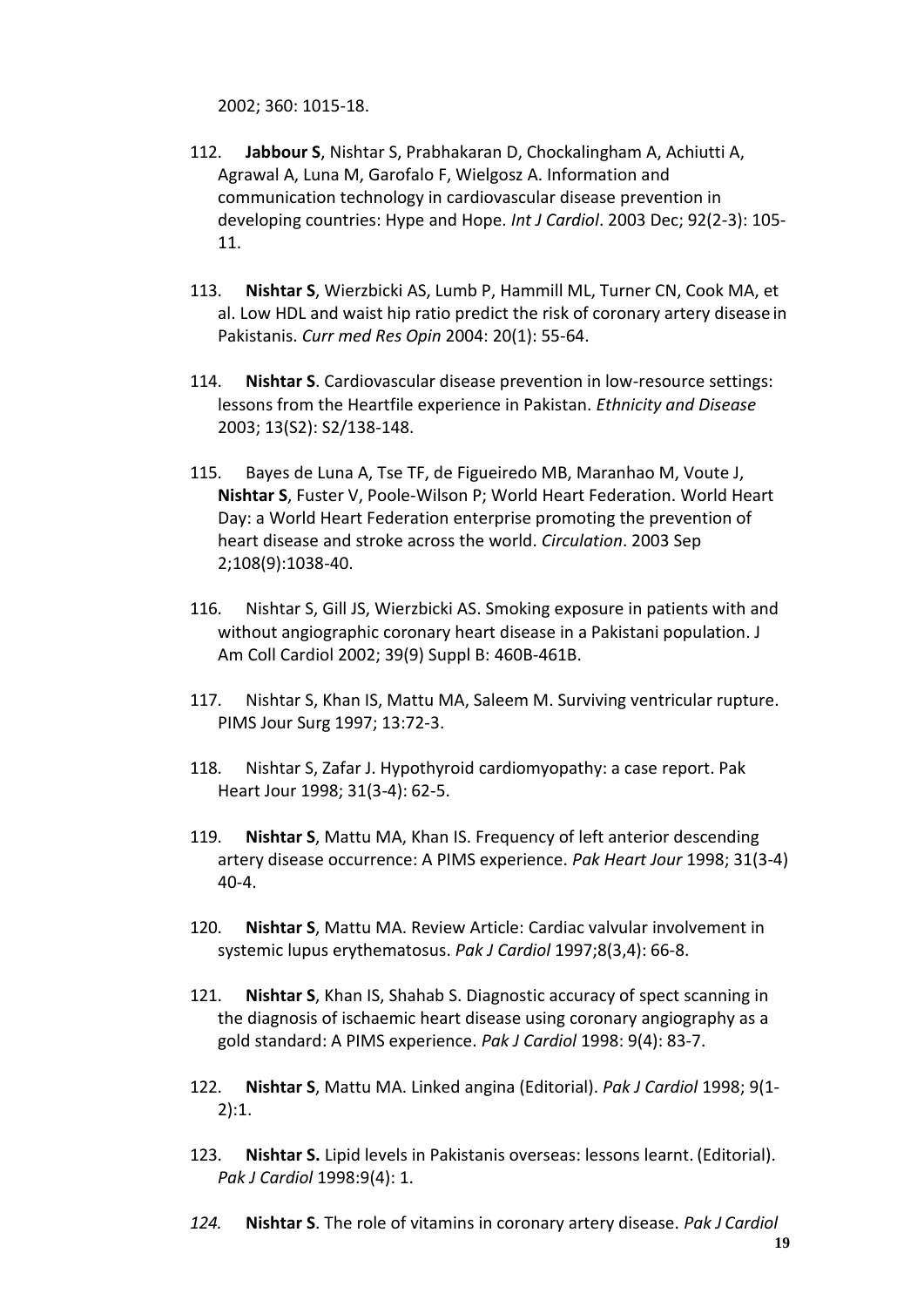2002; 360: 1015-18.

112. **Jabbour S**, Nishtar S, Prabhakaran D, Chockalingham A, Achiutti A, Agrawal A, Luna M, Garofalo F, Wielgosz A. Information and communication technology in cardiovascular disease prevention in developing countries: Hype and Hope. *Int J Cardiol*. 2003 Dec; 92(2-3): 105-11.

113. **Nishtar S**, Wierzbicki AS, Lumb P, Hammill ML, Turner CN, Cook MA, et al. Low HDL and waist hip ratio predict the risk of coronary artery disease in Pakistanis. *Curr med Res Opin* 2004: 20(1): 55-64.

114. **Nishtar S**. Cardiovascular disease prevention in low-resource settings: lessons from the Heartfile experience in Pakistan. *Ethnicity and Disease* 2003; 13(S2): S2/138-148.

115. Bayes de Luna A, Tse TF, de Figueiredo MB, Maranhao M, Voute J, **Nishtar S**, Fuster V, Poole-Wilson P; World Heart Federation. World Heart Day: a World Heart Federation enterprise promoting the prevention of heart disease and stroke across the world. *Circulation*. 2003 Sep 2;108(9):1038-40.

116. Nishtar S, Gill JS, Wierzbicki AS. Smoking exposure in patients with and without angiographic coronary heart disease in a Pakistani population. J Am Coll Cardiol 2002; 39(9) Suppl B: 460B-461B.

117. Nishtar S, Khan IS, Mattu MA, Saleem M. Surviving ventricular rupture. PIMS Jour Surg 1997; 13:72-3.

118. Nishtar S, Zafar J. Hypothyroid cardiomyopathy: a case report. Pak Heart Jour 1998; 31(3-4): 62-5.

119. **Nishtar S**, Mattu MA, Khan IS. Frequency of left anterior descending artery disease occurrence: A PIMS experience. *Pak Heart Jour* 1998; 31(3-4) 40-4.

120. **Nishtar S**, Mattu MA. Review Article: Cardiac valvular involvement in systemic lupus erythematosus. *Pak J Cardiol* 1997;8(3,4): 66-8.

121. **Nishtar S**, Khan IS, Shahab S. Diagnostic accuracy of spect scanning in the diagnosis of ischaemic heart disease using coronary angiography as a gold standard: A PIMS experience. *Pak J Cardiol* 1998: 9(4): 83-7.

122. **Nishtar S**, Mattu MA. Linked angina (Editorial). *Pak J Cardiol* 1998; 9(1-2):1.

123. **Nishtar S.** Lipid levels in Pakistanis overseas: lessons learnt. (Editorial). *Pak J Cardiol* 1998:9(4): 1.

*124.* **Nishtar S**. The role of vitamins in coronary artery disease. *Pak J Cardiol*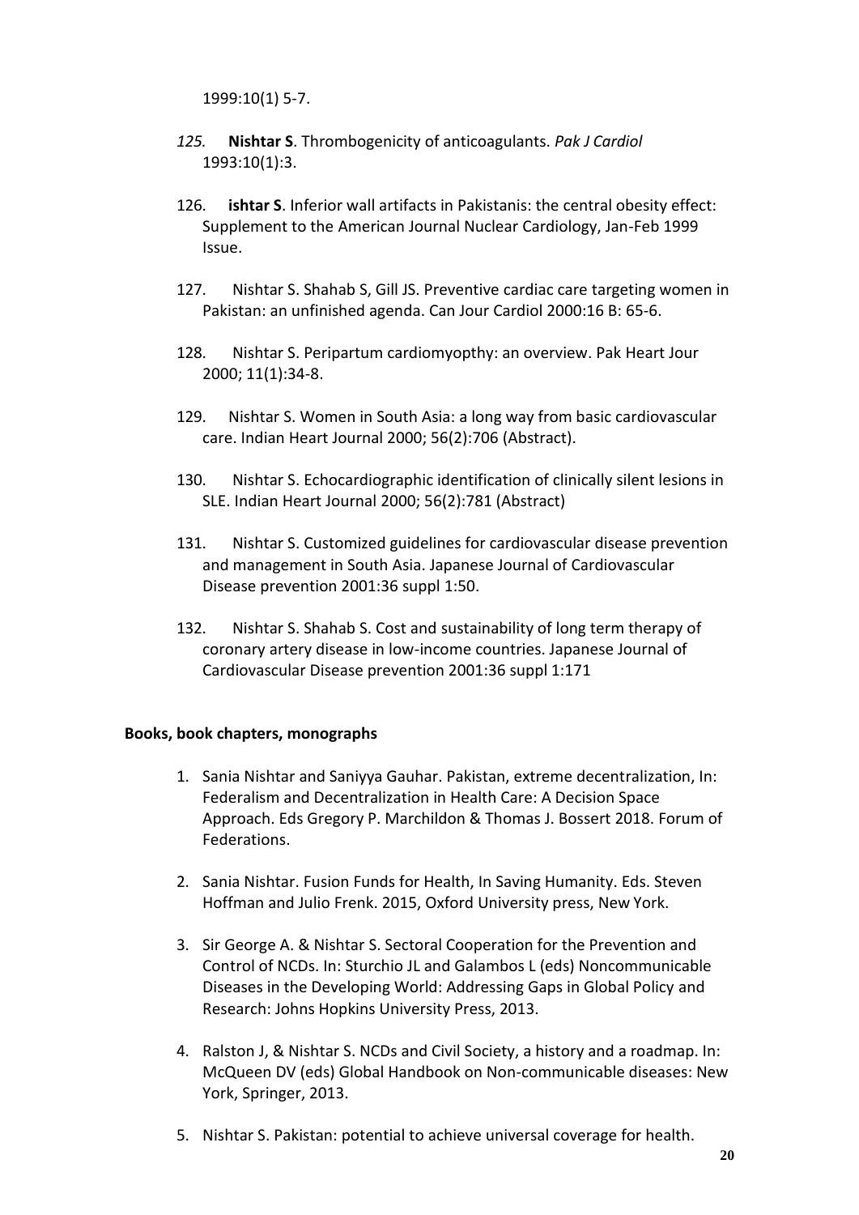1999:10(1) 5-7.

125. **Nishtar S**. Thrombogenicity of anticoagulants. *Pak J Cardiol* 1993:10(1):3.

126. **ishtar S**. Inferior wall artifacts in Pakistanis: the central obesity effect: Supplement to the American Journal Nuclear Cardiology, Jan-Feb 1999 Issue.

127. Nishtar S. Shahab S, Gill JS. Preventive cardiac care targeting women in Pakistan: an unfinished agenda. Can Jour Cardiol 2000:16 B: 65-6.

128. Nishtar S. Peripartum cardiomyopthy: an overview. Pak Heart Jour 2000; 11(1):34-8.

129. Nishtar S. Women in South Asia: a long way from basic cardiovascular care. Indian Heart Journal 2000; 56(2):706 (Abstract).

130. Nishtar S. Echocardiographic identification of clinically silent lesions in SLE. Indian Heart Journal 2000; 56(2):781 (Abstract)

131. Nishtar S. Customized guidelines for cardiovascular disease prevention and management in South Asia. Japanese Journal of Cardiovascular Disease prevention 2001:36 suppl 1:50.

132. Nishtar S. Shahab S. Cost and sustainability of long term therapy of coronary artery disease in low-income countries. Japanese Journal of Cardiovascular Disease prevention 2001:36 suppl 1:171

**Books, book chapters, monographs**

1. Sania Nishtar and Saniyya Gauhar. Pakistan, extreme decentralization, In: Federalism and Decentralization in Health Care: A Decision Space Approach. Eds Gregory P. Marchildon & Thomas J. Bossert 2018. Forum of Federations.
2. Sania Nishtar. Fusion Funds for Health, In Saving Humanity. Eds. Steven Hoffman and Julio Frenk. 2015, Oxford University press, New York.
3. Sir George A. & Nishtar S. Sectoral Cooperation for the Prevention and Control of NCDs. In: Sturchio JL and Galambos L (eds) Noncommunicable Diseases in the Developing World: Addressing Gaps in Global Policy and Research: Johns Hopkins University Press, 2013.
4. Ralston J, & Nishtar S. NCDs and Civil Society, a history and a roadmap. In: McQueen DV (eds) Global Handbook on Non-communicable diseases: New York, Springer, 2013.
5. Nishtar S. Pakistan: potential to achieve universal coverage for health.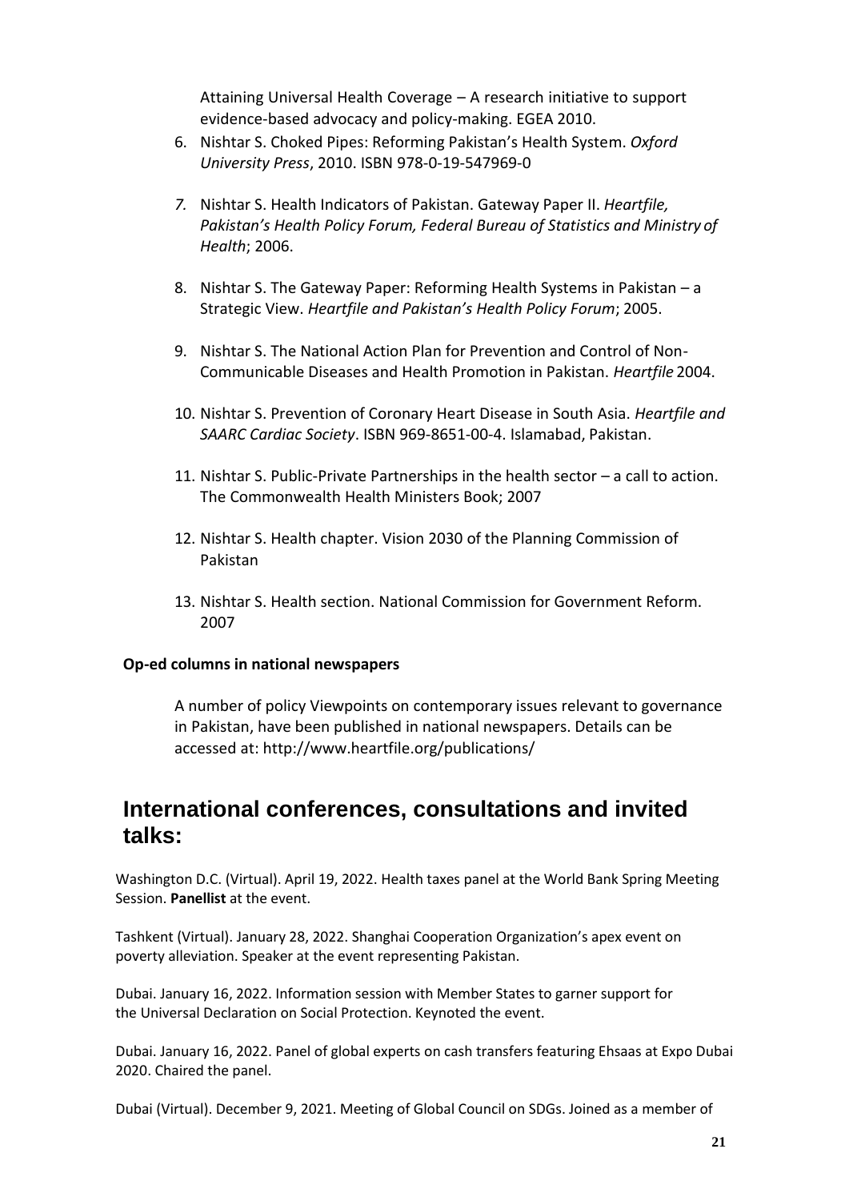Attaining Universal Health Coverage – A research initiative to support evidence-based advocacy and policy-making. EGEA 2010.

6. Nishtar S. Choked Pipes: Reforming Pakistan's Health System. *Oxford University Press*, 2010. ISBN 978-0-19-547969-0

7. Nishtar S. Health Indicators of Pakistan. Gateway Paper II. *Heartfile, Pakistan's Health Policy Forum, Federal Bureau of Statistics and Ministry of Health*; 2006.

8. Nishtar S. The Gateway Paper: Reforming Health Systems in Pakistan – a Strategic View. *Heartfile and Pakistan's Health Policy Forum*; 2005.

9. Nishtar S. The National Action Plan for Prevention and Control of Non-Communicable Diseases and Health Promotion in Pakistan. *Heartfile* 2004.

10. Nishtar S. Prevention of Coronary Heart Disease in South Asia. *Heartfile and SAARC Cardiac Society*. ISBN 969-8651-00-4. Islamabad, Pakistan.

11. Nishtar S. Public-Private Partnerships in the health sector – a call to action. The Commonwealth Health Ministers Book; 2007

12. Nishtar S. Health chapter. Vision 2030 of the Planning Commission of Pakistan

13. Nishtar S. Health section. National Commission for Government Reform. 2007

**Op-ed columns in national newspapers**

A number of policy Viewpoints on contemporary issues relevant to governance in Pakistan, have been published in national newspapers. Details can be accessed at: http://www.heartfile.org/publications/

## International conferences, consultations and invited talks:

Washington D.C. (Virtual). April 19, 2022. Health taxes panel at the World Bank Spring Meeting Session. **Panellist** at the event.

Tashkent (Virtual). January 28, 2022. Shanghai Cooperation Organization's apex event on poverty alleviation. Speaker at the event representing Pakistan.

Dubai. January 16, 2022. Information session with Member States to garner support for the Universal Declaration on Social Protection. Keynoted the event.

Dubai. January 16, 2022. Panel of global experts on cash transfers featuring Ehsaas at Expo Dubai 2020. Chaired the panel.

Dubai (Virtual). December 9, 2021. Meeting of Global Council on SDGs. Joined as a member of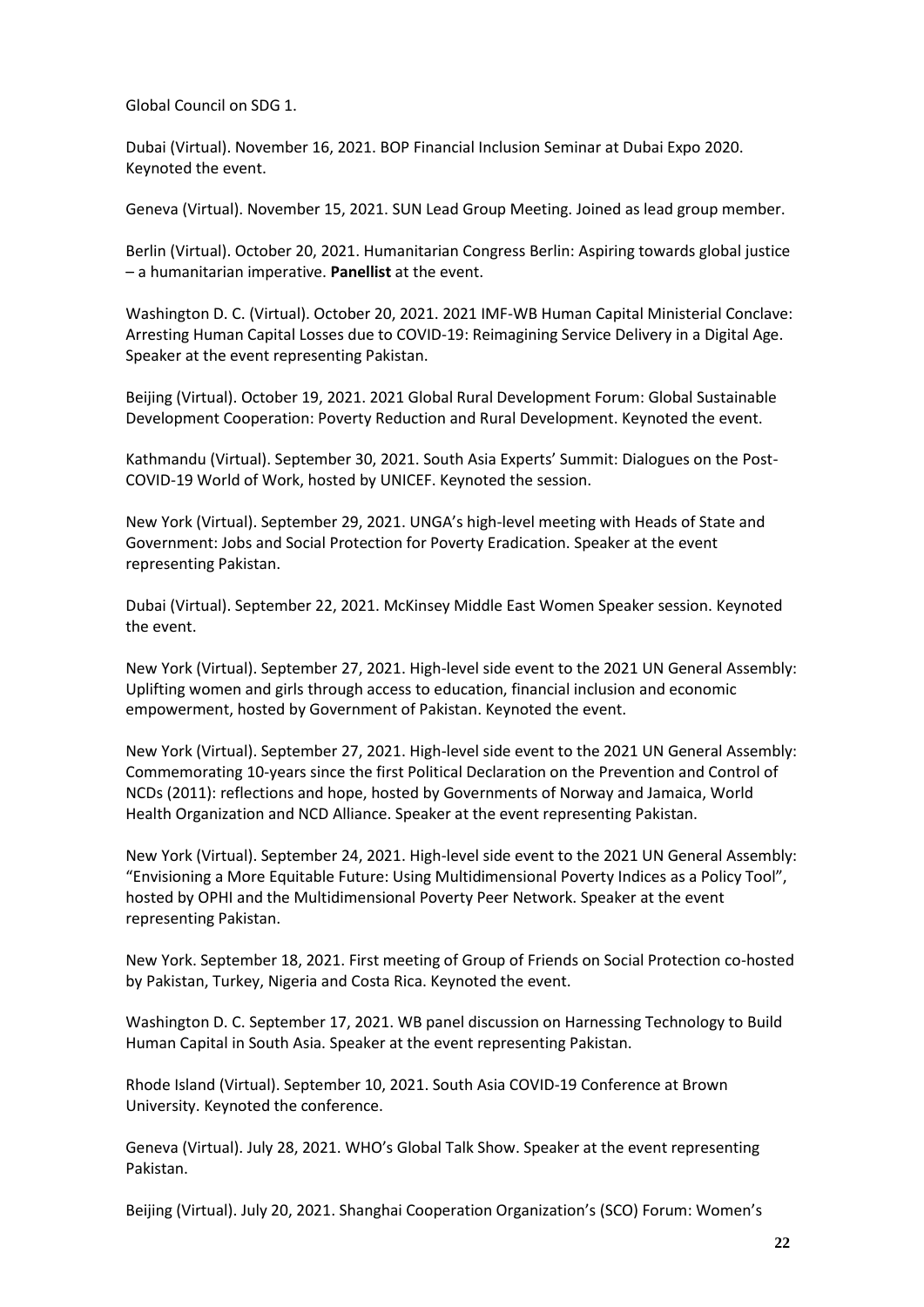Global Council on SDG 1.

Dubai (Virtual). November 16, 2021. BOP Financial Inclusion Seminar at Dubai Expo 2020. Keynoted the event.

Geneva (Virtual). November 15, 2021. SUN Lead Group Meeting. Joined as lead group member.

Berlin (Virtual). October 20, 2021. Humanitarian Congress Berlin: Aspiring towards global justice – a humanitarian imperative. **Panellist** at the event.

Washington D. C. (Virtual). October 20, 2021. 2021 IMF-WB Human Capital Ministerial Conclave: Arresting Human Capital Losses due to COVID-19: Reimagining Service Delivery in a Digital Age. Speaker at the event representing Pakistan.

Beijing (Virtual). October 19, 2021. 2021 Global Rural Development Forum: Global Sustainable Development Cooperation: Poverty Reduction and Rural Development. Keynoted the event.

Kathmandu (Virtual). September 30, 2021. South Asia Experts' Summit: Dialogues on the Post-COVID-19 World of Work, hosted by UNICEF. Keynoted the session.

New York (Virtual). September 29, 2021. UNGA's high-level meeting with Heads of State and Government: Jobs and Social Protection for Poverty Eradication. Speaker at the event representing Pakistan.

Dubai (Virtual). September 22, 2021. McKinsey Middle East Women Speaker session. Keynoted the event.

New York (Virtual). September 27, 2021. High-level side event to the 2021 UN General Assembly: Uplifting women and girls through access to education, financial inclusion and economic empowerment, hosted by Government of Pakistan. Keynoted the event.

New York (Virtual). September 27, 2021. High-level side event to the 2021 UN General Assembly: Commemorating 10-years since the first Political Declaration on the Prevention and Control of NCDs (2011): reflections and hope, hosted by Governments of Norway and Jamaica, World Health Organization and NCD Alliance. Speaker at the event representing Pakistan.

New York (Virtual). September 24, 2021. High-level side event to the 2021 UN General Assembly: "Envisioning a More Equitable Future: Using Multidimensional Poverty Indices as a Policy Tool", hosted by OPHI and the Multidimensional Poverty Peer Network. Speaker at the event representing Pakistan.

New York. September 18, 2021. First meeting of Group of Friends on Social Protection co-hosted by Pakistan, Turkey, Nigeria and Costa Rica. Keynoted the event.

Washington D. C. September 17, 2021. WB panel discussion on Harnessing Technology to Build Human Capital in South Asia. Speaker at the event representing Pakistan.

Rhode Island (Virtual). September 10, 2021. South Asia COVID-19 Conference at Brown University. Keynoted the conference.

Geneva (Virtual). July 28, 2021. WHO's Global Talk Show. Speaker at the event representing Pakistan.

Beijing (Virtual). July 20, 2021. Shanghai Cooperation Organization's (SCO) Forum: Women's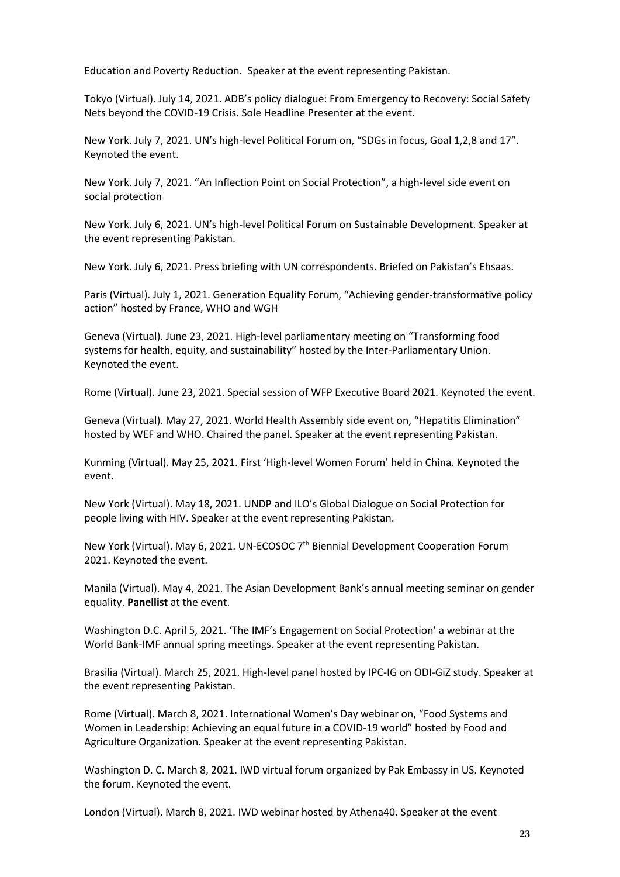Education and Poverty Reduction. Speaker at the event representing Pakistan.

Tokyo (Virtual). July 14, 2021. ADB's policy dialogue: From Emergency to Recovery: Social Safety Nets beyond the COVID-19 Crisis. Sole Headline Presenter at the event.

New York. July 7, 2021. UN's high-level Political Forum on, "SDGs in focus, Goal 1,2,8 and 17". Keynoted the event.

New York. July 7, 2021. "An Inflection Point on Social Protection", a high-level side event on social protection

New York. July 6, 2021. UN's high-level Political Forum on Sustainable Development. Speaker at the event representing Pakistan.

New York. July 6, 2021. Press briefing with UN correspondents. Briefed on Pakistan's Ehsaas.

Paris (Virtual). July 1, 2021. Generation Equality Forum, "Achieving gender-transformative policy action" hosted by France, WHO and WGH

Geneva (Virtual). June 23, 2021. High-level parliamentary meeting on "Transforming food systems for health, equity, and sustainability" hosted by the Inter-Parliamentary Union. Keynoted the event.

Rome (Virtual). June 23, 2021. Special session of WFP Executive Board 2021. Keynoted the event.

Geneva (Virtual). May 27, 2021. World Health Assembly side event on, "Hepatitis Elimination" hosted by WEF and WHO. Chaired the panel. Speaker at the event representing Pakistan.

Kunming (Virtual). May 25, 2021. First 'High-level Women Forum' held in China. Keynoted the event.

New York (Virtual). May 18, 2021. UNDP and ILO's Global Dialogue on Social Protection for people living with HIV. Speaker at the event representing Pakistan.

New York (Virtual). May 6, 2021. UN-ECOSOC 7th Biennial Development Cooperation Forum 2021. Keynoted the event.

Manila (Virtual). May 4, 2021. The Asian Development Bank's annual meeting seminar on gender equality. **Panellist** at the event.

Washington D.C. April 5, 2021. 'The IMF's Engagement on Social Protection' a webinar at the World Bank-IMF annual spring meetings. Speaker at the event representing Pakistan.

Brasilia (Virtual). March 25, 2021. High-level panel hosted by IPC-IG on ODI-GiZ study. Speaker at the event representing Pakistan.

Rome (Virtual). March 8, 2021. International Women's Day webinar on, "Food Systems and Women in Leadership: Achieving an equal future in a COVID-19 world" hosted by Food and Agriculture Organization. Speaker at the event representing Pakistan.

Washington D. C. March 8, 2021. IWD virtual forum organized by Pak Embassy in US. Keynoted the forum. Keynoted the event.

London (Virtual). March 8, 2021. IWD webinar hosted by Athena40. Speaker at the event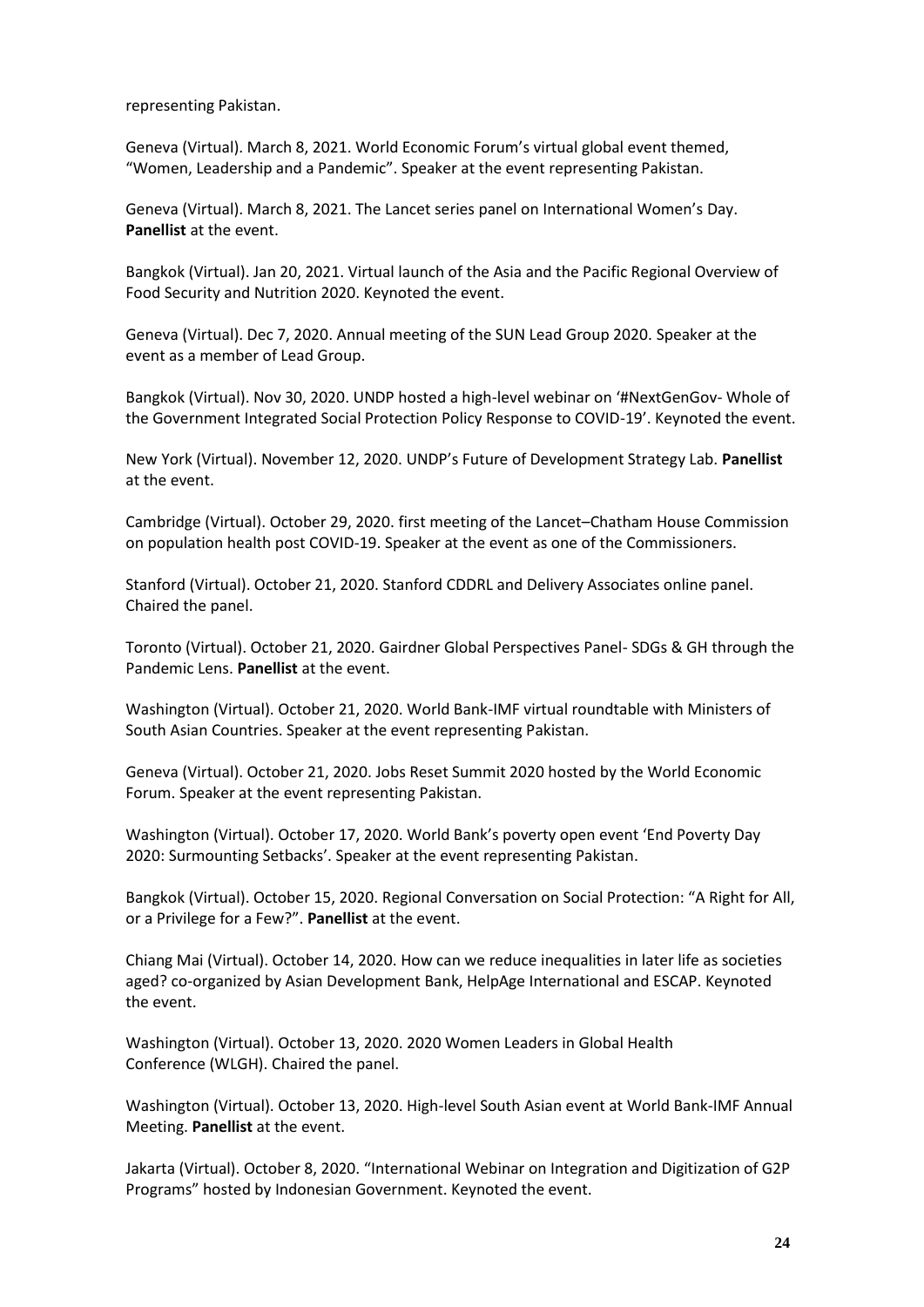representing Pakistan.

Geneva (Virtual). March 8, 2021. World Economic Forum's virtual global event themed, "Women, Leadership and a Pandemic". Speaker at the event representing Pakistan.

Geneva (Virtual). March 8, 2021. The Lancet series panel on International Women's Day. **Panellist** at the event.

Bangkok (Virtual). Jan 20, 2021. Virtual launch of the Asia and the Pacific Regional Overview of Food Security and Nutrition 2020. Keynoted the event.

Geneva (Virtual). Dec 7, 2020. Annual meeting of the SUN Lead Group 2020. Speaker at the event as a member of Lead Group.

Bangkok (Virtual). Nov 30, 2020. UNDP hosted a high-level webinar on '#NextGenGov- Whole of the Government Integrated Social Protection Policy Response to COVID-19'. Keynoted the event.

New York (Virtual). November 12, 2020. UNDP's Future of Development Strategy Lab. **Panellist** at the event.

Cambridge (Virtual). October 29, 2020. first meeting of the Lancet–Chatham House Commission on population health post COVID-19. Speaker at the event as one of the Commissioners.

Stanford (Virtual). October 21, 2020. Stanford CDDRL and Delivery Associates online panel. Chaired the panel.

Toronto (Virtual). October 21, 2020. Gairdner Global Perspectives Panel- SDGs & GH through the Pandemic Lens. **Panellist** at the event.

Washington (Virtual). October 21, 2020. World Bank-IMF virtual roundtable with Ministers of South Asian Countries. Speaker at the event representing Pakistan.

Geneva (Virtual). October 21, 2020. Jobs Reset Summit 2020 hosted by the World Economic Forum. Speaker at the event representing Pakistan.

Washington (Virtual). October 17, 2020. World Bank's poverty open event 'End Poverty Day 2020: Surmounting Setbacks'. Speaker at the event representing Pakistan.

Bangkok (Virtual). October 15, 2020. Regional Conversation on Social Protection: "A Right for All, or a Privilege for a Few?". **Panellist** at the event.

Chiang Mai (Virtual). October 14, 2020. How can we reduce inequalities in later life as societies aged? co-organized by Asian Development Bank, HelpAge International and ESCAP. Keynoted the event.

Washington (Virtual). October 13, 2020. 2020 Women Leaders in Global Health Conference (WLGH). Chaired the panel.

Washington (Virtual). October 13, 2020. High-level South Asian event at World Bank-IMF Annual Meeting. **Panellist** at the event.

Jakarta (Virtual). October 8, 2020. "International Webinar on Integration and Digitization of G2P Programs" hosted by Indonesian Government. Keynoted the event.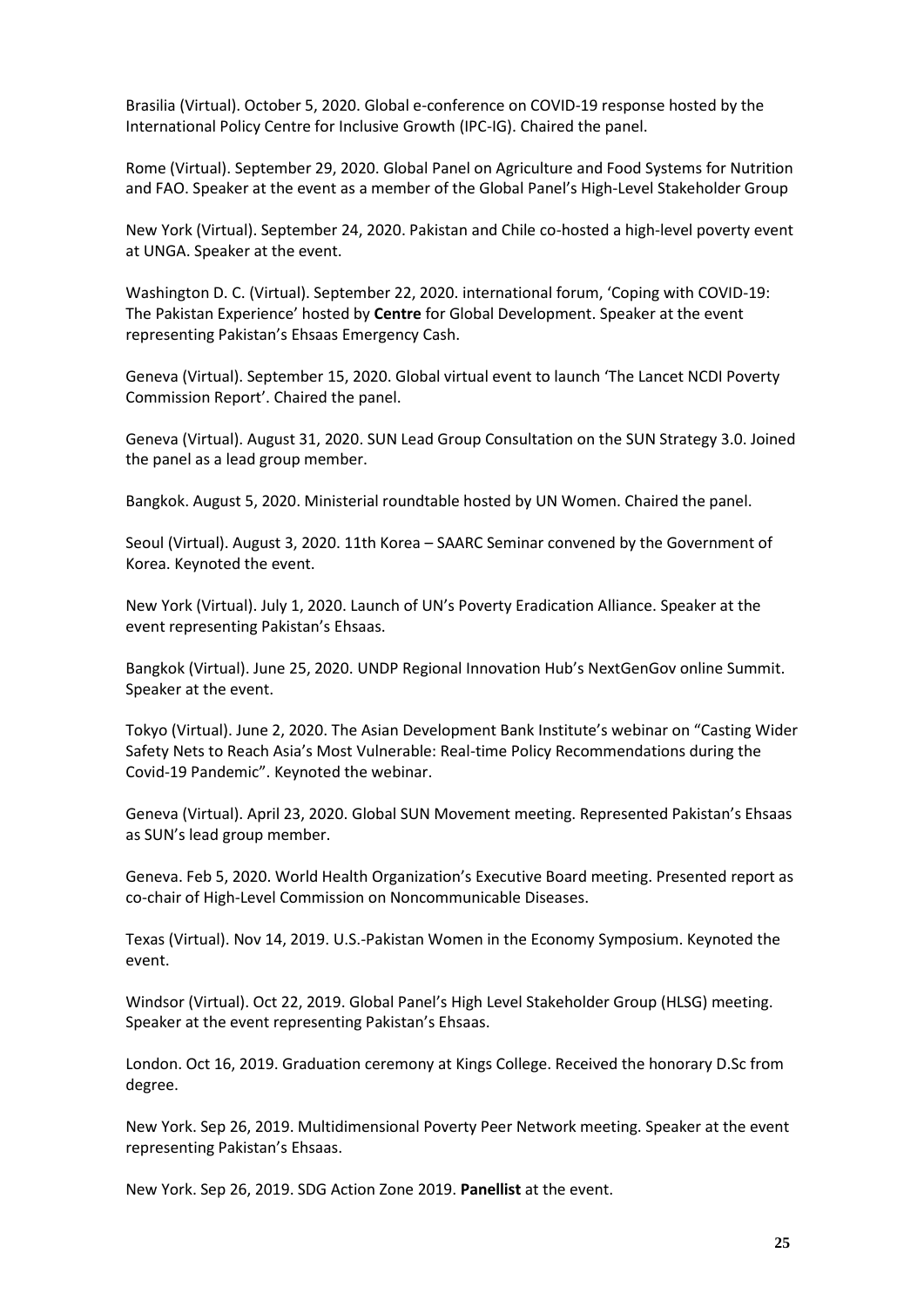Brasilia (Virtual). October 5, 2020. Global e-conference on COVID-19 response hosted by the International Policy Centre for Inclusive Growth (IPC-IG). Chaired the panel.

Rome (Virtual). September 29, 2020. Global Panel on Agriculture and Food Systems for Nutrition and FAO. Speaker at the event as a member of the Global Panel's High-Level Stakeholder Group

New York (Virtual). September 24, 2020. Pakistan and Chile co-hosted a high-level poverty event at UNGA. Speaker at the event.

Washington D. C. (Virtual). September 22, 2020. international forum, 'Coping with COVID-19: The Pakistan Experience' hosted by **Centre** for Global Development. Speaker at the event representing Pakistan's Ehsaas Emergency Cash.

Geneva (Virtual). September 15, 2020. Global virtual event to launch 'The Lancet NCDI Poverty Commission Report'. Chaired the panel.

Geneva (Virtual). August 31, 2020. SUN Lead Group Consultation on the SUN Strategy 3.0. Joined the panel as a lead group member.

Bangkok. August 5, 2020. Ministerial roundtable hosted by UN Women. Chaired the panel.

Seoul (Virtual). August 3, 2020. 11th Korea – SAARC Seminar convened by the Government of Korea. Keynoted the event.

New York (Virtual). July 1, 2020. Launch of UN's Poverty Eradication Alliance. Speaker at the event representing Pakistan's Ehsaas.

Bangkok (Virtual). June 25, 2020. UNDP Regional Innovation Hub's NextGenGov online Summit. Speaker at the event.

Tokyo (Virtual). June 2, 2020. The Asian Development Bank Institute's webinar on "Casting Wider Safety Nets to Reach Asia's Most Vulnerable: Real-time Policy Recommendations during the Covid-19 Pandemic". Keynoted the webinar.

Geneva (Virtual). April 23, 2020. Global SUN Movement meeting. Represented Pakistan's Ehsaas as SUN's lead group member.

Geneva. Feb 5, 2020. World Health Organization's Executive Board meeting. Presented report as co-chair of High-Level Commission on Noncommunicable Diseases.

Texas (Virtual). Nov 14, 2019. U.S.-Pakistan Women in the Economy Symposium. Keynoted the event.

Windsor (Virtual). Oct 22, 2019. Global Panel's High Level Stakeholder Group (HLSG) meeting. Speaker at the event representing Pakistan's Ehsaas.

London. Oct 16, 2019. Graduation ceremony at Kings College. Received the honorary D.Sc from degree.

New York. Sep 26, 2019. Multidimensional Poverty Peer Network meeting. Speaker at the event representing Pakistan's Ehsaas.

New York. Sep 26, 2019. SDG Action Zone 2019. **Panellist** at the event.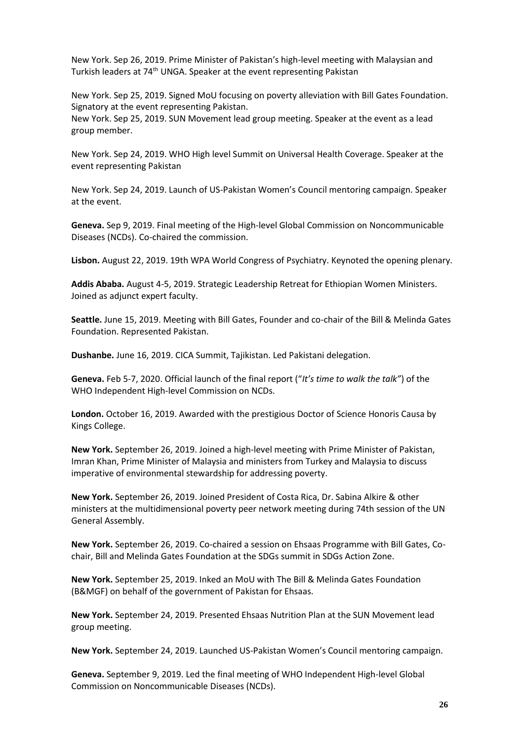New York. Sep 26, 2019. Prime Minister of Pakistan's high-level meeting with Malaysian and Turkish leaders at 74th UNGA. Speaker at the event representing Pakistan

New York. Sep 25, 2019. Signed MoU focusing on poverty alleviation with Bill Gates Foundation. Signatory at the event representing Pakistan.
New York. Sep 25, 2019. SUN Movement lead group meeting. Speaker at the event as a lead group member.

New York. Sep 24, 2019. WHO High level Summit on Universal Health Coverage. Speaker at the event representing Pakistan

New York. Sep 24, 2019. Launch of US-Pakistan Women's Council mentoring campaign. Speaker at the event.

**Geneva.** Sep 9, 2019. Final meeting of the High-level Global Commission on Noncommunicable Diseases (NCDs). Co-chaired the commission.

**Lisbon.** August 22, 2019. 19th WPA World Congress of Psychiatry. Keynoted the opening plenary.

**Addis Ababa.** August 4-5, 2019. Strategic Leadership Retreat for Ethiopian Women Ministers. Joined as adjunct expert faculty.

**Seattle.** June 15, 2019. Meeting with Bill Gates, Founder and co-chair of the Bill & Melinda Gates Foundation. Represented Pakistan.

**Dushanbe.** June 16, 2019. CICA Summit, Tajikistan. Led Pakistani delegation.

**Geneva.** Feb 5-7, 2020. Official launch of the final report ("*It's time to walk the talk"*) of the WHO Independent High-level Commission on NCDs.

**London.** October 16, 2019. Awarded with the prestigious Doctor of Science Honoris Causa by Kings College.

**New York.** September 26, 2019. Joined a high-level meeting with Prime Minister of Pakistan, Imran Khan, Prime Minister of Malaysia and ministers from Turkey and Malaysia to discuss imperative of environmental stewardship for addressing poverty.

**New York.** September 26, 2019. Joined President of Costa Rica, Dr. Sabina Alkire & other ministers at the multidimensional poverty peer network meeting during 74th session of the UN General Assembly.

**New York.** September 26, 2019. Co-chaired a session on Ehsaas Programme with Bill Gates, Co-chair, Bill and Melinda Gates Foundation at the SDGs summit in SDGs Action Zone.

**New York.** September 25, 2019. Inked an MoU with The Bill & Melinda Gates Foundation (B&MGF) on behalf of the government of Pakistan for Ehsaas.

**New York.** September 24, 2019. Presented Ehsaas Nutrition Plan at the SUN Movement lead group meeting.

**New York.** September 24, 2019. Launched US-Pakistan Women's Council mentoring campaign.

**Geneva.** September 9, 2019. Led the final meeting of WHO Independent High-level Global Commission on Noncommunicable Diseases (NCDs).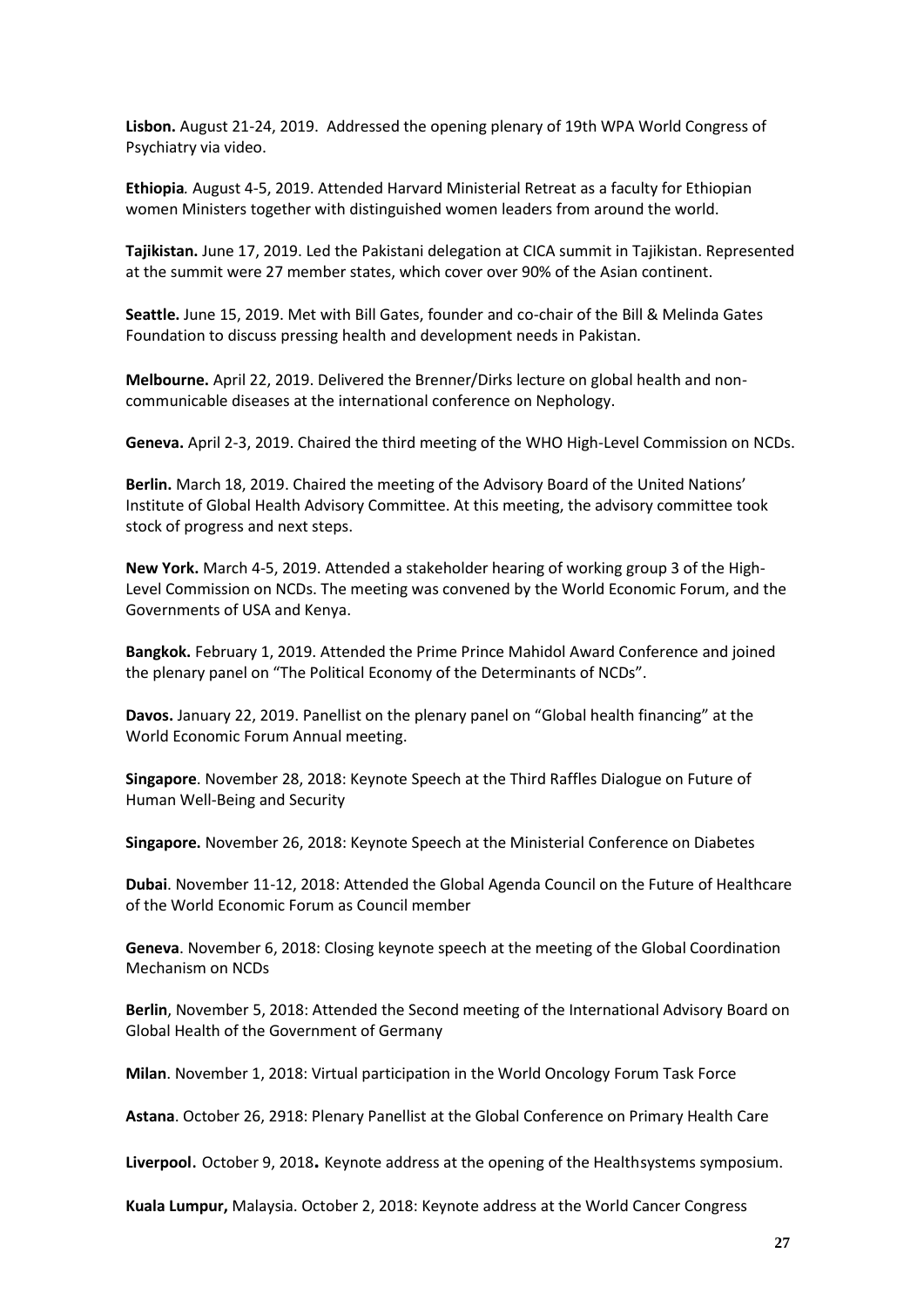**Lisbon.** August 21-24, 2019. Addressed the opening plenary of 19th WPA World Congress of Psychiatry via video.

**Ethiopia***.* August 4-5, 2019. Attended Harvard Ministerial Retreat as a faculty for Ethiopian women Ministers together with distinguished women leaders from around the world.

**Tajikistan.** June 17, 2019. Led the Pakistani delegation at CICA summit in Tajikistan. Represented at the summit were 27 member states, which cover over 90% of the Asian continent.

**Seattle.** June 15, 2019. Met with Bill Gates, founder and co-chair of the Bill & Melinda Gates Foundation to discuss pressing health and development needs in Pakistan.

**Melbourne.** April 22, 2019. Delivered the Brenner/Dirks lecture on global health and non-communicable diseases at the international conference on Nephology.

**Geneva.** April 2-3, 2019. Chaired the third meeting of the WHO High-Level Commission on NCDs.

**Berlin.** March 18, 2019. Chaired the meeting of the Advisory Board of the United Nations' Institute of Global Health Advisory Committee. At this meeting, the advisory committee took stock of progress and next steps.

**New York.** March 4-5, 2019. Attended a stakeholder hearing of working group 3 of the High-Level Commission on NCDs. The meeting was convened by the World Economic Forum, and the Governments of USA and Kenya.

**Bangkok.** February 1, 2019. Attended the Prime Prince Mahidol Award Conference and joined the plenary panel on "The Political Economy of the Determinants of NCDs".

**Davos.** January 22, 2019. Panellist on the plenary panel on "Global health financing" at the World Economic Forum Annual meeting.

**Singapore**. November 28, 2018: Keynote Speech at the Third Raffles Dialogue on Future of Human Well-Being and Security

**Singapore.** November 26, 2018: Keynote Speech at the Ministerial Conference on Diabetes

**Dubai**. November 11-12, 2018: Attended the Global Agenda Council on the Future of Healthcare of the World Economic Forum as Council member

**Geneva**. November 6, 2018: Closing keynote speech at the meeting of the Global Coordination Mechanism on NCDs

**Berlin**, November 5, 2018: Attended the Second meeting of the International Advisory Board on Global Health of the Government of Germany

**Milan**. November 1, 2018: Virtual participation in the World Oncology Forum Task Force

**Astana**. October 26, 2918: Plenary Panellist at the Global Conference on Primary Health Care

**Liverpool.** October 9, 2018**.** Keynote address at the opening of the Healthsystems symposium.

**Kuala Lumpur,** Malaysia. October 2, 2018: Keynote address at the World Cancer Congress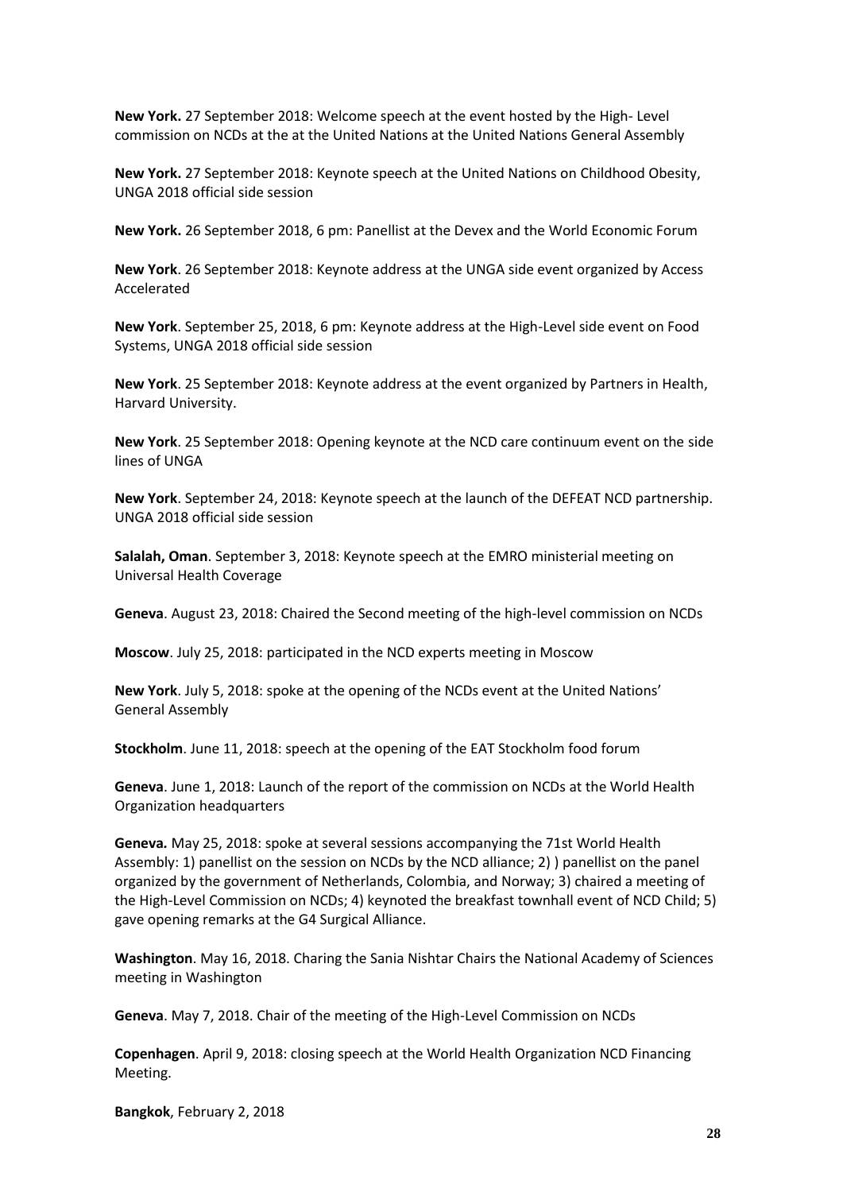**New York.** 27 September 2018: Welcome speech at the event hosted by the High- Level commission on NCDs at the at the United Nations at the United Nations General Assembly

**New York.** 27 September 2018: Keynote speech at the United Nations on Childhood Obesity, UNGA 2018 official side session

**New York.** 26 September 2018, 6 pm: Panellist at the Devex and the World Economic Forum

**New York**. 26 September 2018: Keynote address at the UNGA side event organized by Access Accelerated

**New York**. September 25, 2018, 6 pm: Keynote address at the High-Level side event on Food Systems, UNGA 2018 official side session

**New York**. 25 September 2018: Keynote address at the event organized by Partners in Health, Harvard University.

**New York**. 25 September 2018: Opening keynote at the NCD care continuum event on the side lines of UNGA

**New York**. September 24, 2018: Keynote speech at the launch of the DEFEAT NCD partnership. UNGA 2018 official side session

**Salalah, Oman**. September 3, 2018: Keynote speech at the EMRO ministerial meeting on Universal Health Coverage

**Geneva**. August 23, 2018: Chaired the Second meeting of the high-level commission on NCDs

**Moscow**. July 25, 2018: participated in the NCD experts meeting in Moscow

**New York**. July 5, 2018: spoke at the opening of the NCDs event at the United Nations' General Assembly

**Stockholm**. June 11, 2018: speech at the opening of the EAT Stockholm food forum

**Geneva**. June 1, 2018: Launch of the report of the commission on NCDs at the World Health Organization headquarters

**Geneva.** May 25, 2018: spoke at several sessions accompanying the 71st World Health Assembly: 1) panellist on the session on NCDs by the NCD alliance; 2) ) panellist on the panel organized by the government of Netherlands, Colombia, and Norway; 3) chaired a meeting of the High-Level Commission on NCDs; 4) keynoted the breakfast townhall event of NCD Child; 5) gave opening remarks at the G4 Surgical Alliance.

**Washington**. May 16, 2018. Charing the Sania Nishtar Chairs the National Academy of Sciences meeting in Washington

**Geneva**. May 7, 2018. Chair of the meeting of the High-Level Commission on NCDs

**Copenhagen**. April 9, 2018: closing speech at the World Health Organization NCD Financing Meeting.

**Bangkok**, February 2, 2018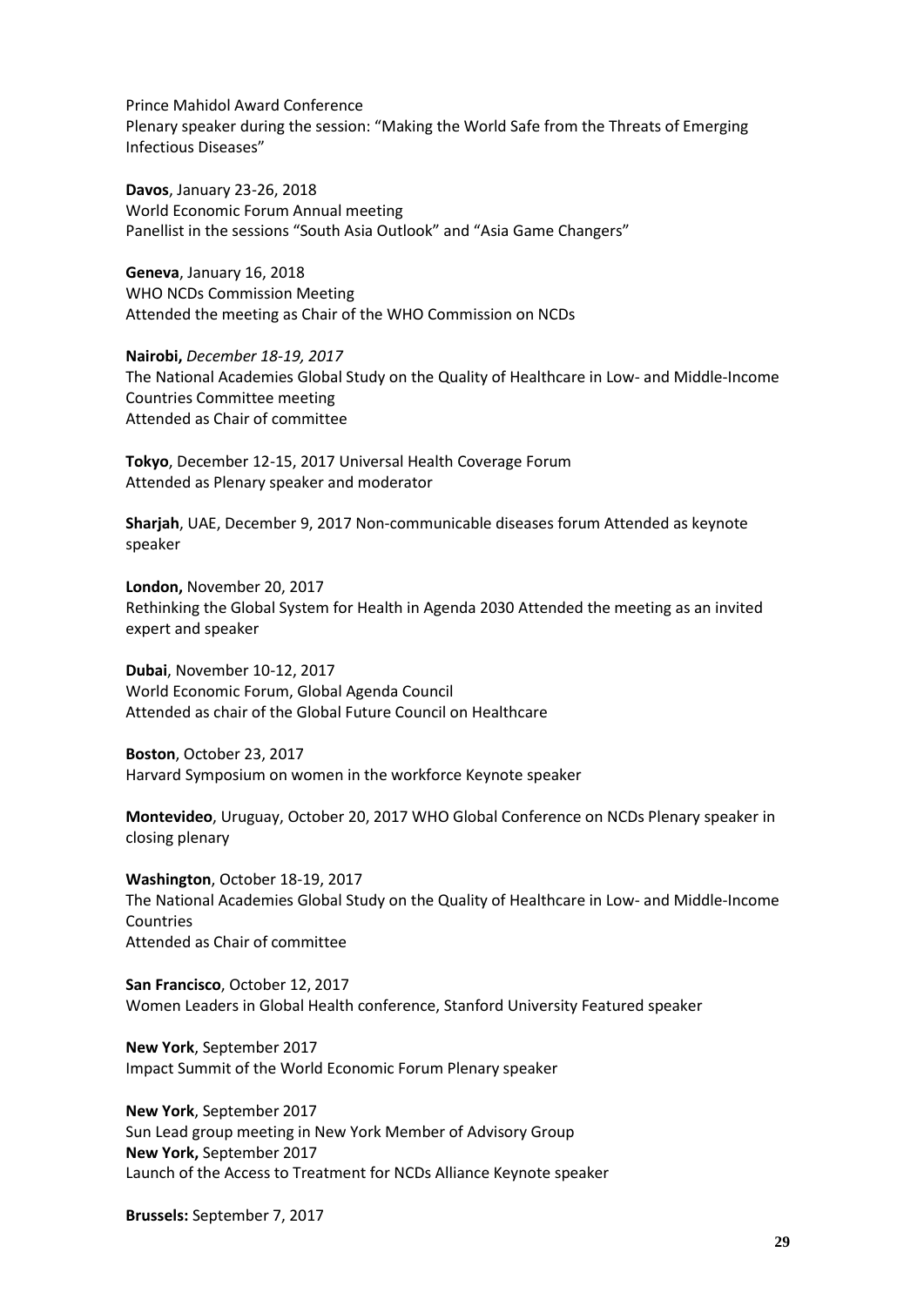Prince Mahidol Award Conference
Plenary speaker during the session: “Making the World Safe from the Threats of Emerging Infectious Diseases”

**Davos**, January 23-26, 2018
World Economic Forum Annual meeting
Panellist in the sessions “South Asia Outlook” and “Asia Game Changers”

**Geneva**, January 16, 2018
WHO NCDs Commission Meeting
Attended the meeting as Chair of the WHO Commission on NCDs

**Nairobi,** *December 18-19, 2017*
The National Academies Global Study on the Quality of Healthcare in Low- and Middle-Income Countries Committee meeting
Attended as Chair of committee

**Tokyo**, December 12-15, 2017 Universal Health Coverage Forum
Attended as Plenary speaker and moderator

**Sharjah**, UAE, December 9, 2017 Non-communicable diseases forum Attended as keynote speaker

**London,** November 20, 2017
Rethinking the Global System for Health in Agenda 2030 Attended the meeting as an invited expert and speaker

**Dubai**, November 10-12, 2017
World Economic Forum, Global Agenda Council
Attended as chair of the Global Future Council on Healthcare

**Boston**, October 23, 2017
Harvard Symposium on women in the workforce Keynote speaker

**Montevideo**, Uruguay, October 20, 2017 WHO Global Conference on NCDs Plenary speaker in closing plenary

**Washington**, October 18-19, 2017
The National Academies Global Study on the Quality of Healthcare in Low- and Middle-Income Countries
Attended as Chair of committee

**San Francisco**, October 12, 2017
Women Leaders in Global Health conference, Stanford University Featured speaker

**New York**, September 2017
Impact Summit of the World Economic Forum Plenary speaker

**New York**, September 2017
Sun Lead group meeting in New York Member of Advisory Group

**New York,** September 2017
Launch of the Access to Treatment for NCDs Alliance Keynote speaker

**Brussels:** September 7, 2017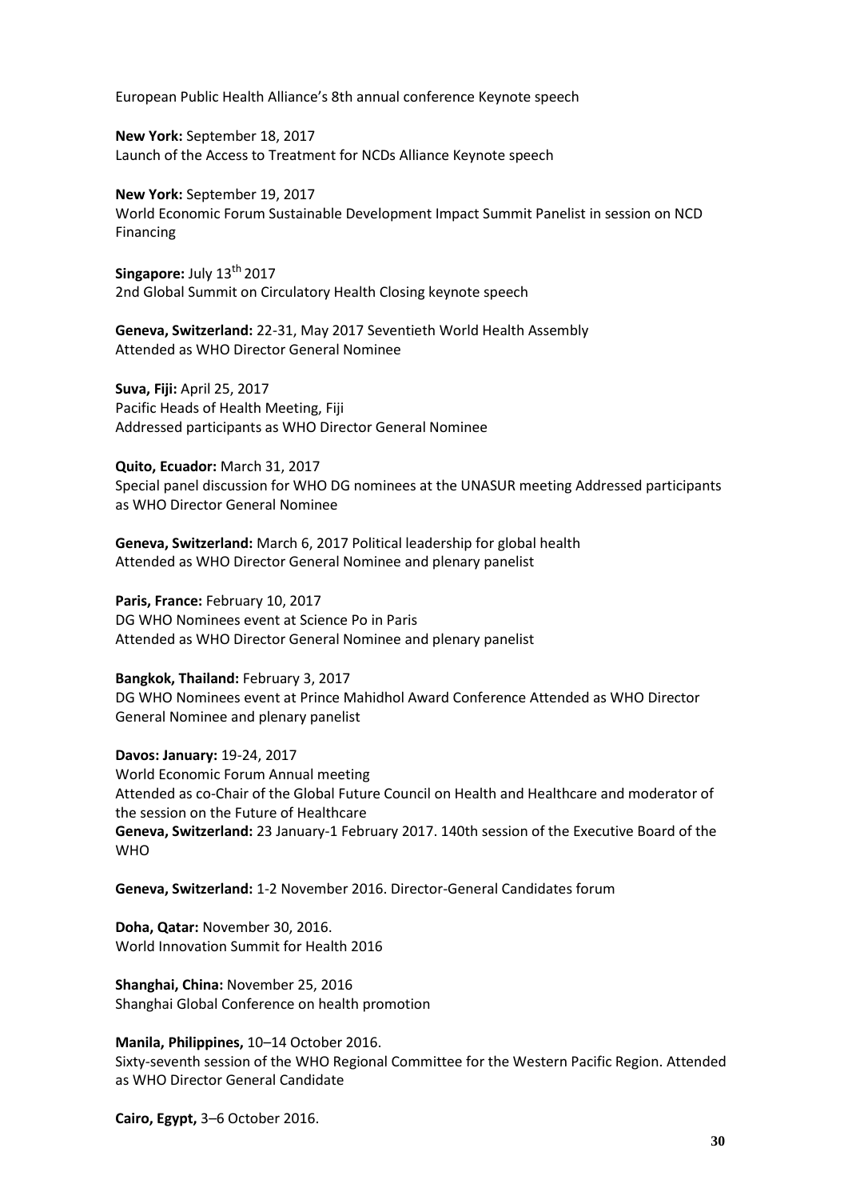European Public Health Alliance's 8th annual conference Keynote speech

**New York:** September 18, 2017
Launch of the Access to Treatment for NCDs Alliance Keynote speech

**New York:** September 19, 2017
World Economic Forum Sustainable Development Impact Summit Panelist in session on NCD Financing

**Singapore:** July 13th 2017
2nd Global Summit on Circulatory Health Closing keynote speech

**Geneva, Switzerland:** 22-31, May 2017 Seventieth World Health Assembly
Attended as WHO Director General Nominee

**Suva, Fiji:** April 25, 2017
Pacific Heads of Health Meeting, Fiji
Addressed participants as WHO Director General Nominee

**Quito, Ecuador:** March 31, 2017
Special panel discussion for WHO DG nominees at the UNASUR meeting Addressed participants as WHO Director General Nominee

**Geneva, Switzerland:** March 6, 2017 Political leadership for global health
Attended as WHO Director General Nominee and plenary panelist

**Paris, France:** February 10, 2017
DG WHO Nominees event at Science Po in Paris
Attended as WHO Director General Nominee and plenary panelist

**Bangkok, Thailand:** February 3, 2017
DG WHO Nominees event at Prince Mahidhol Award Conference Attended as WHO Director General Nominee and plenary panelist

**Davos: January:** 19-24, 2017
World Economic Forum Annual meeting
Attended as co-Chair of the Global Future Council on Health and Healthcare and moderator of the session on the Future of Healthcare
**Geneva, Switzerland:** 23 January-1 February 2017. 140th session of the Executive Board of the WHO

**Geneva, Switzerland:** 1-2 November 2016. Director-General Candidates forum

**Doha, Qatar:** November 30, 2016.
World Innovation Summit for Health 2016

**Shanghai, China:** November 25, 2016
Shanghai Global Conference on health promotion

**Manila, Philippines,** 10–14 October 2016.
Sixty-seventh session of the WHO Regional Committee for the Western Pacific Region. Attended as WHO Director General Candidate

**Cairo, Egypt,** 3–6 October 2016.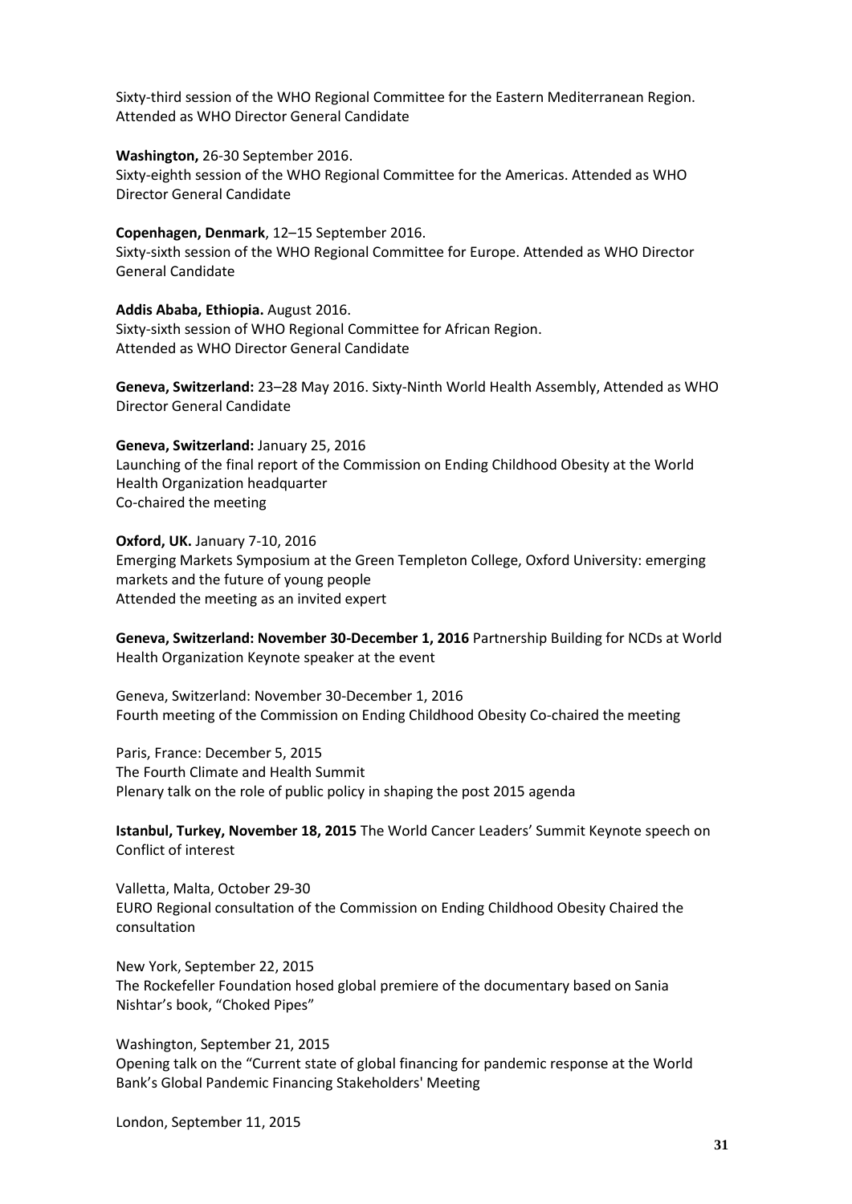Sixty-third session of the WHO Regional Committee for the Eastern Mediterranean Region. Attended as WHO Director General Candidate

**Washington,** 26-30 September 2016.
Sixty-eighth session of the WHO Regional Committee for the Americas. Attended as WHO Director General Candidate

**Copenhagen, Denmark**, 12–15 September 2016.
Sixty-sixth session of the WHO Regional Committee for Europe. Attended as WHO Director General Candidate

**Addis Ababa, Ethiopia.** August 2016.
Sixty-sixth session of WHO Regional Committee for African Region.
Attended as WHO Director General Candidate

**Geneva, Switzerland:** 23–28 May 2016. Sixty-Ninth World Health Assembly, Attended as WHO Director General Candidate

**Geneva, Switzerland:** January 25, 2016
Launching of the final report of the Commission on Ending Childhood Obesity at the World Health Organization headquarter
Co-chaired the meeting

**Oxford, UK.** January 7-10, 2016
Emerging Markets Symposium at the Green Templeton College, Oxford University: emerging markets and the future of young people
Attended the meeting as an invited expert

**Geneva, Switzerland: November 30-December 1, 2016** Partnership Building for NCDs at World Health Organization Keynote speaker at the event

Geneva, Switzerland: November 30-December 1, 2016
Fourth meeting of the Commission on Ending Childhood Obesity Co-chaired the meeting

Paris, France: December 5, 2015
The Fourth Climate and Health Summit
Plenary talk on the role of public policy in shaping the post 2015 agenda

**Istanbul, Turkey, November 18, 2015** The World Cancer Leaders' Summit Keynote speech on Conflict of interest

Valletta, Malta, October 29-30
EURO Regional consultation of the Commission on Ending Childhood Obesity Chaired the consultation

New York, September 22, 2015
The Rockefeller Foundation hosed global premiere of the documentary based on Sania Nishtar's book, "Choked Pipes"

Washington, September 21, 2015
Opening talk on the "Current state of global financing for pandemic response at the World Bank's Global Pandemic Financing Stakeholders' Meeting

London, September 11, 2015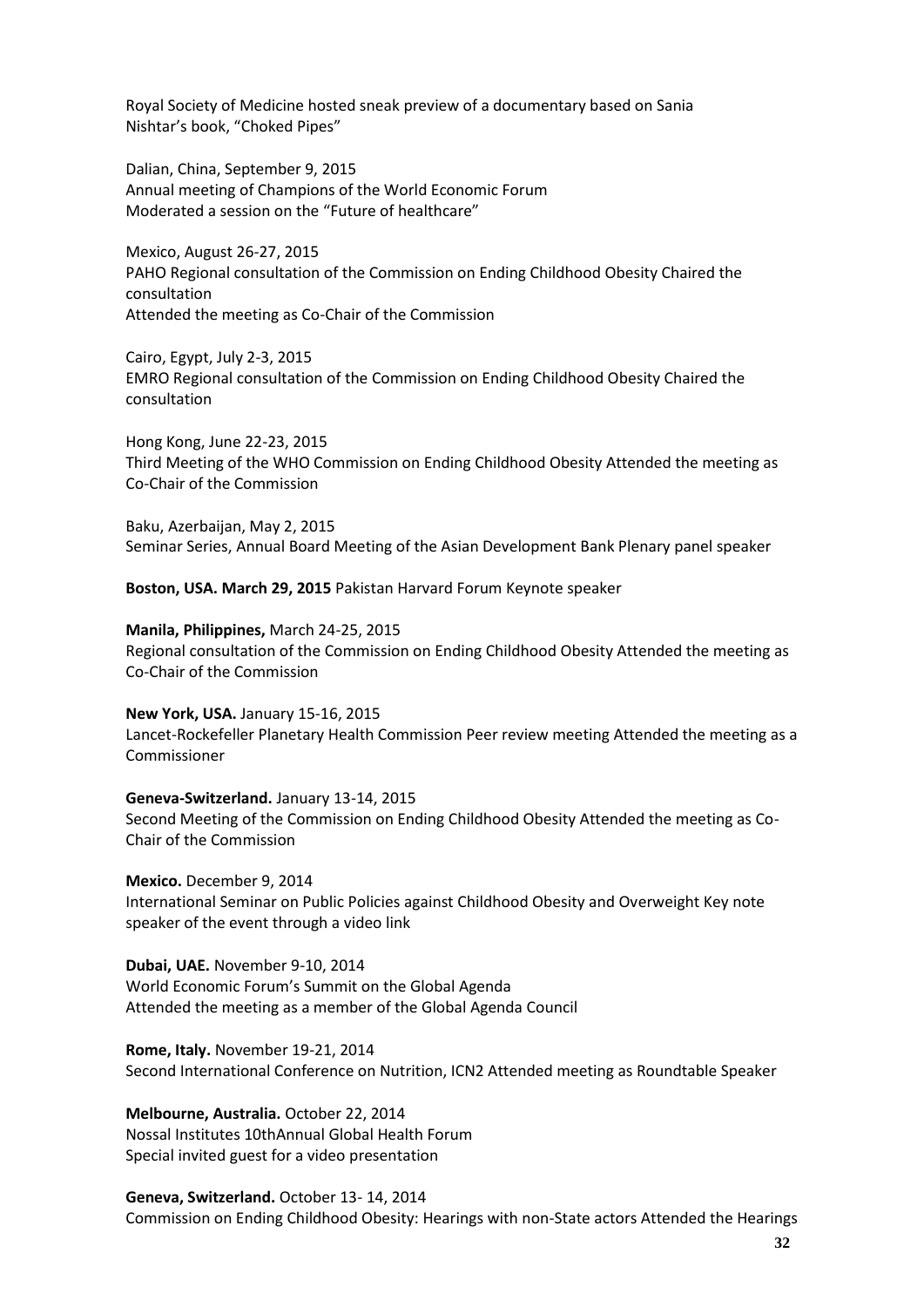Royal Society of Medicine hosted sneak preview of a documentary based on Sania Nishtar's book, "Choked Pipes"

Dalian, China, September 9, 2015
Annual meeting of Champions of the World Economic Forum
Moderated a session on the "Future of healthcare"

Mexico, August 26-27, 2015
PAHO Regional consultation of the Commission on Ending Childhood Obesity Chaired the consultation
Attended the meeting as Co-Chair of the Commission

Cairo, Egypt, July 2-3, 2015
EMRO Regional consultation of the Commission on Ending Childhood Obesity Chaired the consultation

Hong Kong, June 22-23, 2015
Third Meeting of the WHO Commission on Ending Childhood Obesity Attended the meeting as Co-Chair of the Commission

Baku, Azerbaijan, May 2, 2015
Seminar Series, Annual Board Meeting of the Asian Development Bank Plenary panel speaker

**Boston, USA. March 29, 2015** Pakistan Harvard Forum Keynote speaker

**Manila, Philippines,** March 24-25, 2015
Regional consultation of the Commission on Ending Childhood Obesity Attended the meeting as Co-Chair of the Commission

**New York, USA.** January 15-16, 2015
Lancet-Rockefeller Planetary Health Commission Peer review meeting Attended the meeting as a Commissioner

**Geneva-Switzerland.** January 13-14, 2015
Second Meeting of the Commission on Ending Childhood Obesity Attended the meeting as Co-Chair of the Commission

**Mexico.** December 9, 2014
International Seminar on Public Policies against Childhood Obesity and Overweight Key note speaker of the event through a video link

**Dubai, UAE.** November 9-10, 2014
World Economic Forum's Summit on the Global Agenda
Attended the meeting as a member of the Global Agenda Council

**Rome, Italy.** November 19-21, 2014
Second International Conference on Nutrition, ICN2 Attended meeting as Roundtable Speaker

**Melbourne, Australia.** October 22, 2014
Nossal Institutes 10thAnnual Global Health Forum
Special invited guest for a video presentation

**Geneva, Switzerland.** October 13- 14, 2014
Commission on Ending Childhood Obesity: Hearings with non-State actors Attended the Hearings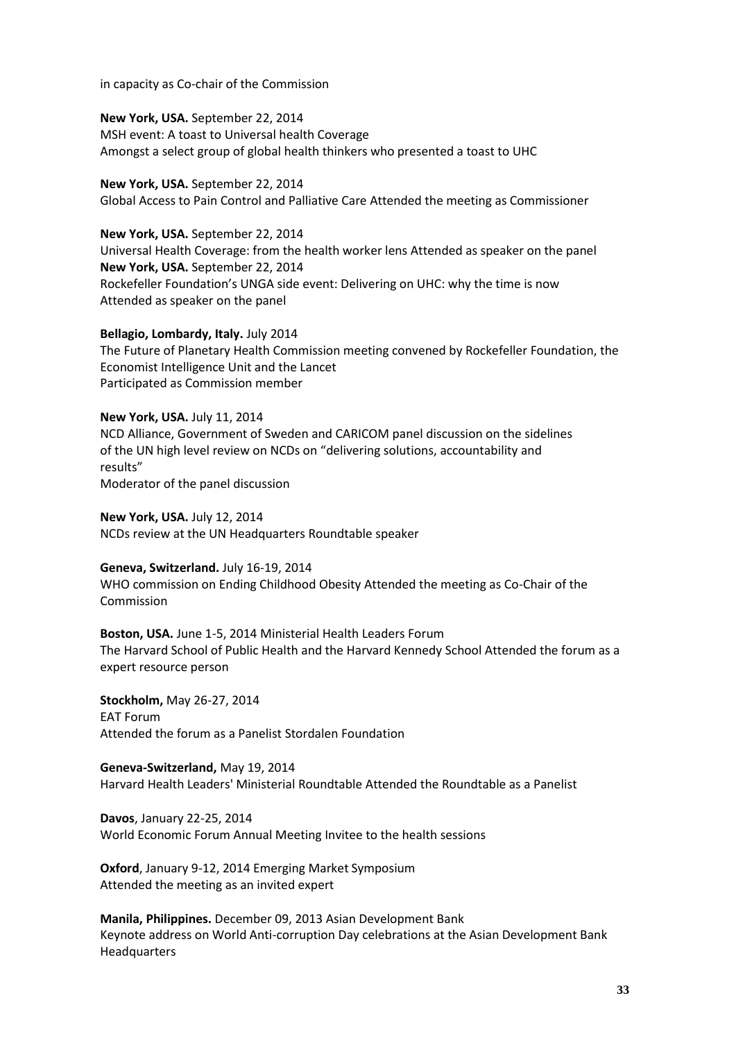in capacity as Co-chair of the Commission

**New York, USA.** September 22, 2014
MSH event: A toast to Universal health Coverage
Amongst a select group of global health thinkers who presented a toast to UHC

**New York, USA.** September 22, 2014
Global Access to Pain Control and Palliative Care Attended the meeting as Commissioner

**New York, USA.** September 22, 2014
Universal Health Coverage: from the health worker lens Attended as speaker on the panel
**New York, USA.** September 22, 2014
Rockefeller Foundation's UNGA side event: Delivering on UHC: why the time is now
Attended as speaker on the panel

**Bellagio, Lombardy, Italy.** July 2014
The Future of Planetary Health Commission meeting convened by Rockefeller Foundation, the Economist Intelligence Unit and the Lancet
Participated as Commission member

**New York, USA.** July 11, 2014
NCD Alliance, Government of Sweden and CARICOM panel discussion on the sidelines of the UN high level review on NCDs on "delivering solutions, accountability and results"
Moderator of the panel discussion

**New York, USA.** July 12, 2014
NCDs review at the UN Headquarters Roundtable speaker

**Geneva, Switzerland.** July 16-19, 2014
WHO commission on Ending Childhood Obesity Attended the meeting as Co-Chair of the Commission

**Boston, USA.** June 1-5, 2014 Ministerial Health Leaders Forum
The Harvard School of Public Health and the Harvard Kennedy School Attended the forum as a expert resource person

**Stockholm,** May 26-27, 2014
EAT Forum
Attended the forum as a Panelist Stordalen Foundation

**Geneva-Switzerland,** May 19, 2014
Harvard Health Leaders' Ministerial Roundtable Attended the Roundtable as a Panelist

**Davos**, January 22-25, 2014
World Economic Forum Annual Meeting Invitee to the health sessions

**Oxford**, January 9-12, 2014 Emerging Market Symposium
Attended the meeting as an invited expert

**Manila, Philippines.** December 09, 2013 Asian Development Bank
Keynote address on World Anti-corruption Day celebrations at the Asian Development Bank Headquarters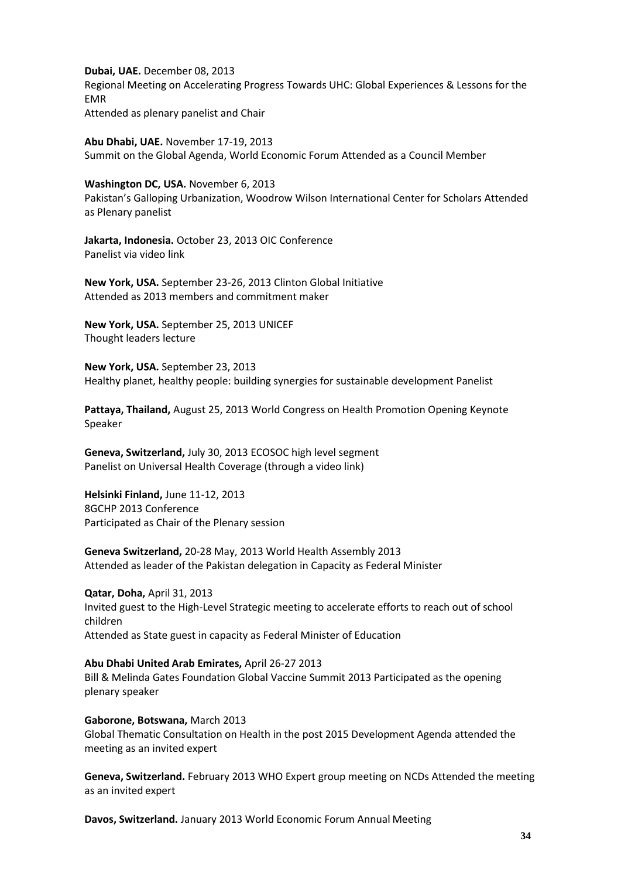**Dubai, UAE.** December 08, 2013
Regional Meeting on Accelerating Progress Towards UHC: Global Experiences & Lessons for the EMR
Attended as plenary panelist and Chair

**Abu Dhabi, UAE.** November 17-19, 2013
Summit on the Global Agenda, World Economic Forum Attended as a Council Member

**Washington DC, USA.** November 6, 2013
Pakistan's Galloping Urbanization, Woodrow Wilson International Center for Scholars Attended as Plenary panelist

**Jakarta, Indonesia.** October 23, 2013 OIC Conference
Panelist via video link

**New York, USA.** September 23-26, 2013 Clinton Global Initiative
Attended as 2013 members and commitment maker

**New York, USA.** September 25, 2013 UNICEF
Thought leaders lecture

**New York, USA.** September 23, 2013
Healthy planet, healthy people: building synergies for sustainable development Panelist

**Pattaya, Thailand,** August 25, 2013 World Congress on Health Promotion Opening Keynote Speaker

**Geneva, Switzerland,** July 30, 2013 ECOSOC high level segment
Panelist on Universal Health Coverage (through a video link)

**Helsinki Finland,** June 11-12, 2013
8GCHP 2013 Conference
Participated as Chair of the Plenary session

**Geneva Switzerland,** 20-28 May, 2013 World Health Assembly 2013
Attended as leader of the Pakistan delegation in Capacity as Federal Minister

**Qatar, Doha,** April 31, 2013
Invited guest to the High-Level Strategic meeting to accelerate efforts to reach out of school children
Attended as State guest in capacity as Federal Minister of Education

**Abu Dhabi United Arab Emirates,** April 26-27 2013
Bill & Melinda Gates Foundation Global Vaccine Summit 2013 Participated as the opening plenary speaker

**Gaborone, Botswana,** March 2013
Global Thematic Consultation on Health in the post 2015 Development Agenda attended the meeting as an invited expert

**Geneva, Switzerland.** February 2013 WHO Expert group meeting on NCDs Attended the meeting as an invited expert

**Davos, Switzerland.** January 2013 World Economic Forum Annual Meeting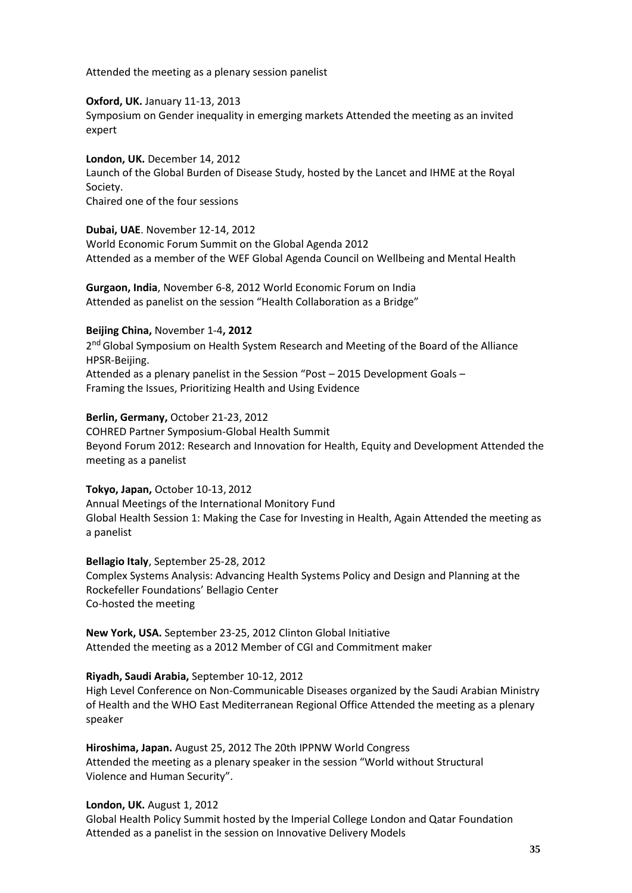Attended the meeting as a plenary session panelist

**Oxford, UK.** January 11-13, 2013
Symposium on Gender inequality in emerging markets Attended the meeting as an invited expert

**London, UK.** December 14, 2012
Launch of the Global Burden of Disease Study, hosted by the Lancet and IHME at the Royal Society.
Chaired one of the four sessions

**Dubai, UAE**. November 12-14, 2012
World Economic Forum Summit on the Global Agenda 2012
Attended as a member of the WEF Global Agenda Council on Wellbeing and Mental Health

**Gurgaon, India**, November 6-8, 2012 World Economic Forum on India
Attended as panelist on the session "Health Collaboration as a Bridge"

**Beijing China,** November 1-4**, 2012**
2nd Global Symposium on Health System Research and Meeting of the Board of the Alliance HPSR-Beijing.
Attended as a plenary panelist in the Session "Post – 2015 Development Goals – Framing the Issues, Prioritizing Health and Using Evidence

**Berlin, Germany,** October 21-23, 2012
COHRED Partner Symposium-Global Health Summit
Beyond Forum 2012: Research and Innovation for Health, Equity and Development Attended the meeting as a panelist

**Tokyo, Japan,** October 10-13, 2012
Annual Meetings of the International Monitory Fund
Global Health Session 1: Making the Case for Investing in Health, Again Attended the meeting as a panelist

**Bellagio Italy**, September 25-28, 2012
Complex Systems Analysis: Advancing Health Systems Policy and Design and Planning at the Rockefeller Foundations' Bellagio Center
Co-hosted the meeting

**New York, USA.** September 23-25, 2012 Clinton Global Initiative
Attended the meeting as a 2012 Member of CGI and Commitment maker

**Riyadh, Saudi Arabia,** September 10-12, 2012
High Level Conference on Non-Communicable Diseases organized by the Saudi Arabian Ministry of Health and the WHO East Mediterranean Regional Office Attended the meeting as a plenary speaker

**Hiroshima, Japan.** August 25, 2012 The 20th IPPNW World Congress
Attended the meeting as a plenary speaker in the session "World without Structural Violence and Human Security".

**London, UK.** August 1, 2012
Global Health Policy Summit hosted by the Imperial College London and Qatar Foundation
Attended as a panelist in the session on Innovative Delivery Models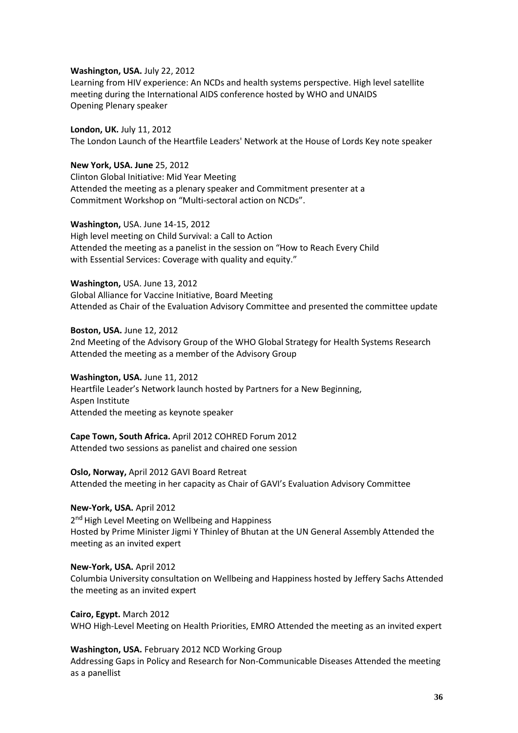**Washington, USA.** July 22, 2012
Learning from HIV experience: An NCDs and health systems perspective. High level satellite meeting during the International AIDS conference hosted by WHO and UNAIDS
Opening Plenary speaker

**London, UK.** July 11, 2012
The London Launch of the Heartfile Leaders' Network at the House of Lords Key note speaker

**New York, USA. June** 25, 2012
Clinton Global Initiative: Mid Year Meeting
Attended the meeting as a plenary speaker and Commitment presenter at a Commitment Workshop on "Multi-sectoral action on NCDs".

**Washington,** USA. June 14-15, 2012
High level meeting on Child Survival: a Call to Action
Attended the meeting as a panelist in the session on "How to Reach Every Child with Essential Services: Coverage with quality and equity."

**Washington,** USA. June 13, 2012
Global Alliance for Vaccine Initiative, Board Meeting
Attended as Chair of the Evaluation Advisory Committee and presented the committee update

**Boston, USA.** June 12, 2012
2nd Meeting of the Advisory Group of the WHO Global Strategy for Health Systems Research
Attended the meeting as a member of the Advisory Group

**Washington, USA.** June 11, 2012
Heartfile Leader's Network launch hosted by Partners for a New Beginning, Aspen Institute
Attended the meeting as keynote speaker

**Cape Town, South Africa.** April 2012 COHRED Forum 2012
Attended two sessions as panelist and chaired one session

**Oslo, Norway,** April 2012 GAVI Board Retreat
Attended the meeting in her capacity as Chair of GAVI's Evaluation Advisory Committee

**New-York, USA.** April 2012
2nd High Level Meeting on Wellbeing and Happiness
Hosted by Prime Minister Jigmi Y Thinley of Bhutan at the UN General Assembly Attended the meeting as an invited expert

**New-York, USA.** April 2012
Columbia University consultation on Wellbeing and Happiness hosted by Jeffery Sachs Attended the meeting as an invited expert

**Cairo, Egypt.** March 2012
WHO High-Level Meeting on Health Priorities, EMRO Attended the meeting as an invited expert

**Washington, USA.** February 2012 NCD Working Group
Addressing Gaps in Policy and Research for Non-Communicable Diseases Attended the meeting as a panellist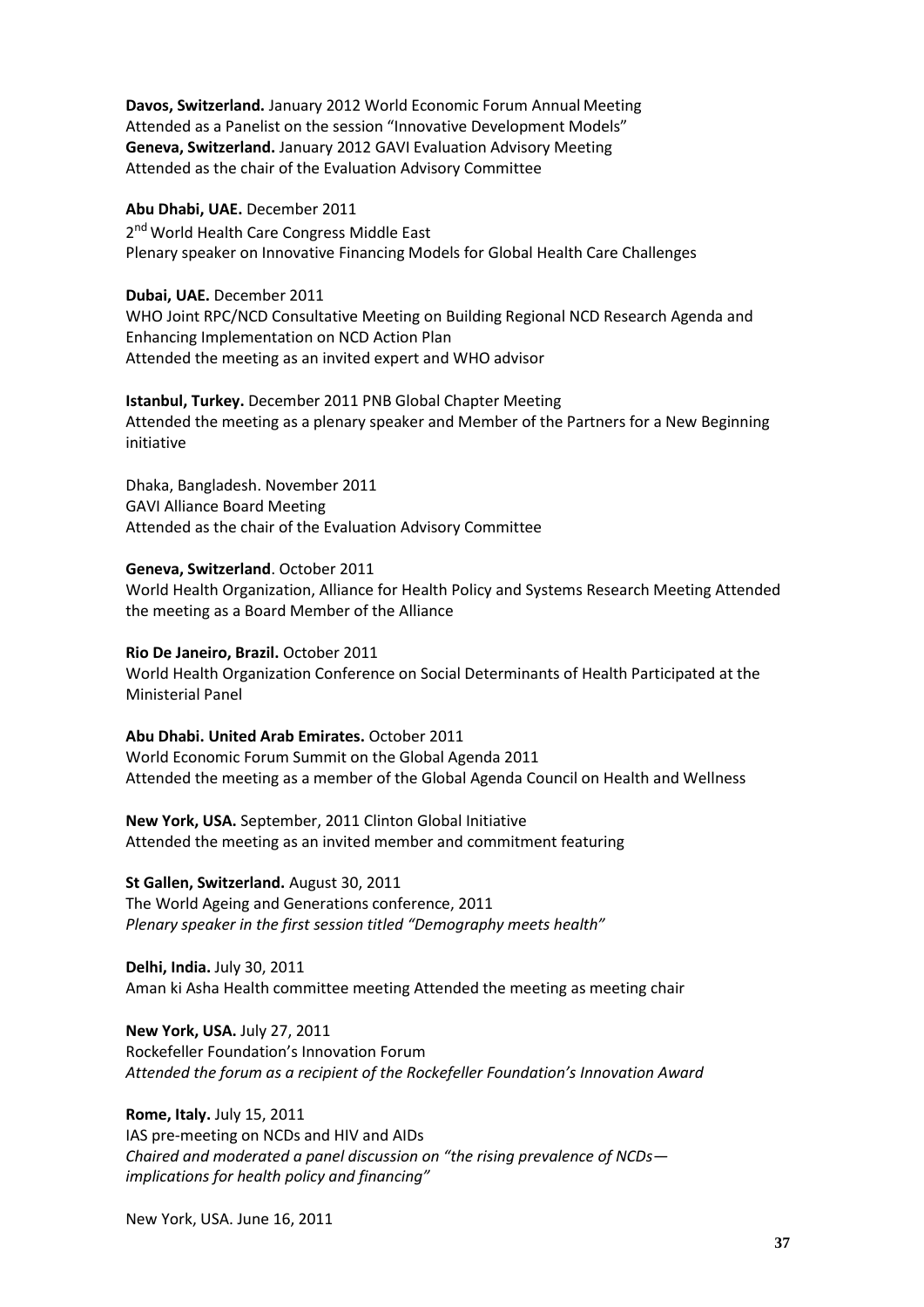**Davos, Switzerland.** January 2012 World Economic Forum Annual Meeting
Attended as a Panelist on the session "Innovative Development Models"
**Geneva, Switzerland.** January 2012 GAVI Evaluation Advisory Meeting
Attended as the chair of the Evaluation Advisory Committee

**Abu Dhabi, UAE.** December 2011
2nd World Health Care Congress Middle East
Plenary speaker on Innovative Financing Models for Global Health Care Challenges

**Dubai, UAE.** December 2011
WHO Joint RPC/NCD Consultative Meeting on Building Regional NCD Research Agenda and Enhancing Implementation on NCD Action Plan
Attended the meeting as an invited expert and WHO advisor

**Istanbul, Turkey.** December 2011 PNB Global Chapter Meeting
Attended the meeting as a plenary speaker and Member of the Partners for a New Beginning initiative

Dhaka, Bangladesh. November 2011
GAVI Alliance Board Meeting
Attended as the chair of the Evaluation Advisory Committee

**Geneva, Switzerland**. October 2011
World Health Organization, Alliance for Health Policy and Systems Research Meeting Attended the meeting as a Board Member of the Alliance

**Rio De Janeiro, Brazil.** October 2011
World Health Organization Conference on Social Determinants of Health Participated at the Ministerial Panel

**Abu Dhabi. United Arab Emirates.** October 2011
World Economic Forum Summit on the Global Agenda 2011
Attended the meeting as a member of the Global Agenda Council on Health and Wellness

**New York, USA.** September, 2011 Clinton Global Initiative
Attended the meeting as an invited member and commitment featuring

**St Gallen, Switzerland.** August 30, 2011
The World Ageing and Generations conference, 2011
*Plenary speaker in the first session titled "Demography meets health"*

**Delhi, India.** July 30, 2011
Aman ki Asha Health committee meeting Attended the meeting as meeting chair

**New York, USA.** July 27, 2011
Rockefeller Foundation's Innovation Forum
*Attended the forum as a recipient of the Rockefeller Foundation's Innovation Award*

**Rome, Italy.** July 15, 2011
IAS pre-meeting on NCDs and HIV and AIDs
*Chaired and moderated a panel discussion on "the rising prevalence of NCDs—implications for health policy and financing"*

New York, USA. June 16, 2011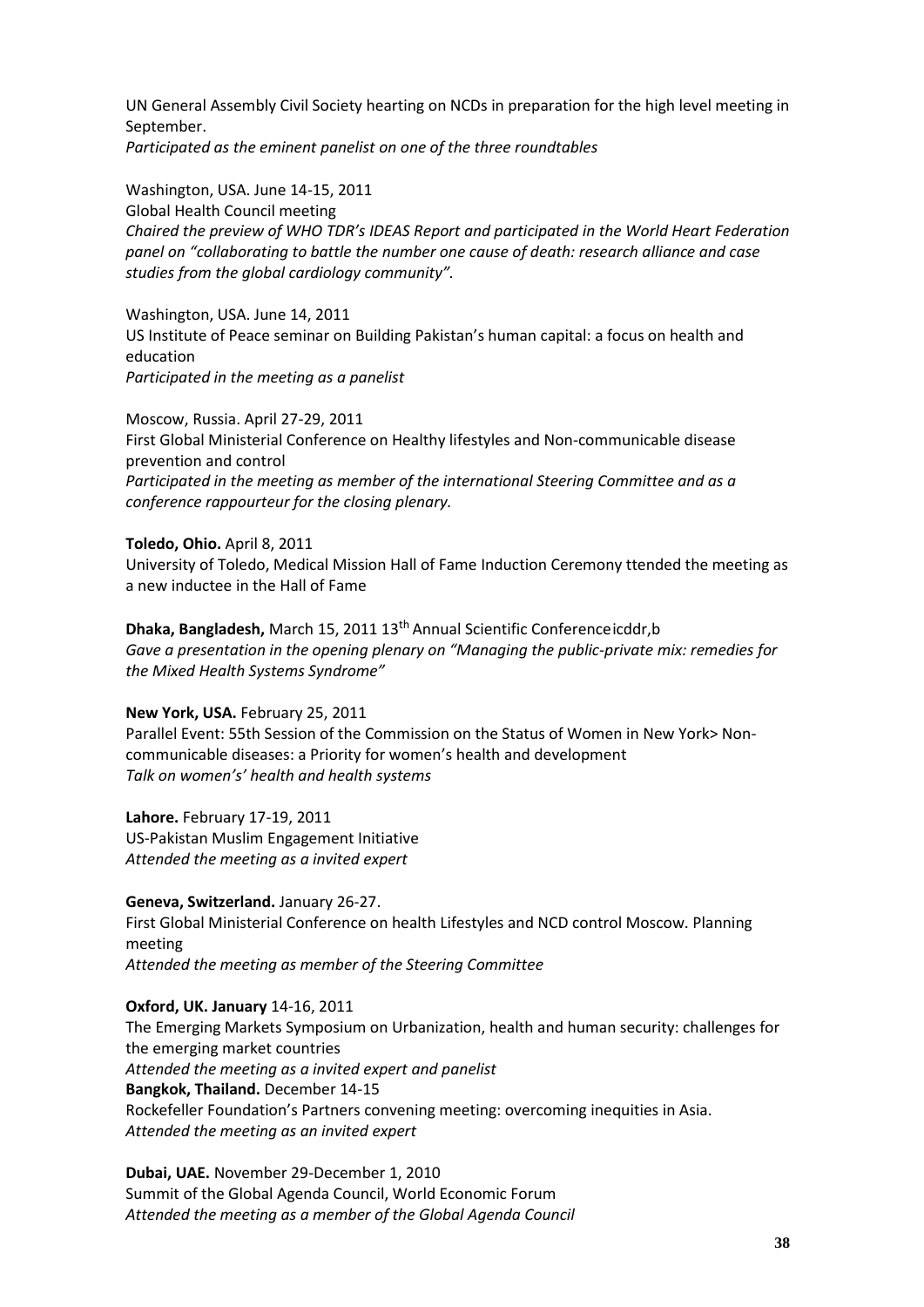UN General Assembly Civil Society hearting on NCDs in preparation for the high level meeting in September.
*Participated as the eminent panelist on one of the three roundtables*

Washington, USA. June 14-15, 2011
Global Health Council meeting
*Chaired the preview of WHO TDR's IDEAS Report and participated in the World Heart Federation panel on "collaborating to battle the number one cause of death: research alliance and case studies from the global cardiology community".*

Washington, USA. June 14, 2011
US Institute of Peace seminar on Building Pakistan's human capital: a focus on health and education
*Participated in the meeting as a panelist*

Moscow, Russia. April 27-29, 2011
First Global Ministerial Conference on Healthy lifestyles and Non-communicable disease prevention and control
*Participated in the meeting as member of the international Steering Committee and as a conference rappourteur for the closing plenary.*

**Toledo, Ohio.** April 8, 2011
University of Toledo, Medical Mission Hall of Fame Induction Ceremony ttended the meeting as a new inductee in the Hall of Fame

**Dhaka, Bangladesh,** March 15, 2011 13th Annual Scientific Conferenceicddr,b
*Gave a presentation in the opening plenary on "Managing the public-private mix: remedies for the Mixed Health Systems Syndrome"*

**New York, USA.** February 25, 2011
Parallel Event: 55th Session of the Commission on the Status of Women in New York> Non-communicable diseases: a Priority for women's health and development
*Talk on women's' health and health systems*

**Lahore.** February 17-19, 2011
US-Pakistan Muslim Engagement Initiative
*Attended the meeting as a invited expert*

**Geneva, Switzerland.** January 26-27.
First Global Ministerial Conference on health Lifestyles and NCD control Moscow. Planning meeting
*Attended the meeting as member of the Steering Committee*

**Oxford, UK. January** 14-16, 2011
The Emerging Markets Symposium on Urbanization, health and human security: challenges for the emerging market countries
*Attended the meeting as a invited expert and panelist*

**Bangkok, Thailand.** December 14-15
Rockefeller Foundation's Partners convening meeting: overcoming inequities in Asia.
*Attended the meeting as an invited expert*

**Dubai, UAE.** November 29-December 1, 2010
Summit of the Global Agenda Council, World Economic Forum
*Attended the meeting as a member of the Global Agenda Council*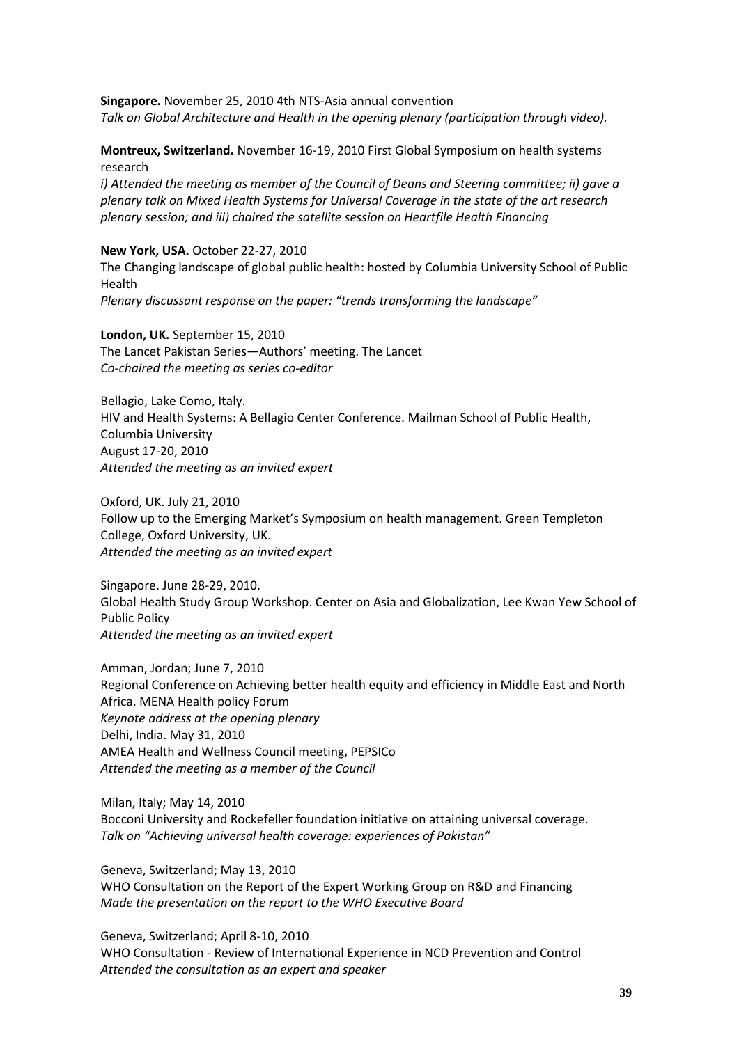**Singapore.** November 25, 2010 4th NTS-Asia annual convention
*Talk on Global Architecture and Health in the opening plenary (participation through video).*

**Montreux, Switzerland.** November 16-19, 2010 First Global Symposium on health systems research
*i) Attended the meeting as member of the Council of Deans and Steering committee; ii) gave a plenary talk on Mixed Health Systems for Universal Coverage in the state of the art research plenary session; and iii) chaired the satellite session on Heartfile Health Financing*

**New York, USA.** October 22-27, 2010
The Changing landscape of global public health: hosted by Columbia University School of Public Health
*Plenary discussant response on the paper: "trends transforming the landscape"*

**London, UK.** September 15, 2010
The Lancet Pakistan Series—Authors' meeting. The Lancet
*Co-chaired the meeting as series co-editor*

Bellagio, Lake Como, Italy.
HIV and Health Systems: A Bellagio Center Conference. Mailman School of Public Health, Columbia University
August 17-20, 2010
*Attended the meeting as an invited expert*

Oxford, UK. July 21, 2010
Follow up to the Emerging Market's Symposium on health management. Green Templeton College, Oxford University, UK.
*Attended the meeting as an invited expert*

Singapore. June 28-29, 2010.
Global Health Study Group Workshop. Center on Asia and Globalization, Lee Kwan Yew School of Public Policy
*Attended the meeting as an invited expert*

Amman, Jordan; June 7, 2010
Regional Conference on Achieving better health equity and efficiency in Middle East and North Africa. MENA Health policy Forum
*Keynote address at the opening plenary*
Delhi, India. May 31, 2010
AMEA Health and Wellness Council meeting, PEPSICo
*Attended the meeting as a member of the Council*

Milan, Italy; May 14, 2010
Bocconi University and Rockefeller foundation initiative on attaining universal coverage.
*Talk on "Achieving universal health coverage: experiences of Pakistan"*

Geneva, Switzerland; May 13, 2010
WHO Consultation on the Report of the Expert Working Group on R&D and Financing
*Made the presentation on the report to the WHO Executive Board*

Geneva, Switzerland; April 8-10, 2010
WHO Consultation - Review of International Experience in NCD Prevention and Control
*Attended the consultation as an expert and speaker*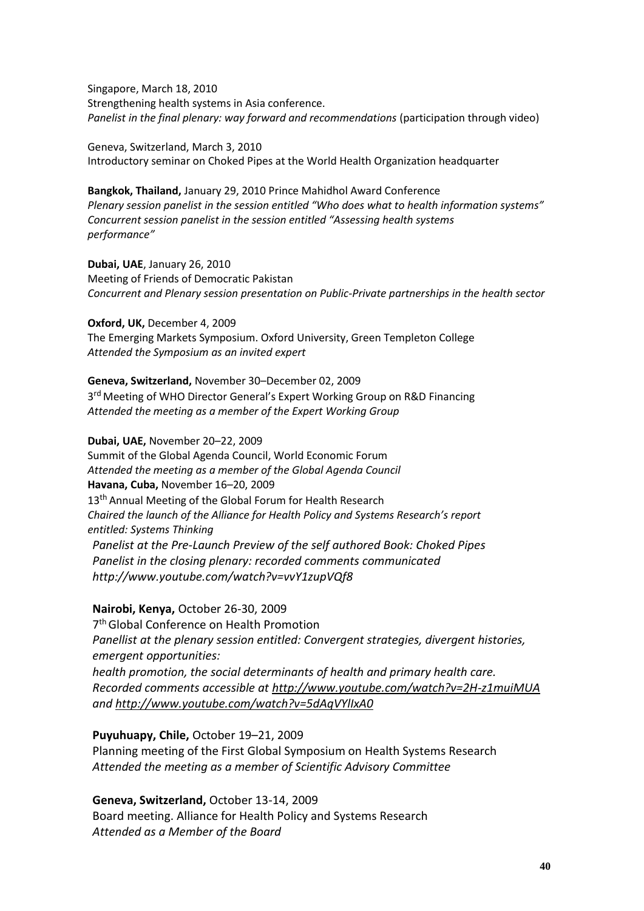Singapore, March 18, 2010
Strengthening health systems in Asia conference.
*Panelist in the final plenary: way forward and recommendations* (participation through video)

Geneva, Switzerland, March 3, 2010
Introductory seminar on Choked Pipes at the World Health Organization headquarter

**Bangkok, Thailand,** January 29, 2010 Prince Mahidhol Award Conference
*Plenary session panelist in the session entitled "Who does what to health information systems"*
*Concurrent session panelist in the session entitled "Assessing health systems performance"*

**Dubai, UAE**, January 26, 2010
Meeting of Friends of Democratic Pakistan
*Concurrent and Plenary session presentation on Public-Private partnerships in the health sector*

**Oxford, UK,** December 4, 2009
The Emerging Markets Symposium. Oxford University, Green Templeton College
*Attended the Symposium as an invited expert*

**Geneva, Switzerland,** November 30–December 02, 2009
3rd Meeting of WHO Director General's Expert Working Group on R&D Financing
*Attended the meeting as a member of the Expert Working Group*

**Dubai, UAE,** November 20–22, 2009
Summit of the Global Agenda Council, World Economic Forum
*Attended the meeting as a member of the Global Agenda Council*

**Havana, Cuba,** November 16–20, 2009
13th Annual Meeting of the Global Forum for Health Research
*Chaired the launch of the Alliance for Health Policy and Systems Research's report entitled: Systems Thinking*
*Panelist at the Pre-Launch Preview of the self authored Book: Choked Pipes*
*Panelist in the closing plenary: recorded comments communicated http://www.youtube.com/watch?v=vvY1zupVQf8*

**Nairobi, Kenya,** October 26-30, 2009
7th Global Conference on Health Promotion
*Panellist at the plenary session entitled: Convergent strategies, divergent histories, emergent opportunities:*
*health promotion, the social determinants of health and primary health care.*
*Recorded comments accessible at http://www.youtube.com/watch?v=2H-z1muiMUA and http://www.youtube.com/watch?v=5dAqVYlIxA0*

**Puyuhuapy, Chile,** October 19–21, 2009
Planning meeting of the First Global Symposium on Health Systems Research
*Attended the meeting as a member of Scientific Advisory Committee*

**Geneva, Switzerland,** October 13-14, 2009
Board meeting. Alliance for Health Policy and Systems Research
*Attended as a Member of the Board*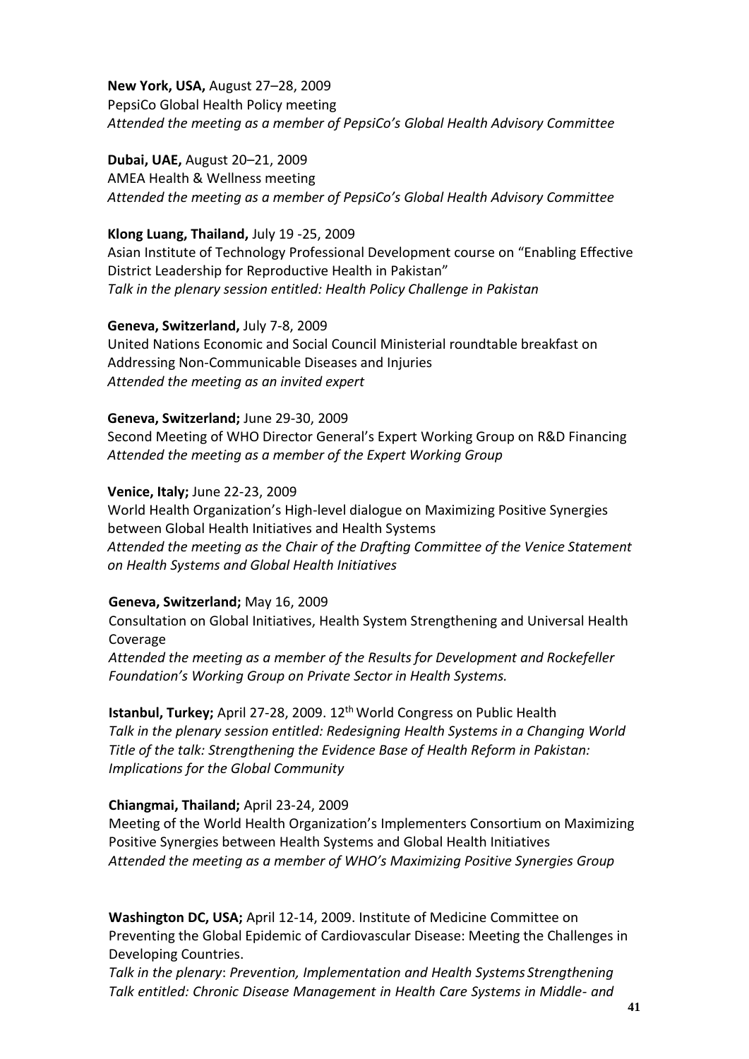**New York, USA,** August 27–28, 2009
PepsiCo Global Health Policy meeting
*Attended the meeting as a member of PepsiCo's Global Health Advisory Committee*

**Dubai, UAE,** August 20–21, 2009
AMEA Health & Wellness meeting
*Attended the meeting as a member of PepsiCo's Global Health Advisory Committee*

**Klong Luang, Thailand,** July 19 -25, 2009
Asian Institute of Technology Professional Development course on "Enabling Effective District Leadership for Reproductive Health in Pakistan"
*Talk in the plenary session entitled: Health Policy Challenge in Pakistan*

**Geneva, Switzerland,** July 7-8, 2009
United Nations Economic and Social Council Ministerial roundtable breakfast on Addressing Non-Communicable Diseases and Injuries
*Attended the meeting as an invited expert*

**Geneva, Switzerland;** June 29-30, 2009
Second Meeting of WHO Director General's Expert Working Group on R&D Financing
*Attended the meeting as a member of the Expert Working Group*

**Venice, Italy;** June 22-23, 2009
World Health Organization's High-level dialogue on Maximizing Positive Synergies between Global Health Initiatives and Health Systems
*Attended the meeting as the Chair of the Drafting Committee of the Venice Statement on Health Systems and Global Health Initiatives*

**Geneva, Switzerland;** May 16, 2009
Consultation on Global Initiatives, Health System Strengthening and Universal Health Coverage
*Attended the meeting as a member of the Results for Development and Rockefeller Foundation's Working Group on Private Sector in Health Systems.*

**Istanbul, Turkey;** April 27-28, 2009. 12th World Congress on Public Health
*Talk in the plenary session entitled: Redesigning Health Systems in a Changing World*
*Title of the talk: Strengthening the Evidence Base of Health Reform in Pakistan: Implications for the Global Community*

**Chiangmai, Thailand;** April 23-24, 2009
Meeting of the World Health Organization's Implementers Consortium on Maximizing Positive Synergies between Health Systems and Global Health Initiatives
*Attended the meeting as a member of WHO's Maximizing Positive Synergies Group*

**Washington DC, USA;** April 12-14, 2009. Institute of Medicine Committee on Preventing the Global Epidemic of Cardiovascular Disease: Meeting the Challenges in Developing Countries.
*Talk in the plenary*: *Prevention, Implementation and Health Systems Strengthening*
*Talk entitled: Chronic Disease Management in Health Care Systems in Middle- and*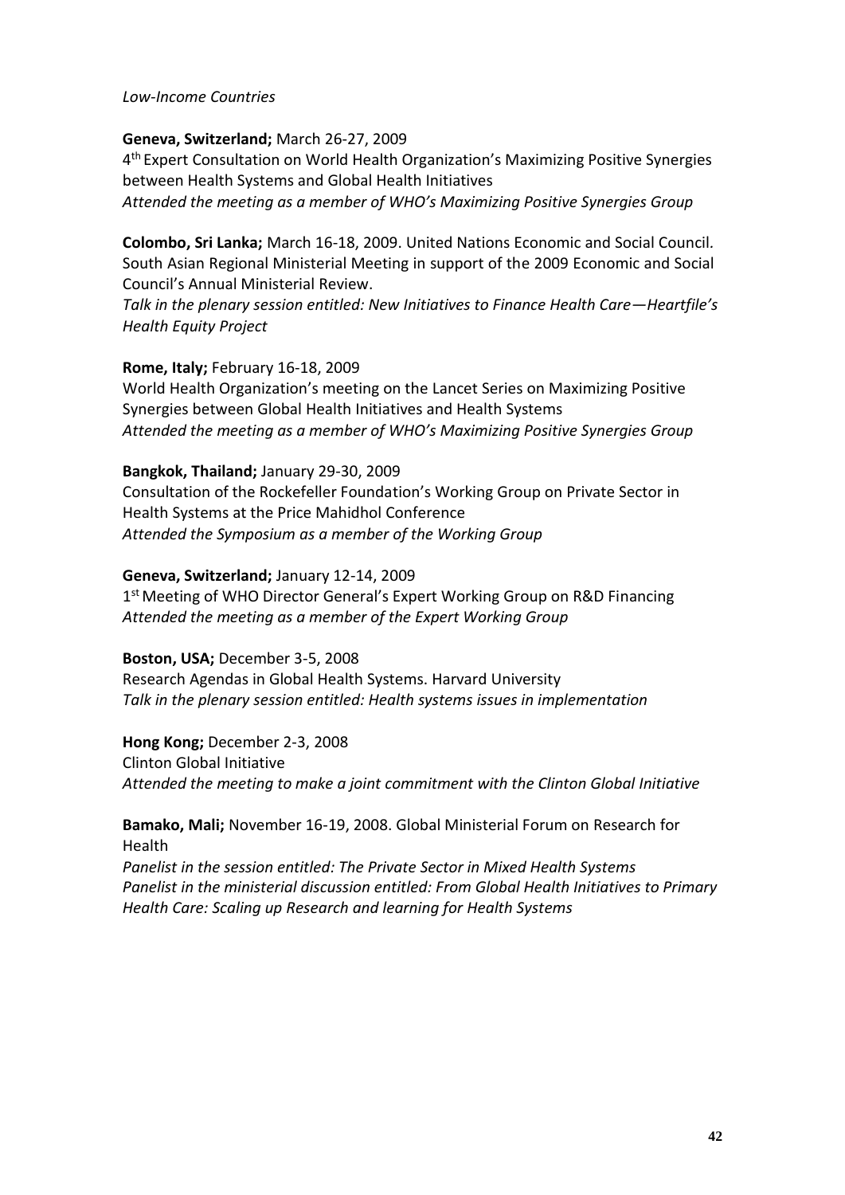*Low-Income Countries*

**Geneva, Switzerland;** March 26-27, 2009
4th Expert Consultation on World Health Organization's Maximizing Positive Synergies between Health Systems and Global Health Initiatives
*Attended the meeting as a member of WHO's Maximizing Positive Synergies Group*

**Colombo, Sri Lanka;** March 16-18, 2009. United Nations Economic and Social Council. South Asian Regional Ministerial Meeting in support of the 2009 Economic and Social Council's Annual Ministerial Review.
*Talk in the plenary session entitled: New Initiatives to Finance Health Care—Heartfile's Health Equity Project*

**Rome, Italy;** February 16-18, 2009
World Health Organization's meeting on the Lancet Series on Maximizing Positive Synergies between Global Health Initiatives and Health Systems
*Attended the meeting as a member of WHO's Maximizing Positive Synergies Group*

**Bangkok, Thailand;** January 29-30, 2009
Consultation of the Rockefeller Foundation's Working Group on Private Sector in Health Systems at the Price Mahidhol Conference
*Attended the Symposium as a member of the Working Group*

**Geneva, Switzerland;** January 12-14, 2009
1st Meeting of WHO Director General's Expert Working Group on R&D Financing
*Attended the meeting as a member of the Expert Working Group*

**Boston, USA;** December 3-5, 2008
Research Agendas in Global Health Systems. Harvard University
*Talk in the plenary session entitled: Health systems issues in implementation*

**Hong Kong;** December 2-3, 2008
Clinton Global Initiative
*Attended the meeting to make a joint commitment with the Clinton Global Initiative*

**Bamako, Mali;** November 16-19, 2008. Global Ministerial Forum on Research for Health
*Panelist in the session entitled: The Private Sector in Mixed Health Systems*
*Panelist in the ministerial discussion entitled: From Global Health Initiatives to Primary Health Care: Scaling up Research and learning for Health Systems*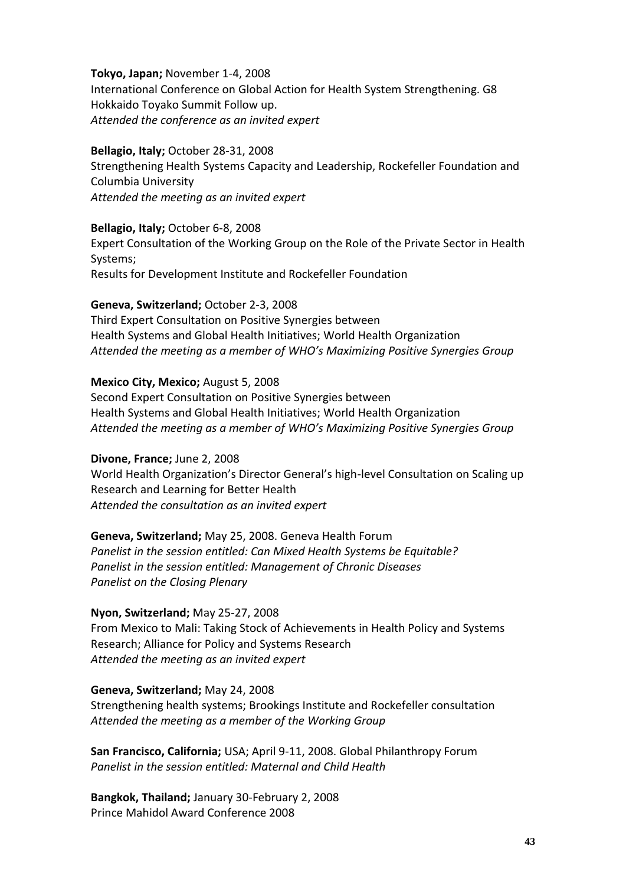**Tokyo, Japan;** November 1-4, 2008
International Conference on Global Action for Health System Strengthening. G8 Hokkaido Toyako Summit Follow up.
*Attended the conference as an invited expert*

**Bellagio, Italy;** October 28-31, 2008
Strengthening Health Systems Capacity and Leadership, Rockefeller Foundation and Columbia University
*Attended the meeting as an invited expert*

**Bellagio, Italy;** October 6-8, 2008
Expert Consultation of the Working Group on the Role of the Private Sector in Health Systems;
Results for Development Institute and Rockefeller Foundation

**Geneva, Switzerland;** October 2-3, 2008
Third Expert Consultation on Positive Synergies between
Health Systems and Global Health Initiatives; World Health Organization
*Attended the meeting as a member of WHO's Maximizing Positive Synergies Group*

**Mexico City, Mexico;** August 5, 2008
Second Expert Consultation on Positive Synergies between
Health Systems and Global Health Initiatives; World Health Organization
*Attended the meeting as a member of WHO's Maximizing Positive Synergies Group*

**Divone, France;** June 2, 2008
World Health Organization's Director General's high-level Consultation on Scaling up Research and Learning for Better Health
*Attended the consultation as an invited expert*

**Geneva, Switzerland;** May 25, 2008. Geneva Health Forum
*Panelist in the session entitled: Can Mixed Health Systems be Equitable?*
*Panelist in the session entitled: Management of Chronic Diseases*
*Panelist on the Closing Plenary*

**Nyon, Switzerland;** May 25-27, 2008
From Mexico to Mali: Taking Stock of Achievements in Health Policy and Systems Research; Alliance for Policy and Systems Research
*Attended the meeting as an invited expert*

**Geneva, Switzerland;** May 24, 2008
Strengthening health systems; Brookings Institute and Rockefeller consultation
*Attended the meeting as a member of the Working Group*

**San Francisco, California;** USA; April 9-11, 2008. Global Philanthropy Forum
*Panelist in the session entitled: Maternal and Child Health*

**Bangkok, Thailand;** January 30-February 2, 2008
Prince Mahidol Award Conference 2008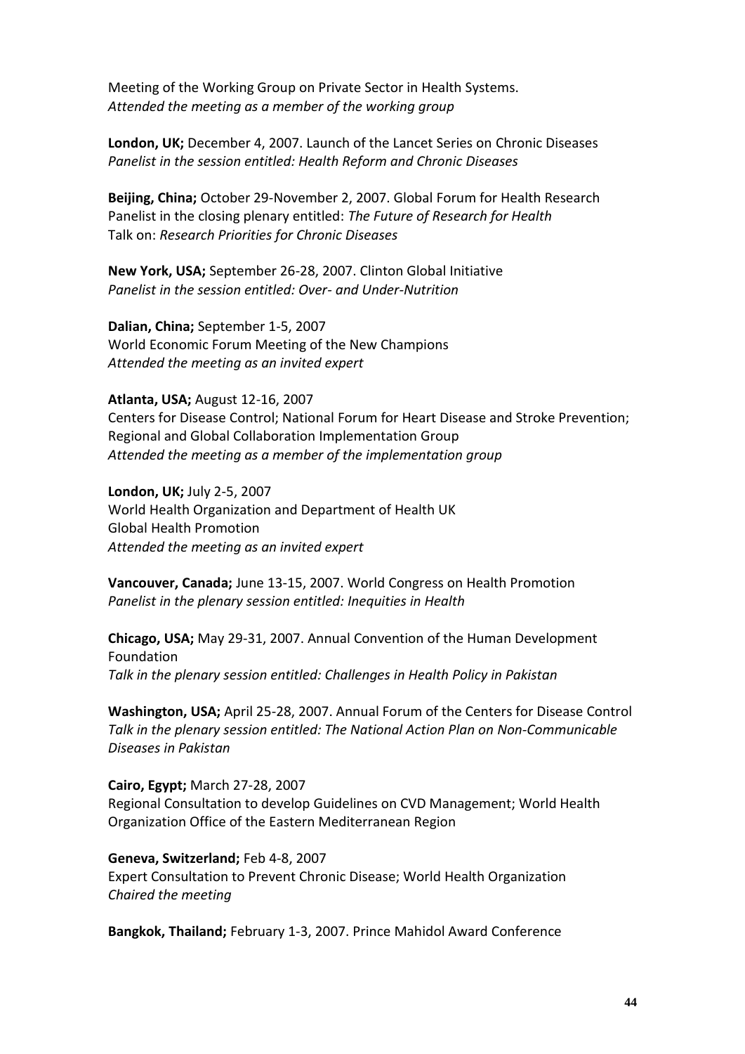Meeting of the Working Group on Private Sector in Health Systems.
*Attended the meeting as a member of the working group*

**London, UK;** December 4, 2007. Launch of the Lancet Series on Chronic Diseases
*Panelist in the session entitled: Health Reform and Chronic Diseases*

**Beijing, China;** October 29-November 2, 2007. Global Forum for Health Research
Panelist in the closing plenary entitled: *The Future of Research for Health*
Talk on: *Research Priorities for Chronic Diseases*

**New York, USA;** September 26-28, 2007. Clinton Global Initiative
*Panelist in the session entitled: Over- and Under-Nutrition*

**Dalian, China;** September 1-5, 2007
World Economic Forum Meeting of the New Champions
*Attended the meeting as an invited expert*

**Atlanta, USA;** August 12-16, 2007
Centers for Disease Control; National Forum for Heart Disease and Stroke Prevention; Regional and Global Collaboration Implementation Group
*Attended the meeting as a member of the implementation group*

**London, UK;** July 2-5, 2007
World Health Organization and Department of Health UK
Global Health Promotion
*Attended the meeting as an invited expert*

**Vancouver, Canada;** June 13-15, 2007. World Congress on Health Promotion
*Panelist in the plenary session entitled: Inequities in Health*

**Chicago, USA;** May 29-31, 2007. Annual Convention of the Human Development Foundation
*Talk in the plenary session entitled: Challenges in Health Policy in Pakistan*

**Washington, USA;** April 25-28, 2007. Annual Forum of the Centers for Disease Control
*Talk in the plenary session entitled: The National Action Plan on Non-Communicable Diseases in Pakistan*

**Cairo, Egypt;** March 27-28, 2007
Regional Consultation to develop Guidelines on CVD Management; World Health Organization Office of the Eastern Mediterranean Region

**Geneva, Switzerland;** Feb 4-8, 2007
Expert Consultation to Prevent Chronic Disease; World Health Organization
*Chaired the meeting*

**Bangkok, Thailand;** February 1-3, 2007. Prince Mahidol Award Conference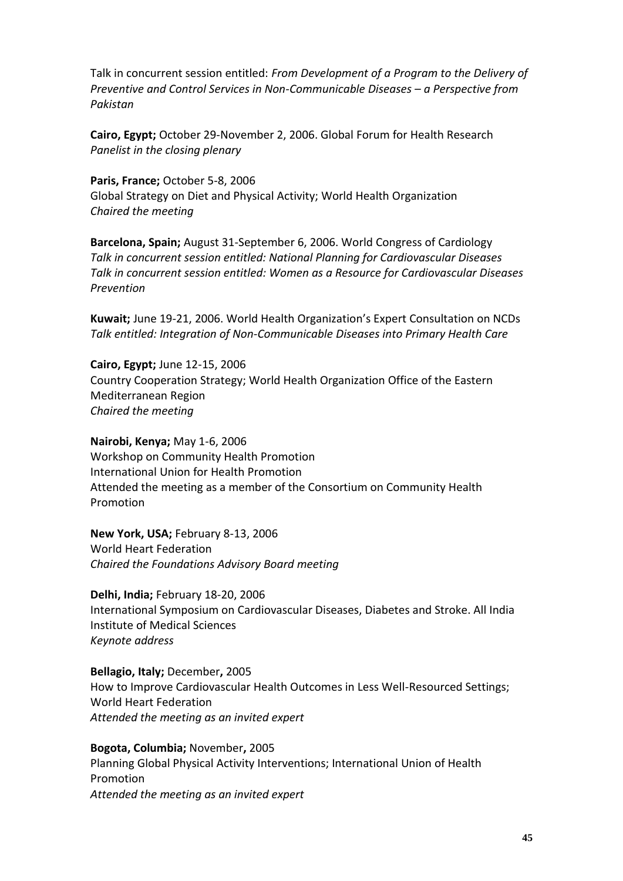Talk in concurrent session entitled: *From Development of a Program to the Delivery of Preventive and Control Services in Non-Communicable Diseases – a Perspective from Pakistan*

**Cairo, Egypt;** October 29-November 2, 2006. Global Forum for Health Research
*Panelist in the closing plenary*

**Paris, France;** October 5-8, 2006
Global Strategy on Diet and Physical Activity; World Health Organization
*Chaired the meeting*

**Barcelona, Spain;** August 31-September 6, 2006. World Congress of Cardiology
*Talk in concurrent session entitled: National Planning for Cardiovascular Diseases*
*Talk in concurrent session entitled: Women as a Resource for Cardiovascular Diseases Prevention*

**Kuwait;** June 19-21, 2006. World Health Organization's Expert Consultation on NCDs
*Talk entitled: Integration of Non-Communicable Diseases into Primary Health Care*

**Cairo, Egypt;** June 12-15, 2006
Country Cooperation Strategy; World Health Organization Office of the Eastern Mediterranean Region
*Chaired the meeting*

**Nairobi, Kenya;** May 1-6, 2006
Workshop on Community Health Promotion
International Union for Health Promotion
Attended the meeting as a member of the Consortium on Community Health Promotion

**New York, USA;** February 8-13, 2006
World Heart Federation
*Chaired the Foundations Advisory Board meeting*

**Delhi, India;** February 18-20, 2006
International Symposium on Cardiovascular Diseases, Diabetes and Stroke. All India Institute of Medical Sciences
*Keynote address*

**Bellagio, Italy;** December**,** 2005
How to Improve Cardiovascular Health Outcomes in Less Well-Resourced Settings; World Heart Federation
*Attended the meeting as an invited expert*

**Bogota, Columbia;** November**,** 2005
Planning Global Physical Activity Interventions; International Union of Health Promotion
*Attended the meeting as an invited expert*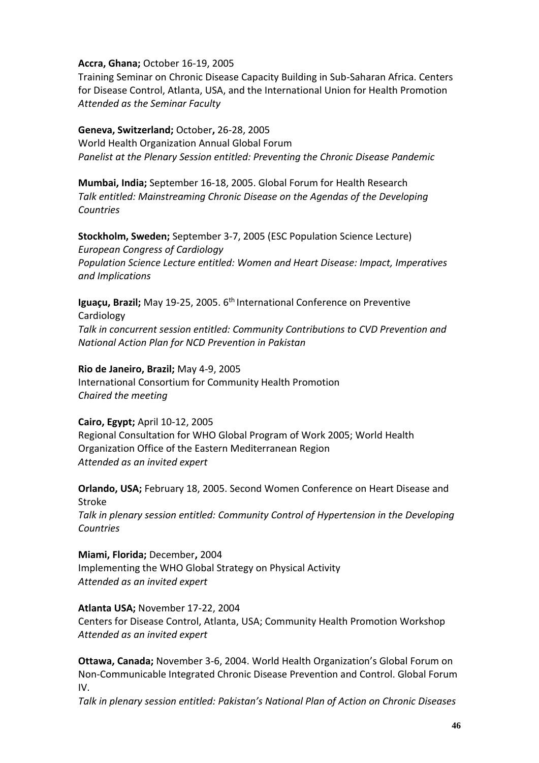**Accra, Ghana;** October 16-19, 2005
Training Seminar on Chronic Disease Capacity Building in Sub-Saharan Africa. Centers for Disease Control, Atlanta, USA, and the International Union for Health Promotion
*Attended as the Seminar Faculty*

**Geneva, Switzerland;** October**,** 26-28, 2005
World Health Organization Annual Global Forum
*Panelist at the Plenary Session entitled: Preventing the Chronic Disease Pandemic*

**Mumbai, India;** September 16-18, 2005. Global Forum for Health Research
*Talk entitled: Mainstreaming Chronic Disease on the Agendas of the Developing Countries*

**Stockholm, Sweden;** September 3-7, 2005 (ESC Population Science Lecture)
*European Congress of Cardiology*
*Population Science Lecture entitled: Women and Heart Disease: Impact, Imperatives and Implications*

**Iguaçu, Brazil;** May 19-25, 2005. 6th International Conference on Preventive Cardiology
*Talk in concurrent session entitled: Community Contributions to CVD Prevention and National Action Plan for NCD Prevention in Pakistan*

**Rio de Janeiro, Brazil;** May 4-9, 2005
International Consortium for Community Health Promotion
*Chaired the meeting*

**Cairo, Egypt;** April 10-12, 2005
Regional Consultation for WHO Global Program of Work 2005; World Health Organization Office of the Eastern Mediterranean Region
*Attended as an invited expert*

**Orlando, USA;** February 18, 2005. Second Women Conference on Heart Disease and Stroke
*Talk in plenary session entitled: Community Control of Hypertension in the Developing Countries*

**Miami, Florida;** December**,** 2004
Implementing the WHO Global Strategy on Physical Activity
*Attended as an invited expert*

**Atlanta USA;** November 17-22, 2004
Centers for Disease Control, Atlanta, USA; Community Health Promotion Workshop
*Attended as an invited expert*

**Ottawa, Canada;** November 3-6, 2004. World Health Organization's Global Forum on Non-Communicable Integrated Chronic Disease Prevention and Control. Global Forum IV.
*Talk in plenary session entitled: Pakistan's National Plan of Action on Chronic Diseases*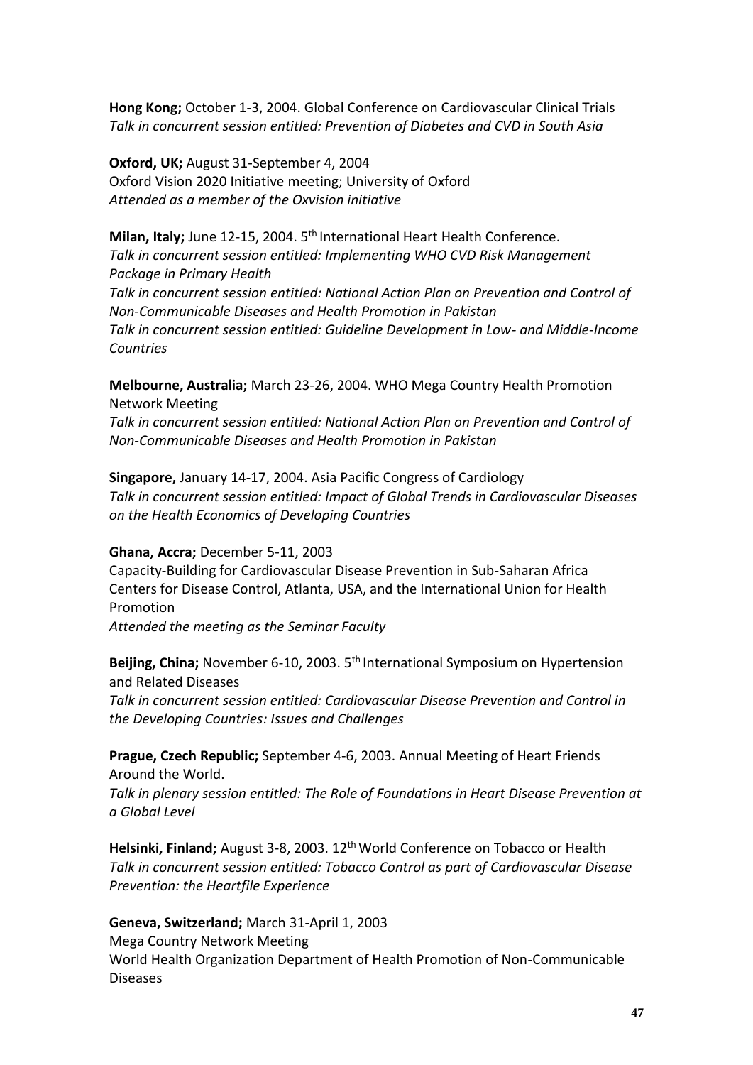**Hong Kong;** October 1-3, 2004. Global Conference on Cardiovascular Clinical Trials
*Talk in concurrent session entitled: Prevention of Diabetes and CVD in South Asia*

**Oxford, UK;** August 31-September 4, 2004
Oxford Vision 2020 Initiative meeting; University of Oxford
*Attended as a member of the Oxvision initiative*

**Milan, Italy;** June 12-15, 2004. 5th International Heart Health Conference.
*Talk in concurrent session entitled: Implementing WHO CVD Risk Management Package in Primary Health*
*Talk in concurrent session entitled: National Action Plan on Prevention and Control of Non-Communicable Diseases and Health Promotion in Pakistan*
*Talk in concurrent session entitled: Guideline Development in Low- and Middle-Income Countries*

**Melbourne, Australia;** March 23-26, 2004. WHO Mega Country Health Promotion Network Meeting
*Talk in concurrent session entitled: National Action Plan on Prevention and Control of Non-Communicable Diseases and Health Promotion in Pakistan*

**Singapore,** January 14-17, 2004. Asia Pacific Congress of Cardiology
*Talk in concurrent session entitled: Impact of Global Trends in Cardiovascular Diseases on the Health Economics of Developing Countries*

**Ghana, Accra;** December 5-11, 2003
Capacity-Building for Cardiovascular Disease Prevention in Sub-Saharan Africa
Centers for Disease Control, Atlanta, USA, and the International Union for Health Promotion
*Attended the meeting as the Seminar Faculty*

**Beijing, China;** November 6-10, 2003. 5th International Symposium on Hypertension and Related Diseases
*Talk in concurrent session entitled: Cardiovascular Disease Prevention and Control in the Developing Countries: Issues and Challenges*

**Prague, Czech Republic;** September 4-6, 2003. Annual Meeting of Heart Friends Around the World.
*Talk in plenary session entitled: The Role of Foundations in Heart Disease Prevention at a Global Level*

**Helsinki, Finland;** August 3-8, 2003. 12th World Conference on Tobacco or Health
*Talk in concurrent session entitled: Tobacco Control as part of Cardiovascular Disease Prevention: the Heartfile Experience*

**Geneva, Switzerland;** March 31-April 1, 2003
Mega Country Network Meeting
World Health Organization Department of Health Promotion of Non-Communicable Diseases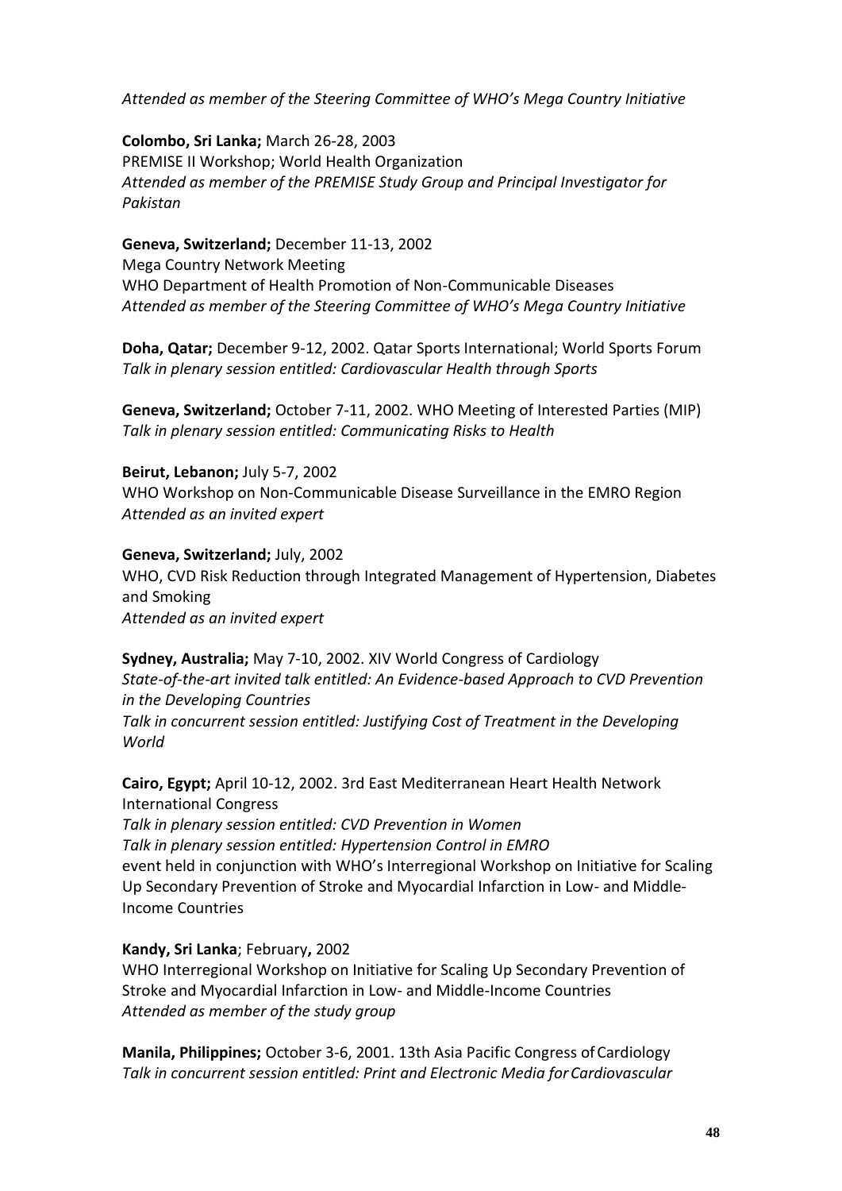*Attended as member of the Steering Committee of WHO's Mega Country Initiative*

**Colombo, Sri Lanka;** March 26-28, 2003
PREMISE II Workshop; World Health Organization
*Attended as member of the PREMISE Study Group and Principal Investigator for Pakistan*

**Geneva, Switzerland;** December 11-13, 2002
Mega Country Network Meeting
WHO Department of Health Promotion of Non-Communicable Diseases
*Attended as member of the Steering Committee of WHO's Mega Country Initiative*

**Doha, Qatar;** December 9-12, 2002. Qatar Sports International; World Sports Forum
*Talk in plenary session entitled: Cardiovascular Health through Sports*

**Geneva, Switzerland;** October 7-11, 2002. WHO Meeting of Interested Parties (MIP)
*Talk in plenary session entitled: Communicating Risks to Health*

**Beirut, Lebanon;** July 5-7, 2002
WHO Workshop on Non-Communicable Disease Surveillance in the EMRO Region
*Attended as an invited expert*

**Geneva, Switzerland;** July, 2002
WHO, CVD Risk Reduction through Integrated Management of Hypertension, Diabetes and Smoking
*Attended as an invited expert*

**Sydney, Australia;** May 7-10, 2002. XIV World Congress of Cardiology
*State-of-the-art invited talk entitled: An Evidence-based Approach to CVD Prevention in the Developing Countries*
*Talk in concurrent session entitled: Justifying Cost of Treatment in the Developing World*

**Cairo, Egypt;** April 10-12, 2002. 3rd East Mediterranean Heart Health Network International Congress
*Talk in plenary session entitled: CVD Prevention in Women*
*Talk in plenary session entitled: Hypertension Control in EMRO*
event held in conjunction with WHO's Interregional Workshop on Initiative for Scaling Up Secondary Prevention of Stroke and Myocardial Infarction in Low- and Middle-Income Countries

**Kandy, Sri Lanka**; February**,** 2002
WHO Interregional Workshop on Initiative for Scaling Up Secondary Prevention of Stroke and Myocardial Infarction in Low- and Middle-Income Countries
*Attended as member of the study group*

**Manila, Philippines;** October 3-6, 2001. 13th Asia Pacific Congress of Cardiology
*Talk in concurrent session entitled: Print and Electronic Media for Cardiovascular*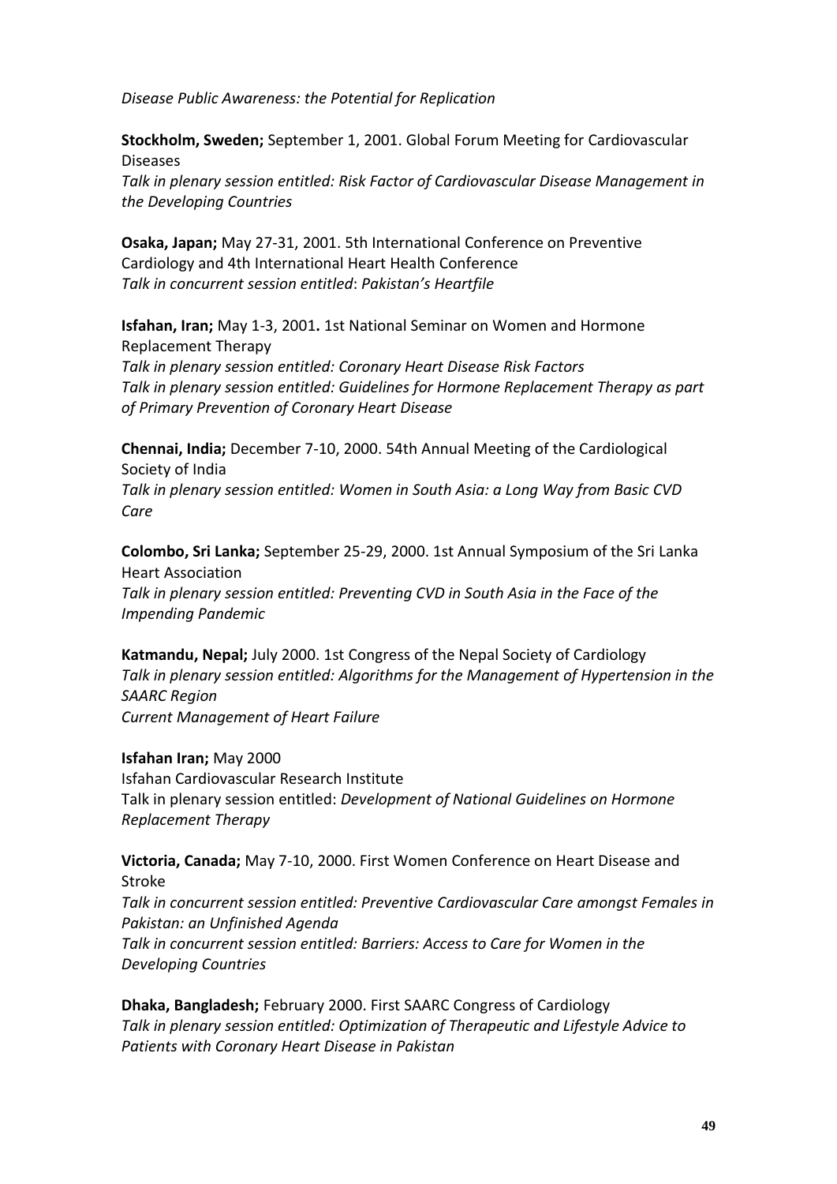*Disease Public Awareness: the Potential for Replication*

**Stockholm, Sweden;** September 1, 2001. Global Forum Meeting for Cardiovascular Diseases
*Talk in plenary session entitled: Risk Factor of Cardiovascular Disease Management in the Developing Countries*

**Osaka, Japan;** May 27-31, 2001. 5th International Conference on Preventive Cardiology and 4th International Heart Health Conference
*Talk in concurrent session entitled*: *Pakistan's Heartfile*

**Isfahan, Iran;** May 1-3, 2001**.** 1st National Seminar on Women and Hormone Replacement Therapy
*Talk in plenary session entitled: Coronary Heart Disease Risk Factors*
*Talk in plenary session entitled: Guidelines for Hormone Replacement Therapy as part of Primary Prevention of Coronary Heart Disease*

**Chennai, India;** December 7-10, 2000. 54th Annual Meeting of the Cardiological Society of India
*Talk in plenary session entitled: Women in South Asia: a Long Way from Basic CVD Care*

**Colombo, Sri Lanka;** September 25-29, 2000. 1st Annual Symposium of the Sri Lanka Heart Association
*Talk in plenary session entitled: Preventing CVD in South Asia in the Face of the Impending Pandemic*

**Katmandu, Nepal;** July 2000. 1st Congress of the Nepal Society of Cardiology
*Talk in plenary session entitled: Algorithms for the Management of Hypertension in the SAARC Region*
*Current Management of Heart Failure*

**Isfahan Iran;** May 2000
Isfahan Cardiovascular Research Institute
Talk in plenary session entitled: *Development of National Guidelines on Hormone Replacement Therapy*

**Victoria, Canada;** May 7-10, 2000. First Women Conference on Heart Disease and Stroke
*Talk in concurrent session entitled: Preventive Cardiovascular Care amongst Females in Pakistan: an Unfinished Agenda*
*Talk in concurrent session entitled: Barriers: Access to Care for Women in the Developing Countries*

**Dhaka, Bangladesh;** February 2000. First SAARC Congress of Cardiology
*Talk in plenary session entitled: Optimization of Therapeutic and Lifestyle Advice to Patients with Coronary Heart Disease in Pakistan*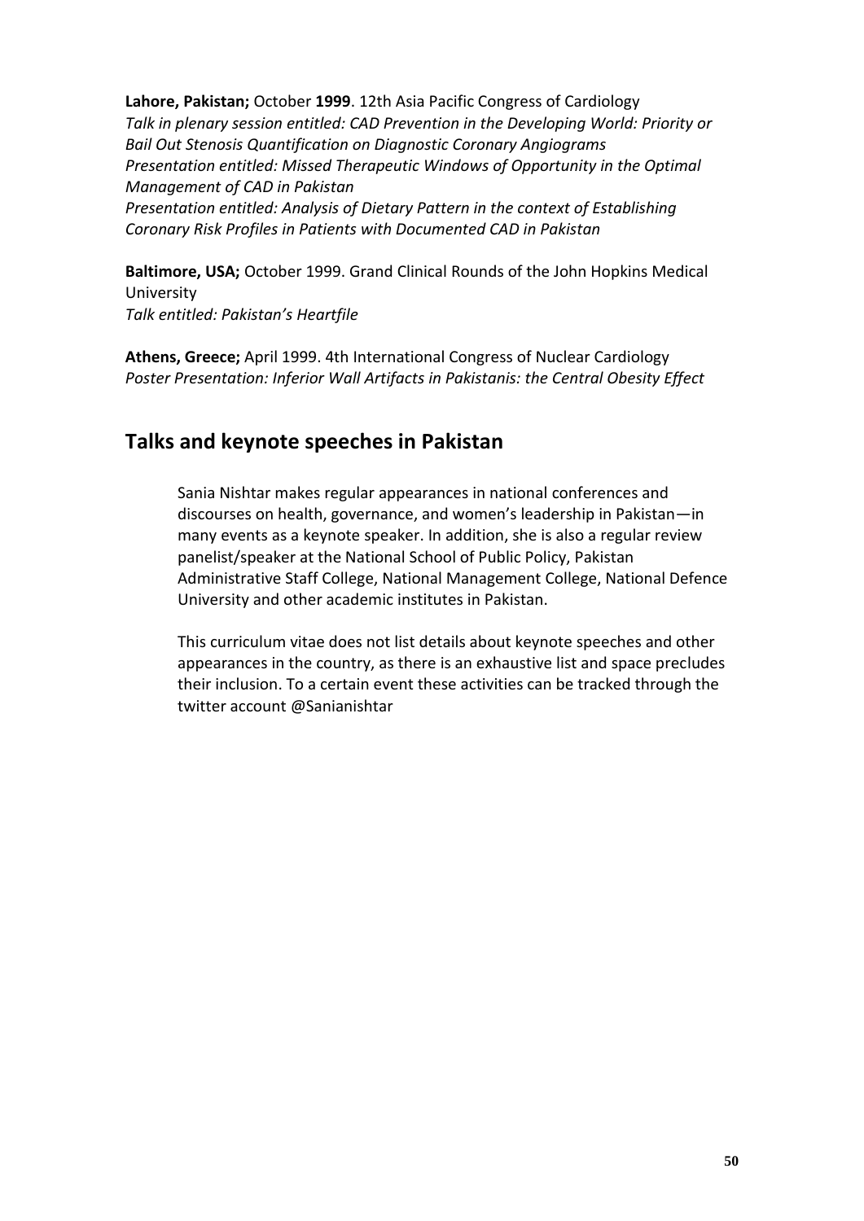**Lahore, Pakistan;** October **1999**. 12th Asia Pacific Congress of Cardiology
*Talk in plenary session entitled: CAD Prevention in the Developing World: Priority or Bail Out Stenosis Quantification on Diagnostic Coronary Angiograms*
*Presentation entitled: Missed Therapeutic Windows of Opportunity in the Optimal Management of CAD in Pakistan*
*Presentation entitled: Analysis of Dietary Pattern in the context of Establishing Coronary Risk Profiles in Patients with Documented CAD in Pakistan*

**Baltimore, USA;** October 1999. Grand Clinical Rounds of the John Hopkins Medical University
*Talk entitled: Pakistan's Heartfile*

**Athens, Greece;** April 1999. 4th International Congress of Nuclear Cardiology
*Poster Presentation: Inferior Wall Artifacts in Pakistanis: the Central Obesity Effect*

## Talks and keynote speeches in Pakistan

Sania Nishtar makes regular appearances in national conferences and discourses on health, governance, and women's leadership in Pakistan—in many events as a keynote speaker. In addition, she is also a regular review panelist/speaker at the National School of Public Policy, Pakistan Administrative Staff College, National Management College, National Defence University and other academic institutes in Pakistan.

This curriculum vitae does not list details about keynote speeches and other appearances in the country, as there is an exhaustive list and space precludes their inclusion. To a certain event these activities can be tracked through the twitter account @Sanianishtar